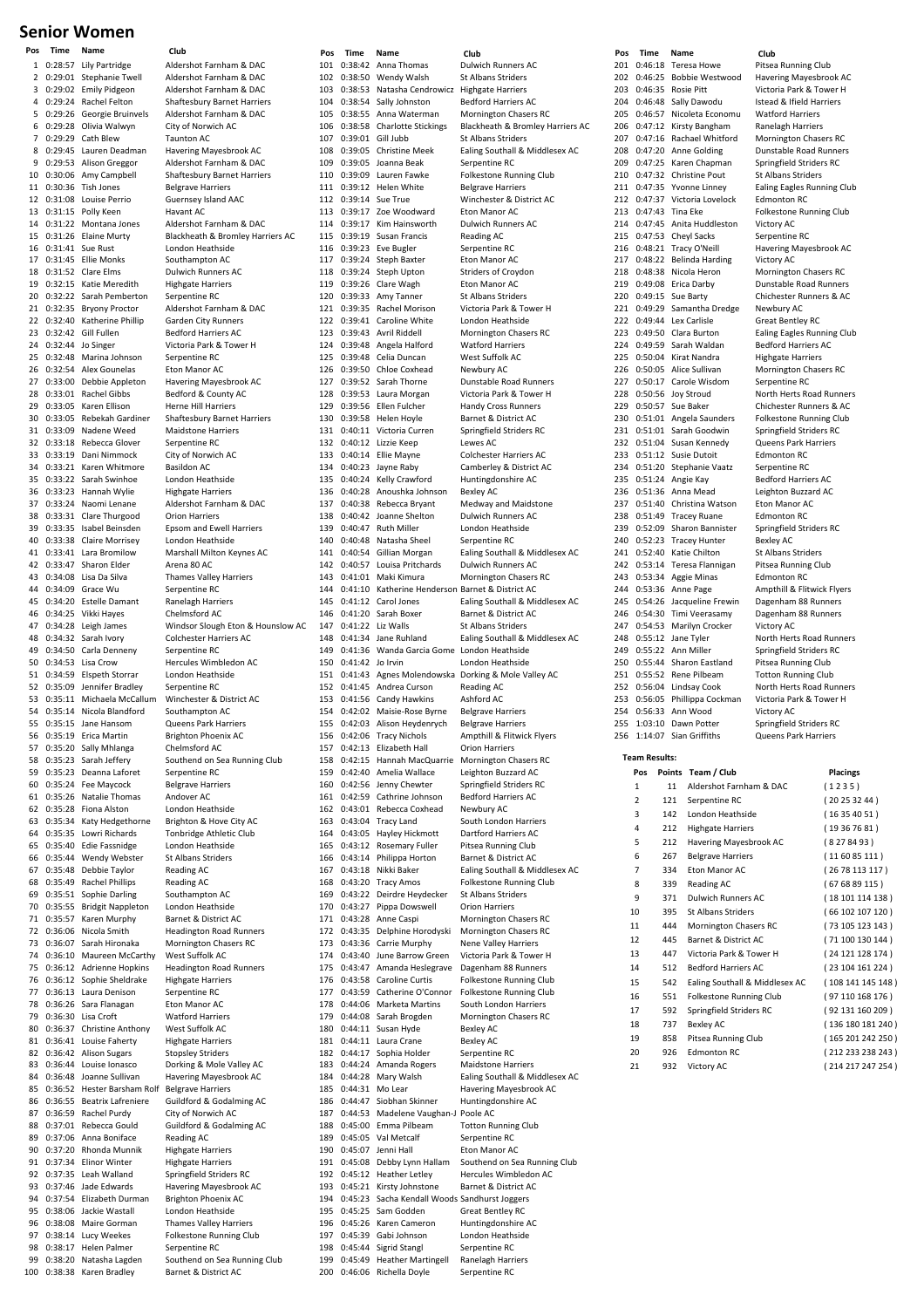# Senior Women

| Pos | Time | Name | Club |
|---|---|---|---|
| 1 | 0:28:57 | Lily Partridge | Aldershot Farnham & DAC |
| 2 | 0:29:01 | Stephanie Twell | Aldershot Farnham & DAC |
| 3 | 0:29:02 | Emily Pidgeon | Aldershot Farnham & DAC |
| 4 | 0:29:24 | Rachel Felton | Shaftesbury Barnet Harriers |
| 5 | 0:29:26 | Georgie Bruinvels | Aldershot Farnham & DAC |
| 6 | 0:29:28 | Olivia Walwyn | City of Norwich AC |
| 7 | 0:29:29 | Cath Blew | Taunton AC |
| 8 | 0:29:45 | Lauren Deadman | Havering Mayesbrook AC |
| 9 | 0:29:53 | Alison Greggor | Aldershot Farnham & DAC |
| 10 | 0:30:06 | Amy Campbell | Shaftesbury Barnet Harriers |
| 11 | 0:30:36 | Tish Jones | Belgrave Harriers |
| 12 | 0:31:08 | Louise Perrio | Guernsey Island AAC |
| 13 | 0:31:15 | Polly Keen | Havant AC |
| 14 | 0:31:22 | Montana Jones | Aldershot Farnham & DAC |
| 15 | 0:31:26 | Elaine Murty | Blackheath & Bromley Harriers AC |
| 16 | 0:31:41 | Sue Rust | London Heathside |
| 17 | 0:31:45 | Ellie Monks | Southampton AC |
| 18 | 0:31:52 | Clare Elms | Dulwich Runners AC |
| 19 | 0:32:15 | Katie Meredith | Highgate Harriers |
| 20 | 0:32:22 | Sarah Pemberton | Serpentine RC |
| 21 | 0:32:35 | Bryony Proctor | Aldershot Farnham & DAC |
| 22 | 0:32:40 | Katherine Phillip | Garden City Runners |
| 23 | 0:32:42 | Gill Fullen | Bedford Harriers AC |
| 24 | 0:32:44 | Jo Singer | Victoria Park & Tower H |
| 25 | 0:32:48 | Marina Johnson | Serpentine RC |
| 26 | 0:32:54 | Alex Gounelas | Eton Manor AC |
| 27 | 0:33:00 | Debbie Appleton | Havering Mayesbrook AC |
| 28 | 0:33:01 | Rachel Gibbs | Bedford & County AC |
| 29 | 0:33:05 | Karen Ellison | Herne Hill Harriers |
| 30 | 0:33:05 | Rebekah Gardiner | Shaftesbury Barnet Harriers |
| 31 | 0:33:09 | Nadene Weed | Maidstone Harriers |
| 32 | 0:33:18 | Rebecca Glover | Serpentine RC |
| 33 | 0:33:19 | Dani Nimmock | City of Norwich AC |
| 34 | 0:33:21 | Karen Whitmore | Basildon AC |
| 35 | 0:33:22 | Sarah Swinhoe | London Heathside |
| 36 | 0:33:23 | Hannah Wylie | Highgate Harriers |
| 37 | 0:33:24 | Naomi Lenane | Aldershot Farnham & DAC |
| 38 | 0:33:31 | Clare Thurgood | Orion Harriers |
| 39 | 0:33:35 | Isabel Beinsden | Epsom and Ewell Harriers |
| 40 | 0:33:38 | Claire Morrisey | London Heathside |
| 41 | 0:33:41 | Lara Bromilow | Marshall Milton Keynes AC |
| 42 | 0:33:47 | Sharon Elder | Arena 80 AC |
| 43 | 0:34:08 | Lisa Da Silva | Thames Valley Harriers |
| 44 | 0:34:09 | Grace Wu | Serpentine RC |
| 45 | 0:34:20 | Estelle Damant | Ranelagh Harriers |
| 46 | 0:34:25 | Vikki Hayes | Chelmsford AC |
| 47 | 0:34:28 | Leigh James | Windsor Slough Eton & Hounslow AC |
| 48 | 0:34:32 | Sarah Ivory | Colchester Harriers AC |
| 49 | 0:34:50 | Carla Denneny | Serpentine RC |
| 50 | 0:34:53 | Lisa Crow | Hercules Wimbledon AC |
| 51 | 0:34:59 | Elspeth Storrar | London Heathside |
| 52 | 0:35:09 | Jennifer Bradley | Serpentine RC |
| 53 | 0:35:11 | Michaela McCallum | Winchester & District AC |
| 54 | 0:35:14 | Nicola Blandford | Southampton AC |
| 55 | 0:35:15 | Jane Hansom | Queens Park Harriers |
| 56 | 0:35:19 | Erica Martin | Brighton Phoenix AC |
| 57 | 0:35:20 | Sally Mhlanga | Chelmsford AC |
| 58 | 0:35:23 | Sarah Jeffery | Southend on Sea Running Club |
| 59 | 0:35:23 | Deanna Laforet | Serpentine RC |
| 60 | 0:35:24 | Fee Maycock | Belgrave Harriers |
| 61 | 0:35:26 | Natalie Thomas | Andover AC |
| 62 | 0:35:28 | Fiona Alston | London Heathside |
| 63 | 0:35:34 | Katy Hedgethorne | Brighton & Hove City AC |
| 64 | 0:35:35 | Lowri Richards | Tonbridge Athletic Club |
| 65 | 0:35:40 | Edie Fassnidge | London Heathside |
| 66 | 0:35:44 | Wendy Webster | St Albans Striders |
| 67 | 0:35:48 | Debbie Taylor | Reading AC |
| 68 | 0:35:49 | Rachel Phillips | Reading AC |
| 69 | 0:35:51 | Sophie Darling | Southampton AC |
| 70 | 0:35:55 | Bridgit Nappleton | London Heathside |
| 71 | 0:35:57 | Karen Murphy | Barnet & District AC |
| 72 | 0:36:06 | Nicola Smith | Headington Road Runners |
| 73 | 0:36:07 | Sarah Hironaka | Mornington Chasers RC |
| 74 | 0:36:10 | Maureen McCarthy | West Suffolk AC |
| 75 | 0:36:12 | Adrienne Hopkins | Headington Road Runners |
| 76 | 0:36:12 | Sophie Sheldrake | Highgate Harriers |
| 77 | 0:36:13 | Laura Denison | Serpentine RC |
| 78 | 0:36:26 | Sara Flanagan | Eton Manor AC |
| 79 | 0:36:30 | Lisa Croft | Watford Harriers |
| 80 | 0:36:37 | Christine Anthony | West Suffolk AC |
| 81 | 0:36:41 | Louise Faherty | Highgate Harriers |
| 82 | 0:36:42 | Alison Sugars | Stopsley Striders |
| 83 | 0:36:44 | Louise Ionasco | Dorking & Mole Valley AC |
| 84 | 0:36:48 | Joanne Sullivan | Havering Mayesbrook AC |
| 85 | 0:36:52 | Hester Barsham Rolf | Belgrave Harriers |
| 86 | 0:36:55 | Beatrix Lafreniere | Guildford & Godalming AC |
| 87 | 0:36:59 | Rachel Purdy | City of Norwich AC |
| 88 | 0:37:01 | Rebecca Gould | Guildford & Godalming AC |
| 89 | 0:37:06 | Anna Boniface | Reading AC |
| 90 | 0:37:20 | Rhonda Munnik | Highgate Harriers |
| 91 | 0:37:34 | Elinor Winter | Highgate Harriers |
| 92 | 0:37:35 | Leah Walland | Springfield Striders RC |
| 93 | 0:37:46 | Jade Edwards | Havering Mayesbrook AC |
| 94 | 0:37:54 | Elizabeth Durman | Brighton Phoenix AC |
| 95 | 0:38:06 | Jackie Wastall | London Heathside |
| 96 | 0:38:08 | Maire Gorman | Thames Valley Harriers |
| 97 | 0:38:14 | Lucy Weekes | Folkestone Running Club |
| 98 | 0:38:17 | Helen Palmer | Serpentine RC |
| 99 | 0:38:20 | Natasha Lagden | Southend on Sea Running Club |
| 100 | 0:38:38 | Karen Bradley | Barnet & District AC |
| 101 | 0:38:42 | Anna Thomas | Dulwich Runners AC |
| 102 | 0:38:50 | Wendy Walsh | St Albans Striders |
| 103 | 0:38:53 | Natasha Cendrowicz | Highgate Harriers |
| 104 | 0:38:54 | Sally Johnston | Bedford Harriers AC |
| 105 | 0:38:55 | Anna Waterman | Mornington Chasers RC |
| 106 | 0:38:58 | Charlotte Stickings | Blackheath & Bromley Harriers AC |
| 107 | 0:39:01 | Gill Jubb | St Albans Striders |
| 108 | 0:39:05 | Christine Meek | Ealing Southall & Middlesex AC |
| 109 | 0:39:05 | Joanna Beak | Serpentine RC |
| 110 | 0:39:09 | Lauren Fawke | Folkestone Running Club |
| 111 | 0:39:12 | Helen White | Belgrave Harriers |
| 112 | 0:39:14 | Sue True | Winchester & District AC |
| 113 | 0:39:17 | Zoe Woodward | Eton Manor AC |
| 114 | 0:39:17 | Kim Hainsworth | Dulwich Runners AC |
| 115 | 0:39:19 | Susan Francis | Reading AC |
| 116 | 0:39:23 | Eve Bugler | Serpentine RC |
| 117 | 0:39:24 | Steph Baxter | Eton Manor AC |
| 118 | 0:39:24 | Steph Upton | Striders of Croydon |
| 119 | 0:39:26 | Clare Wagh | Eton Manor AC |
| 120 | 0:39:33 | Amy Tanner | St Albans Striders |
| 121 | 0:39:35 | Rachel Morison | Victoria Park & Tower H |
| 122 | 0:39:41 | Caroline White | London Heathside |
| 123 | 0:39:43 | Avril Riddell | Mornington Chasers RC |
| 124 | 0:39:48 | Angela Halford | Watford Harriers |
| 125 | 0:39:48 | Celia Duncan | West Suffolk AC |
| 126 | 0:39:50 | Chloe Coxhead | Newbury AC |
| 127 | 0:39:52 | Sarah Thorne | Dunstable Road Runners |
| 128 | 0:39:53 | Laura Morgan | Victoria Park & Tower H |
| 129 | 0:39:56 | Ellen Fulcher | Handy Cross Runners |
| 130 | 0:39:58 | Helen Hoyle | Barnet & District AC |
| 131 | 0:40:11 | Victoria Curren | Springfield Striders RC |
| 132 | 0:40:12 | Lizzie Keep | Lewes AC |
| 133 | 0:40:14 | Ellie Mayne | Colchester Harriers AC |
| 134 | 0:40:23 | Jayne Raby | Camberley & District AC |
| 135 | 0:40:24 | Kelly Crawford | Huntingdonshire AC |
| 136 | 0:40:28 | Anoushka Johnson | Bexley AC |
| 137 | 0:40:38 | Rebecca Bryant | Medway and Maidstone |
| 138 | 0:40:42 | Joanne Shelton | Dulwich Runners AC |
| 139 | 0:40:47 | Ruth Miller | London Heathside |
| 140 | 0:40:48 | Natasha Sheel | Serpentine RC |
| 141 | 0:40:54 | Gillian Morgan | Ealing Southall & Middlesex AC |
| 142 | 0:40:57 | Louisa Pritchards | Dulwich Runners AC |
| 143 | 0:41:01 | Maki Kimura | Mornington Chasers RC |
| 144 | 0:41:10 | Katherine Henderson | Barnet & District AC |
| 145 | 0:41:12 | Carol Jones | Ealing Southall & Middlesex AC |
| 146 | 0:41:20 | Sarah Boxer | Barnet & District AC |
| 147 | 0:41:22 | Liz Walls | St Albans Striders |
| 148 | 0:41:34 | Jane Ruhland | Ealing Southall & Middlesex AC |
| 149 | 0:41:36 | Wanda Garcia Gome | London Heathside |
| 150 | 0:41:42 | Jo Irvin | London Heathside |
| 151 | 0:41:43 | Agnes Molendowska | Dorking & Mole Valley AC |
| 152 | 0:41:45 | Andrea Curson | Reading AC |
| 153 | 0:41:56 | Candy Hawkins | Ashford AC |
| 154 | 0:42:02 | Maisie-Rose Byrne | Belgrave Harriers |
| 155 | 0:42:03 | Alison Heydenrych | Belgrave Harriers |
| 156 | 0:42:06 | Tracy Nichols | Ampthill & Flitwick Flyers |
| 157 | 0:42:13 | Elizabeth Hall | Orion Harriers |
| 158 | 0:42:15 | Hannah MacQuarrie | Mornington Chasers RC |
| 159 | 0:42:40 | Amelia Wallace | Leighton Buzzard AC |
| 160 | 0:42:56 | Jenny Chewter | Springfield Striders RC |
| 161 | 0:42:59 | Cathrine Johnson | Bedford Harriers AC |
| 162 | 0:43:01 | Rebecca Coxhead | Newbury AC |
| 163 | 0:43:04 | Tracy Land | South London Harriers |
| 164 | 0:43:05 | Hayley Hickmott | Dartford Harriers AC |
| 165 | 0:43:12 | Rosemary Fuller | Pitsea Running Club |
| 166 | 0:43:14 | Philippa Horton | Barnet & District AC |
| 167 | 0:43:18 | Nikki Baker | Ealing Southall & Middlesex AC |
| 168 | 0:43:20 | Tracy Amos | Folkestone Running Club |
| 169 | 0:43:22 | Deirdre Heydecker | St Albans Striders |
| 170 | 0:43:27 | Pippa Dowswell | Orion Harriers |
| 171 | 0:43:28 | Anne Caspi | Mornington Chasers RC |
| 172 | 0:43:35 | Delphine Horodyski | Mornington Chasers RC |
| 173 | 0:43:36 | Carrie Murphy | Nene Valley Harriers |
| 174 | 0:43:40 | June Barrow Green | Victoria Park & Tower H |
| 175 | 0:43:47 | Amanda Heslegrave | Dagenham 88 Runners |
| 176 | 0:43:58 | Caroline Curtis | Folkestone Running Club |
| 177 | 0:43:59 | Catherine O'Connor | Folkestone Running Club |
| 178 | 0:44:06 | Marketa Martins | South London Harriers |
| 179 | 0:44:08 | Sarah Brogden | Mornington Chasers RC |
| 180 | 0:44:11 | Susan Hyde | Bexley AC |
| 181 | 0:44:11 | Laura Crane | Bexley AC |
| 182 | 0:44:17 | Sophia Holder | Serpentine RC |
| 183 | 0:44:24 | Amanda Rogers | Maidstone Harriers |
| 184 | 0:44:28 | Mary Walsh | Ealing Southall & Middlesex AC |
| 185 | 0:44:31 | Mo Lear | Havering Mayesbrook AC |
| 186 | 0:44:47 | Siobhan Skinner | Huntingdonshire AC |
| 187 | 0:44:53 | Madelene Vaughan-J | Poole AC |
| 188 | 0:45:00 | Emma Pilbeam | Totton Running Club |
| 189 | 0:45:05 | Val Metcalf | Serpentine RC |
| 190 | 0:45:07 | Jenni Hall | Eton Manor AC |
| 191 | 0:45:08 | Debby Lynn Hallam | Southend on Sea Running Club |
| 192 | 0:45:12 | Heather Letley | Hercules Wimbledon AC |
| 193 | 0:45:21 | Kirsty Johnstone | Barnet & District AC |
| 194 | 0:45:23 | Sacha Kendall Woods | Sandhurst Joggers |
| 195 | 0:45:25 | Sam Godden | Great Bentley RC |
| 196 | 0:45:26 | Karen Cameron | Huntingdonshire AC |
| 197 | 0:45:39 | Gabi Johnson | London Heathside |
| 198 | 0:45:44 | Sigrid Stangl | Serpentine RC |
| 199 | 0:45:49 | Heather Martingell | Ranelagh Harriers |
| 200 | 0:46:06 | Richella Doyle | Serpentine RC |
| 201 | 0:46:18 | Teresa Howe | Pitsea Running Club |
| 202 | 0:46:25 | Bobbie Westwood | Havering Mayesbrook AC |
| 203 | 0:46:35 | Rosie Pitt | Victoria Park & Tower H |
| 204 | 0:46:48 | Sally Dawodu | Istead & Ifield Harriers |
| 205 | 0:46:57 | Nicoleta Economu | Watford Harriers |
| 206 | 0:47:12 | Kirsty Bangham | Ranelagh Harriers |
| 207 | 0:47:16 | Rachael Whitford | Mornington Chasers RC |
| 208 | 0:47:20 | Anne Golding | Dunstable Road Runners |
| 209 | 0:47:25 | Karen Chapman | Springfield Striders RC |
| 210 | 0:47:32 | Christine Pout | St Albans Striders |
| 211 | 0:47:35 | Yvonne Linney | Ealing Eagles Running Club |
| 212 | 0:47:37 | Victoria Lovelock | Edmonton RC |
| 213 | 0:47:43 | Tina Eke | Folkestone Running Club |
| 214 | 0:47:45 | Anita Huddleston | Victory AC |
| 215 | 0:47:53 | Cheyl Sacks | Serpentine RC |
| 216 | 0:48:21 | Tracy O'Neill | Havering Mayesbrook AC |
| 217 | 0:48:22 | Belinda Harding | Victory AC |
| 218 | 0:48:38 | Nicola Heron | Mornington Chasers RC |
| 219 | 0:49:08 | Erica Darby | Dunstable Road Runners |
| 220 | 0:49:15 | Sue Barty | Chichester Runners & AC |
| 221 | 0:49:29 | Samantha Dredge | Newbury AC |
| 222 | 0:49:44 | Lex Carlisle | Great Bentley RC |
| 223 | 0:49:50 | Clara Burton | Ealing Eagles Running Club |
| 224 | 0:49:59 | Sarah Waldan | Bedford Harriers AC |
| 225 | 0:50:04 | Kirat Nandra | Highgate Harriers |
| 226 | 0:50:05 | Alice Sullivan | Mornington Chasers RC |
| 227 | 0:50:17 | Carole Wisdom | Serpentine RC |
| 228 | 0:50:56 | Joy Stroud | North Herts Road Runners |
| 229 | 0:50:57 | Sue Baker | Chichester Runners & AC |
| 230 | 0:51:01 | Angela Saunders | Folkestone Running Club |
| 231 | 0:51:01 | Sarah Goodwin | Springfield Striders RC |
| 232 | 0:51:04 | Susan Kennedy | Queens Park Harriers |
| 233 | 0:51:12 | Susie Dutoit | Edmonton RC |
| 234 | 0:51:20 | Stephanie Vaatz | Serpentine RC |
| 235 | 0:51:24 | Angie Kay | Bedford Harriers AC |
| 236 | 0:51:36 | Anna Mead | Leighton Buzzard AC |
| 237 | 0:51:40 | Christina Watson | Eton Manor AC |
| 238 | 0:51:49 | Tracey Ruane | Edmonton RC |
| 239 | 0:52:09 | Sharon Bannister | Springfield Striders RC |
| 240 | 0:52:23 | Tracey Hunter | Bexley AC |
| 241 | 0:52:40 | Katie Chilton | St Albans Striders |
| 242 | 0:53:14 | Teresa Flannigan | Pitsea Running Club |
| 243 | 0:53:34 | Aggie Minas | Edmonton RC |
| 244 | 0:53:36 | Anne Page | Ampthill & Flitwick Flyers |
| 245 | 0:54:26 | Jacqueline Frewin | Dagenham 88 Runners |
| 246 | 0:54:30 | Timi Veerasamy | Dagenham 88 Runners |
| 247 | 0:54:53 | Marilyn Crocker | Victory AC |
| 248 | 0:55:12 | Jane Tyler | North Herts Road Runners |
| 249 | 0:55:22 | Ann Miller | Springfield Striders RC |
| 250 | 0:55:44 | Sharon Eastland | Pitsea Running Club |
| 251 | 0:55:52 | Rene Pilbeam | Totton Running Club |
| 252 | 0:56:04 | Lindsay Cook | North Herts Road Runners |
| 253 | 0:56:05 | Phillippa Cockman | Victoria Park & Tower H |
| 254 | 0:56:33 | Ann Wood | Victory AC |
| 255 | 1:03:10 | Dawn Potter | Springfield Striders RC |
| 256 | 1:14:07 | Sian Griffiths | Queens Park Harriers |

**Team Results:**

| Pos | Points | Team / Club | Placings |
|---|---|---|---|
| 1 | 11 | Aldershot Farnham & DAC | ( 1 2 3 5 ) |
| 2 | 121 | Serpentine RC | ( 20 25 32 44 ) |
| 3 | 142 | London Heathside | ( 16 35 40 51 ) |
| 4 | 212 | Highgate Harriers | ( 19 36 76 81 ) |
| 5 | 212 | Havering Mayesbrook AC | ( 8 27 84 93 ) |
| 6 | 267 | Belgrave Harriers | ( 11 60 85 111 ) |
| 7 | 334 | Eton Manor AC | ( 26 78 113 117 ) |
| 8 | 339 | Reading AC | ( 67 68 89 115 ) |
| 9 | 371 | Dulwich Runners AC | ( 18 101 114 138 ) |
| 10 | 395 | St Albans Striders | ( 66 102 107 120 ) |
| 11 | 444 | Mornington Chasers RC | ( 73 105 123 143 ) |
| 12 | 445 | Barnet & District AC | ( 71 100 130 144 ) |
| 13 | 447 | Victoria Park & Tower H | ( 24 121 128 174 ) |
| 14 | 512 | Bedford Harriers AC | ( 23 104 161 224 ) |
| 15 | 542 | Ealing Southall & Middlesex AC | ( 108 141 145 148 ) |
| 16 | 551 | Folkestone Running Club | ( 97 110 168 176 ) |
| 17 | 592 | Springfield Striders RC | ( 92 131 160 209 ) |
| 18 | 737 | Bexley AC | ( 136 180 181 240 ) |
| 19 | 858 | Pitsea Running Club | ( 165 201 242 250 ) |
| 20 | 926 | Edmonton RC | ( 212 233 238 243 ) |
| 21 | 932 | Victory AC | ( 214 217 247 254 ) |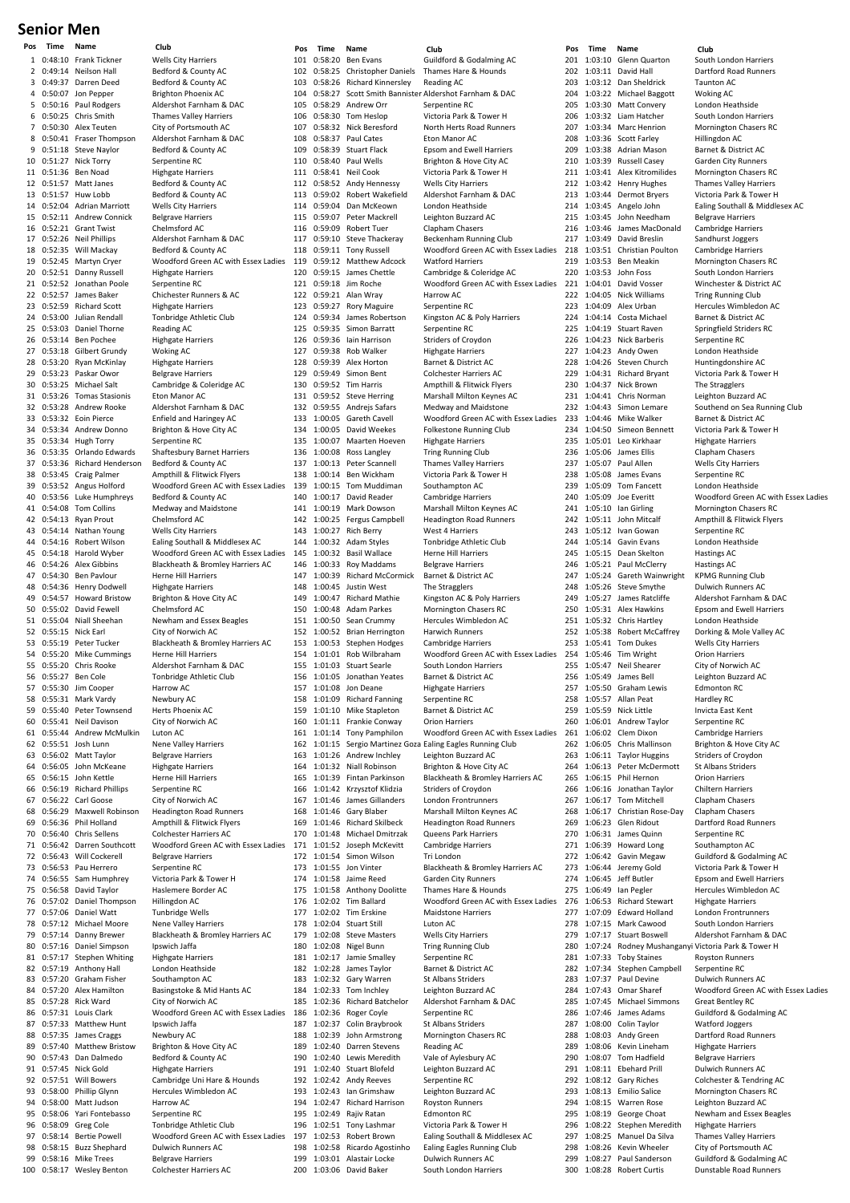# Senior Men

| Pos | Time | Name | Club |
|---|---|---|---|
| 1 | 0:48:10 | Frank Tickner | Wells City Harriers |
| 2 | 0:49:14 | Neilson Hall | Bedford & County AC |
| 3 | 0:49:37 | Darren Deed | Bedford & County AC |
| 4 | 0:50:07 | Jon Pepper | Brighton Phoenix AC |
| 5 | 0:50:16 | Paul Rodgers | Aldershot Farnham & DAC |
| 6 | 0:50:25 | Chris Smith | Thames Valley Harriers |
| 7 | 0:50:30 | Alex Teuten | City of Portsmouth AC |
| 8 | 0:50:41 | Fraser Thompson | Aldershot Farnham & DAC |
| 9 | 0:51:18 | Steve Naylor | Bedford & County AC |
| 10 | 0:51:27 | Nick Torry | Serpentine RC |
| 11 | 0:51:36 | Ben Noad | Highgate Harriers |
| 12 | 0:51:57 | Matt Janes | Bedford & County AC |
| 13 | 0:51:57 | Huw Lobb | Bedford & County AC |
| 14 | 0:52:04 | Adrian Marriott | Wells City Harriers |
| 15 | 0:52:11 | Andrew Connick | Belgrave Harriers |
| 16 | 0:52:21 | Grant Twist | Chelmsford AC |
| 17 | 0:52:26 | Neil Phillips | Aldershot Farnham & DAC |
| 18 | 0:52:35 | Will Mackay | Bedford & County AC |
| 19 | 0:52:45 | Martyn Cryer | Woodford Green AC with Essex Ladies |
| 20 | 0:52:51 | Danny Russell | Highgate Harriers |
| 21 | 0:52:52 | Jonathan Poole | Serpentine RC |
| 22 | 0:52:57 | James Baker | Chichester Runners & AC |
| 23 | 0:52:59 | Richard Scott | Highgate Harriers |
| 24 | 0:53:00 | Julian Rendall | Tonbridge Athletic Club |
| 25 | 0:53:03 | Daniel Thorne | Reading AC |
| 26 | 0:53:14 | Ben Pochee | Highgate Harriers |
| 27 | 0:53:18 | Gilbert Grundy | Woking AC |
| 28 | 0:53:20 | Ryan McKinlay | Highgate Harriers |
| 29 | 0:53:23 | Paskar Owor | Belgrave Harriers |
| 30 | 0:53:25 | Michael Salt | Cambridge & Coleridge AC |
| 31 | 0:53:26 | Tomas Stasionis | Eton Manor AC |
| 32 | 0:53:28 | Andrew Rooke | Aldershot Farnham & DAC |
| 33 | 0:53:32 | Eoin Pierce | Enfield and Haringey AC |
| 34 | 0:53:34 | Andrew Donno | Brighton & Hove City AC |
| 35 | 0:53:34 | Hugh Torry | Serpentine RC |
| 36 | 0:53:35 | Orlando Edwards | Shaftesbury Barnet Harriers |
| 37 | 0:53:36 | Richard Henderson | Bedford & County AC |
| 38 | 0:53:45 | Craig Palmer | Ampthill & Flitwick Flyers |
| 39 | 0:53:52 | Angus Holford | Woodford Green AC with Essex Ladies |
| 40 | 0:53:56 | Luke Humphreys | Bedford & County AC |
| 41 | 0:54:08 | Tom Collins | Medway and Maidstone |
| 42 | 0:54:13 | Ryan Prout | Chelmsford AC |
| 43 | 0:54:14 | Nathan Young | Wells City Harriers |
| 44 | 0:54:16 | Robert Wilson | Ealing Southall & Middlesex AC |
| 45 | 0:54:18 | Harold Wyber | Woodford Green AC with Essex Ladies |
| 46 | 0:54:26 | Alex Gibbins | Blackheath & Bromley Harriers AC |
| 47 | 0:54:30 | Ben Pavlour | Herne Hill Harriers |
| 48 | 0:54:36 | Henry Dodwell | Highgate Harriers |
| 49 | 0:54:57 | Howard Bristow | Brighton & Hove City AC |
| 50 | 0:55:02 | David Fewell | Chelmsford AC |
| 51 | 0:55:04 | Niall Sheehan | Newham and Essex Beagles |
| 52 | 0:55:15 | Nick Earl | City of Norwich AC |
| 53 | 0:55:19 | Peter Tucker | Blackheath & Bromley Harriers AC |
| 54 | 0:55:20 | Mike Cummings | Herne Hill Harriers |
| 55 | 0:55:20 | Chris Rooke | Aldershot Farnham & DAC |
| 56 | 0:55:27 | Ben Cole | Tonbridge Athletic Club |
| 57 | 0:55:30 | Jim Cooper | Harrow AC |
| 58 | 0:55:31 | Mark Vardy | Newbury AC |
| 59 | 0:55:40 | Peter Townsend | Herts Phoenix AC |
| 60 | 0:55:41 | Neil Davison | City of Norwich AC |
| 61 | 0:55:44 | Andrew McMulkin | Luton AC |
| 62 | 0:55:51 | Josh Lunn | Nene Valley Harriers |
| 63 | 0:56:02 | Matt Taylor | Belgrave Harriers |
| 64 | 0:56:05 | John McKeane | Highgate Harriers |
| 65 | 0:56:15 | John Kettle | Herne Hill Harriers |
| 66 | 0:56:19 | Richard Phillips | Serpentine RC |
| 67 | 0:56:22 | Carl Goose | City of Norwich AC |
| 68 | 0:56:29 | Maxwell Robinson | Headington Road Runners |
| 69 | 0:56:36 | Phil Holland | Ampthill & Flitwick Flyers |
| 70 | 0:56:40 | Chris Sellens | Colchester Harriers AC |
| 71 | 0:56:42 | Darren Southcott | Woodford Green AC with Essex Ladies |
| 72 | 0:56:43 | Will Cockerell | Belgrave Harriers |
| 73 | 0:56:53 | Pau Herrero | Serpentine RC |
| 74 | 0:56:55 | Sam Humphrey | Victoria Park & Tower H |
| 75 | 0:56:58 | David Taylor | Haslemere Border AC |
| 76 | 0:57:02 | Daniel Thompson | Hillingdon AC |
| 77 | 0:57:06 | Daniel Watt | Tunbridge Wells |
| 78 | 0:57:12 | Michael Moore | Nene Valley Harriers |
| 79 | 0:57:14 | Danny Brewer | Blackheath & Bromley Harriers AC |
| 80 | 0:57:16 | Daniel Simpson | Ipswich Jaffa |
| 81 | 0:57:17 | Stephen Whiting | Highgate Harriers |
| 82 | 0:57:19 | Anthony Hall | London Heathside |
| 83 | 0:57:20 | Graham Fisher | Southampton AC |
| 84 | 0:57:20 | Alex Hamilton | Basingstoke & Mid Hants AC |
| 85 | 0:57:28 | Rick Ward | City of Norwich AC |
| 86 | 0:57:31 | Louis Clark | Woodford Green AC with Essex Ladies |
| 87 | 0:57:33 | Matthew Hunt | Ipswich Jaffa |
| 88 | 0:57:35 | James Craggs | Newbury AC |
| 89 | 0:57:40 | Matthew Bristow | Brighton & Hove City AC |
| 90 | 0:57:43 | Dan Dalmedo | Bedford & County AC |
| 91 | 0:57:45 | Nick Gold | Highgate Harriers |
| 92 | 0:57:51 | Will Bowers | Cambridge Uni Hare & Hounds |
| 93 | 0:58:00 | Phillip Glynn | Hercules Wimbledon AC |
| 94 | 0:58:00 | Matt Judson | Harrow AC |
| 95 | 0:58:06 | Yari Fontebasso | Serpentine RC |
| 96 | 0:58:09 | Greg Cole | Tonbridge Athletic Club |
| 97 | 0:58:14 | Bertie Powell | Woodford Green AC with Essex Ladies |
| 98 | 0:58:15 | Buzz Shephard | Dulwich Runners AC |
| 99 | 0:58:16 | Mike Trees | Belgrave Harriers |
| 100 | 0:58:17 | Wesley Benton | Colchester Harriers AC |
| 101 | 0:58:20 | Ben Evans | Guildford & Godalming AC |
| 102 | 0:58:25 | Christopher Daniels | Thames Hare & Hounds |
| 103 | 0:58:26 | Richard Kinnersley | Reading AC |
| 104 | 0:58:27 | Scott Smith Bannister | Aldershot Farnham & DAC |
| 105 | 0:58:29 | Andrew Orr | Serpentine RC |
| 106 | 0:58:30 | Tom Heslop | Victoria Park & Tower H |
| 107 | 0:58:32 | Nick Beresford | North Herts Road Runners |
| 108 | 0:58:37 | Paul Cates | Eton Manor AC |
| 109 | 0:58:39 | Stuart Flack | Epsom and Ewell Harriers |
| 110 | 0:58:40 | Paul Wells | Brighton & Hove City AC |
| 111 | 0:58:41 | Neil Cook | Victoria Park & Tower H |
| 112 | 0:58:52 | Andy Hennessy | Wells City Harriers |
| 113 | 0:59:02 | Robert Wakefield | Aldershot Farnham & DAC |
| 114 | 0:59:04 | Dan McKeown | London Heathside |
| 115 | 0:59:07 | Peter Mackrell | Leighton Buzzard AC |
| 116 | 0:59:09 | Robert Tuer | Clapham Chasers |
| 117 | 0:59:10 | Steve Thackeray | Beckenham Running Club |
| 118 | 0:59:11 | Tony Russell | Woodford Green AC with Essex Ladies |
| 119 | 0:59:12 | Matthew Adcock | Watford Harriers |
| 120 | 0:59:15 | James Chettle | Cambridge & Coleridge AC |
| 121 | 0:59:18 | Jim Roche | Woodford Green AC with Essex Ladies |
| 122 | 0:59:21 | Alan Wray | Harrow AC |
| 123 | 0:59:27 | Rory Maguire | Serpentine RC |
| 124 | 0:59:34 | James Robertson | Kingston AC & Poly Harriers |
| 125 | 0:59:35 | Simon Barratt | Serpentine RC |
| 126 | 0:59:36 | Iain Harrison | Striders of Croydon |
| 127 | 0:59:38 | Rob Walker | Highgate Harriers |
| 128 | 0:59:39 | Alex Horton | Barnet & District AC |
| 129 | 0:59:49 | Simon Bent | Colchester Harriers AC |
| 130 | 0:59:52 | Tim Harris | Ampthill & Flitwick Flyers |
| 131 | 0:59:52 | Steve Herring | Marshall Milton Keynes AC |
| 132 | 0:59:55 | Andrejs Safars | Medway and Maidstone |
| 133 | 1:00:05 | Gareth Cavell | Woodford Green AC with Essex Ladies |
| 134 | 1:00:05 | David Weekes | Folkestone Running Club |
| 135 | 1:00:07 | Maarten Hoeven | Highgate Harriers |
| 136 | 1:00:08 | Ross Langley | Tring Running Club |
| 137 | 1:00:13 | Peter Scannell | Thames Valley Harriers |
| 138 | 1:00:14 | Ben Wickham | Victoria Park & Tower H |
| 139 | 1:00:15 | Tom Muddiman | Southampton AC |
| 140 | 1:00:17 | David Reader | Cambridge Harriers |
| 141 | 1:00:19 | Mark Dowson | Marshall Milton Keynes AC |
| 142 | 1:00:25 | Fergus Campbell | Headington Road Runners |
| 143 | 1:00:27 | Rich Berry | West 4 Harriers |
| 144 | 1:00:32 | Adam Styles | Tonbridge Athletic Club |
| 145 | 1:00:32 | Basil Wallace | Herne Hill Harriers |
| 146 | 1:00:33 | Roy Maddams | Belgrave Harriers |
| 147 | 1:00:39 | Richard McCormick | Barnet & District AC |
| 148 | 1:00:45 | Justin West | The Stragglers |
| 149 | 1:00:47 | Richard Mathie | Kingston AC & Poly Harriers |
| 150 | 1:00:48 | Adam Parkes | Mornington Chasers RC |
| 151 | 1:00:50 | Sean Crummy | Hercules Wimbledon AC |
| 152 | 1:00:52 | Brian Herrington | Harwich Runners |
| 153 | 1:00:53 | Stephen Hodges | Cambridge Harriers |
| 154 | 1:01:01 | Rob Wilbraham | Woodford Green AC with Essex Ladies |
| 155 | 1:01:03 | Stuart Searle | South London Harriers |
| 156 | 1:01:05 | Jonathan Yeates | Barnet & District AC |
| 157 | 1:01:08 | Jon Deane | Highgate Harriers |
| 158 | 1:01:09 | Richard Fanning | Serpentine RC |
| 159 | 1:01:10 | Mike Stapleton | Barnet & District AC |
| 160 | 1:01:11 | Frankie Conway | Orion Harriers |
| 161 | 1:01:14 | Tony Pamphilon | Woodford Green AC with Essex Ladies |
| 162 | 1:01:15 | Sergio Martinez Goza | Ealing Eagles Running Club |
| 163 | 1:01:26 | Andrew Inchley | Leighton Buzzard AC |
| 164 | 1:01:32 | Niall Robinson | Brighton & Hove City AC |
| 165 | 1:01:39 | Fintan Parkinson | Blackheath & Bromley Harriers AC |
| 166 | 1:01:42 | Krzysztof Klidzia | Striders of Croydon |
| 167 | 1:01:46 | James Gillanders | London Frontrunners |
| 168 | 1:01:46 | Gary Blaber | Marshall Milton Keynes AC |
| 169 | 1:01:46 | Richard Skilbeck | Headington Road Runners |
| 170 | 1:01:48 | Michael Dmitrzak | Queens Park Harriers |
| 171 | 1:01:52 | Joseph McKevitt | Cambridge Harriers |
| 172 | 1:01:54 | Simon Wilson | Tri London |
| 173 | 1:01:55 | Jon Vinter | Blackheath & Bromley Harriers AC |
| 174 | 1:01:58 | Jaime Reed | Garden City Runners |
| 175 | 1:01:58 | Anthony Doolitte | Thames Hare & Hounds |
| 176 | 1:02:02 | Tim Ballard | Woodford Green AC with Essex Ladies |
| 177 | 1:02:02 | Tim Erskine | Maidstone Harriers |
| 178 | 1:02:04 | Stuart Still | Luton AC |
| 179 | 1:02:08 | Steve Masters | Wells City Harriers |
| 180 | 1:02:08 | Nigel Bunn | Tring Running Club |
| 181 | 1:02:17 | Jamie Smalley | Serpentine RC |
| 182 | 1:02:28 | James Taylor | Barnet & District AC |
| 183 | 1:02:32 | Gary Warren | St Albans Striders |
| 184 | 1:02:33 | Tom Inchley | Leighton Buzzard AC |
| 185 | 1:02:36 | Richard Batchelor | Aldershot Farnham & DAC |
| 186 | 1:02:36 | Roger Coyle | Serpentine RC |
| 187 | 1:02:37 | Colin Braybrook | St Albans Striders |
| 188 | 1:02:39 | John Armstrong | Mornington Chasers RC |
| 189 | 1:02:40 | Darren Stevens | Reading AC |
| 190 | 1:02:40 | Lewis Meredith | Vale of Aylesbury AC |
| 191 | 1:02:40 | Stuart Blofeld | Leighton Buzzard AC |
| 192 | 1:02:42 | Andy Reeves | Serpentine RC |
| 193 | 1:02:43 | Ian Grimshaw | Leighton Buzzard AC |
| 194 | 1:02:47 | Richard Harrison | Royston Runners |
| 195 | 1:02:49 | Rajiv Ratan | Edmonton RC |
| 196 | 1:02:51 | Tony Lashmar | Victoria Park & Tower H |
| 197 | 1:02:53 | Robert Brown | Ealing Southall & Middlesex AC |
| 198 | 1:02:58 | Ricardo Agostinho | Ealing Eagles Running Club |
| 199 | 1:03:01 | Alastair Locke | Dulwich Runners AC |
| 200 | 1:03:06 | David Baker | South London Harriers |
| 201 | 1:03:10 | Glenn Quarton | South London Harriers |
| 202 | 1:03:11 | David Hall | Dartford Road Runners |
| 203 | 1:03:12 | Dan Sheldrick | Taunton AC |
| 204 | 1:03:22 | Michael Baggott | Woking AC |
| 205 | 1:03:30 | Matt Convery | London Heathside |
| 206 | 1:03:32 | Liam Hatcher | South London Harriers |
| 207 | 1:03:34 | Marc Henrion | Mornington Chasers RC |
| 208 | 1:03:36 | Scott Farley | Hillingdon AC |
| 209 | 1:03:38 | Adrian Mason | Barnet & District AC |
| 210 | 1:03:39 | Russell Casey | Garden City Runners |
| 211 | 1:03:41 | Alex Kitromilides | Mornington Chasers RC |
| 212 | 1:03:42 | Henry Hughes | Thames Valley Harriers |
| 213 | 1:03:44 | Dermot Bryers | Victoria Park & Tower H |
| 214 | 1:03:45 | Angelo John | Ealing Southall & Middlesex AC |
| 215 | 1:03:45 | John Needham | Belgrave Harriers |
| 216 | 1:03:46 | James MacDonald | Cambridge Harriers |
| 217 | 1:03:49 | David Breslin | Sandhurst Joggers |
| 218 | 1:03:51 | Christian Poulton | Cambridge Harriers |
| 219 | 1:03:53 | Ben Meakin | Mornington Chasers RC |
| 220 | 1:03:53 | John Foss | South London Harriers |
| 221 | 1:04:01 | David Vosser | Winchester & District AC |
| 222 | 1:04:05 | Nick Williams | Tring Running Club |
| 223 | 1:04:09 | Alex Urban | Hercules Wimbledon AC |
| 224 | 1:04:14 | Costa Michael | Barnet & District AC |
| 225 | 1:04:19 | Stuart Raven | Springfield Striders RC |
| 226 | 1:04:23 | Nick Barberis | Serpentine RC |
| 227 | 1:04:23 | Andy Owen | London Heathside |
| 228 | 1:04:26 | Steven Church | Huntingdonshire AC |
| 229 | 1:04:31 | Richard Bryant | Victoria Park & Tower H |
| 230 | 1:04:37 | Nick Brown | The Stragglers |
| 231 | 1:04:41 | Chris Norman | Leighton Buzzard AC |
| 232 | 1:04:43 | Simon Lemare | Southend on Sea Running Club |
| 233 | 1:04:46 | Mike Walker | Barnet & District AC |
| 234 | 1:04:50 | Simeon Bennett | Victoria Park & Tower H |
| 235 | 1:05:01 | Leo Kirkhaar | Highgate Harriers |
| 236 | 1:05:06 | James Ellis | Clapham Chasers |
| 237 | 1:05:07 | Paul Allen | Wells City Harriers |
| 238 | 1:05:08 | James Evans | Serpentine RC |
| 239 | 1:05:09 | Tom Fancett | London Heathside |
| 240 | 1:05:09 | Joe Everitt | Woodford Green AC with Essex Ladies |
| 241 | 1:05:10 | Ian Girling | Mornington Chasers RC |
| 242 | 1:05:11 | John Mitcalf | Ampthill & Flitwick Flyers |
| 243 | 1:05:12 | Ivan Gowan | Serpentine RC |
| 244 | 1:05:14 | Gavin Evans | London Heathside |
| 245 | 1:05:15 | Dean Skelton | Hastings AC |
| 246 | 1:05:21 | Paul McClerry | Hastings AC |
| 247 | 1:05:24 | Gareth Wainwright | KPMG Running Club |
| 248 | 1:05:26 | Steve Smythe | Dulwich Runners AC |
| 249 | 1:05:27 | James Ratcliffe | Aldershot Farnham & DAC |
| 250 | 1:05:31 | Alex Hawkins | Epsom and Ewell Harriers |
| 251 | 1:05:32 | Chris Hartley | London Heathside |
| 252 | 1:05:38 | Robert McCaffrey | Dorking & Mole Valley AC |
| 253 | 1:05:41 | Tom Dukes | Wells City Harriers |
| 254 | 1:05:46 | Tim Wright | Orion Harriers |
| 255 | 1:05:47 | Neil Shearer | City of Norwich AC |
| 256 | 1:05:49 | James Bell | Leighton Buzzard AC |
| 257 | 1:05:50 | Graham Lewis | Edmonton RC |
| 258 | 1:05:57 | Allan Peat | Hardley RC |
| 259 | 1:05:59 | Nick Little | Invicta East Kent |
| 260 | 1:06:01 | Andrew Taylor | Serpentine RC |
| 261 | 1:06:02 | Clem Dixon | Cambridge Harriers |
| 262 | 1:06:05 | Chris Mallinson | Brighton & Hove City AC |
| 263 | 1:06:11 | Taylor Huggins | Striders of Croydon |
| 264 | 1:06:13 | Peter McDermott | St Albans Striders |
| 265 | 1:06:15 | Phil Hernon | Orion Harriers |
| 266 | 1:06:16 | Jonathan Taylor | Chiltern Harriers |
| 267 | 1:06:17 | Tom Mitchell | Clapham Chasers |
| 268 | 1:06:17 | Christian Rose-Day | Clapham Chasers |
| 269 | 1:06:23 | Glen Ridout | Dartford Road Runners |
| 270 | 1:06:31 | James Quinn | Serpentine RC |
| 271 | 1:06:39 | Howard Long | Southampton AC |
| 272 | 1:06:42 | Gavin Megaw | Guildford & Godalming AC |
| 273 | 1:06:44 | Jeremy Gold | Victoria Park & Tower H |
| 274 | 1:06:45 | Jeff Butler | Epsom and Ewell Harriers |
| 275 | 1:06:49 | Ian Pegler | Hercules Wimbledon AC |
| 276 | 1:06:53 | Richard Stewart | Highgate Harriers |
| 277 | 1:07:09 | Edward Holland | London Frontrunners |
| 278 | 1:07:15 | Mark Cawood | South London Harriers |
| 279 | 1:07:17 | Stuart Boswell | Aldershot Farnham & DAC |
| 280 | 1:07:24 | Rodney Mushanganyi | Victoria Park & Tower H |
| 281 | 1:07:33 | Toby Staines | Royston Runners |
| 282 | 1:07:34 | Stephen Campbell | Serpentine RC |
| 283 | 1:07:37 | Paul Devine | Dulwich Runners AC |
| 284 | 1:07:43 | Omar Sharef | Woodford Green AC with Essex Ladies |
| 285 | 1:07:45 | Michael Simmons | Great Bentley RC |
| 286 | 1:07:46 | James Adams | Guildford & Godalming AC |
| 287 | 1:08:00 | Colin Taylor | Watford Joggers |
| 288 | 1:08:03 | Andy Green | Dartford Road Runners |
| 289 | 1:08:06 | Kevin Lineham | Highgate Harriers |
| 290 | 1:08:07 | Tom Hadfield | Belgrave Harriers |
| 291 | 1:08:11 | Ebehard Prill | Dulwich Runners AC |
| 292 | 1:08:12 | Gary Riches | Colchester & Tendring AC |
| 293 | 1:08:13 | Emilio Salice | Mornington Chasers RC |
| 294 | 1:08:15 | Warren Rose | Leighton Buzzard AC |
| 295 | 1:08:19 | George Choat | Newham and Essex Beagles |
| 296 | 1:08:22 | Stephen Meredith | Highgate Harriers |
| 297 | 1:08:25 | Manuel Da Silva | Thames Valley Harriers |
| 298 | 1:08:26 | Kevin Wheeler | City of Portsmouth AC |
| 299 | 1:08:27 | Paul Sanderson | Guildford & Godalming AC |
| 300 | 1:08:28 | Robert Curtis | Dunstable Road Runners |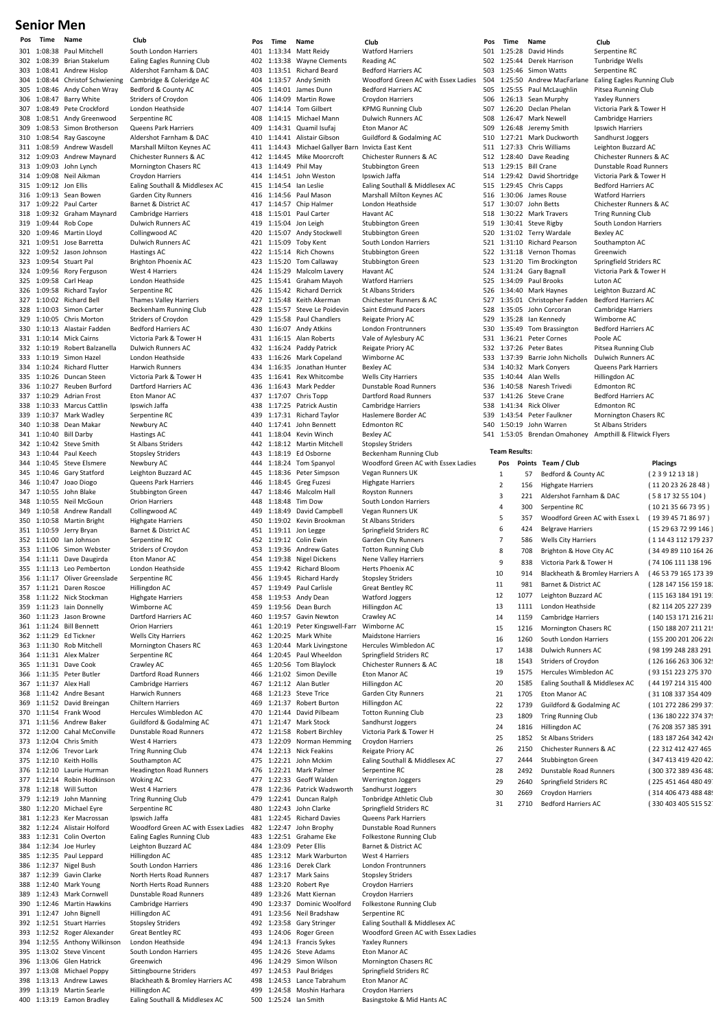# Senior Men

| Pos | Time | Name | Club |
|---|---|---|---|
| 301 | 1:08:38 | Paul Mitchell | South London Harriers |
| 302 | 1:08:39 | Brian Stakelum | Ealing Eagles Running Club |
| 303 | 1:08:41 | Andrew Hislop | Aldershot Farnham & DAC |
| 304 | 1:08:44 | Christof Schwiening | Cambridge & Coleridge AC |
| 305 | 1:08:46 | Andy Cohen Wray | Bedford & County AC |
| 306 | 1:08:47 | Barry White | Striders of Croydon |
| 307 | 1:08:49 | Pete Crockford | London Heathside |
| 308 | 1:08:51 | Andy Greenwood | Serpentine RC |
| 309 | 1:08:53 | Simon Brotherson | Queens Park Harriers |
| 310 | 1:08:54 | Ray Gascoyne | Aldershot Farnham & DAC |
| 311 | 1:08:59 | Andrew Wasdell | Marshall Milton Keynes AC |
| 312 | 1:09:03 | Andrew Maynard | Chichester Runners & AC |
| 313 | 1:09:03 | John Lynch | Mornington Chasers RC |
| 314 | 1:09:08 | Neil Aikman | Croydon Harriers |
| 315 | 1:09:12 | Jon Ellis | Ealing Southall & Middlesex AC |
| 316 | 1:09:13 | Sean Bowen | Garden City Runners |
| 317 | 1:09:22 | Paul Carter | Barnet & District AC |
| 318 | 1:09:32 | Graham Maynard | Cambridge Harriers |
| 319 | 1:09:44 | Rob Cope | Dulwich Runners AC |
| 320 | 1:09:46 | Martin Lloyd | Collingwood AC |
| 321 | 1:09:51 | Jose Barretta | Dulwich Runners AC |
| 322 | 1:09:52 | Jason Johnson | Hastings AC |
| 323 | 1:09:54 | Stuart Pal | Brighton Phoenix AC |
| 324 | 1:09:56 | Rory Ferguson | West 4 Harriers |
| 325 | 1:09:58 | Carl Heap | London Heathside |
| 326 | 1:09:58 | Richard Taylor | Serpentine RC |
| 327 | 1:10:02 | Richard Bell | Thames Valley Harriers |
| 328 | 1:10:03 | Simon Carter | Beckenham Running Club |
| 329 | 1:10:05 | Chris Morton | Striders of Croydon |
| 330 | 1:10:13 | Alastair Fadden | Bedford Harriers AC |
| 331 | 1:10:14 | Mick Cairns | Victoria Park & Tower H |
| 332 | 1:10:19 | Robert Balzanella | Dulwich Runners AC |
| 333 | 1:10:19 | Simon Hazel | London Heathside |
| 334 | 1:10:24 | Richard Flutter | Harwich Runners |
| 335 | 1:10:26 | Duncan Steen | Victoria Park & Tower H |
| 336 | 1:10:27 | Reuben Burford | Dartford Harriers AC |
| 337 | 1:10:29 | Adrian Frost | Eton Manor AC |
| 338 | 1:10:33 | Marcus Cattlin | Ipswich Jaffa |
| 339 | 1:10:37 | Mark Wadley | Serpentine RC |
| 340 | 1:10:38 | Dean Makar | Newbury AC |
| 341 | 1:10:40 | Bill Darby | Hastings AC |
| 342 | 1:10:42 | Steve Smith | St Albans Striders |
| 343 | 1:10:44 | Paul Keech | Stopsley Striders |
| 344 | 1:10:45 | Steve Elsmere | Newbury AC |
| 345 | 1:10:46 | Gary Statford | Leighton Buzzard AC |
| 346 | 1:10:47 | Joao Diogo | Queens Park Harriers |
| 347 | 1:10:55 | John Blake | Stubbington Green |
| 348 | 1:10:55 | Neil McGoun | Orion Harriers |
| 349 | 1:10:58 | Andrew Randall | Collingwood AC |
| 350 | 1:10:58 | Martin Bright | Highgate Harriers |
| 351 | 1:10:59 | Jerry Bryan | Barnet & District AC |
| 352 | 1:11:00 | Ian Johnson | Serpentine RC |
| 353 | 1:11:06 | Simon Webster | Striders of Croydon |
| 354 | 1:11:11 | Dave Daugirda | Eton Manor AC |
| 355 | 1:11:13 | Leo Pemberton | London Heathside |
| 356 | 1:11:17 | Oliver Greenslade | Serpentine RC |
| 357 | 1:11:21 | Daren Roscoe | Hillingdon AC |
| 358 | 1:11:22 | Nick Stockman | Highgate Harriers |
| 359 | 1:11:23 | Iain Donnelly | Wimborne AC |
| 360 | 1:11:23 | Jason Browne | Dartford Harriers AC |
| 361 | 1:11:24 | Bill Bennett | Orion Harriers |
| 362 | 1:11:29 | Ed Tickner | Wells City Harriers |
| 363 | 1:11:30 | Rob Mitchell | Mornington Chasers RC |
| 364 | 1:11:31 | Alex Malzer | Serpentine RC |
| 365 | 1:11:31 | Dave Cook | Crawley AC |
| 366 | 1:11:35 | Peter Butler | Dartford Road Runners |
| 367 | 1:11:37 | Alex Hall | Cambridge Harriers |
| 368 | 1:11:42 | Andre Besant | Harwich Runners |
| 369 | 1:11:52 | David Breingan | Chiltern Harriers |
| 370 | 1:11:54 | Frank Wood | Hercules Wimbledon AC |
| 371 | 1:11:56 | Andrew Baker | Guildford & Godalming AC |
| 372 | 1:12:00 | Cahal McConville | Dunstable Road Runners |
| 373 | 1:12:04 | Chris Smith | West 4 Harriers |
| 374 | 1:12:06 | Trevor Lark | Tring Running Club |
| 375 | 1:12:10 | Keith Hollis | Southampton AC |
| 376 | 1:12:10 | Laurie Hurman | Headington Road Runners |
| 377 | 1:12:14 | Robin Hodkinson | Woking AC |
| 378 | 1:12:18 | Will Sutton | West 4 Harriers |
| 379 | 1:12:19 | John Manning | Tring Running Club |
| 380 | 1:12:20 | Michael Eyre | Serpentine RC |
| 381 | 1:12:23 | Ker Macrossan | Ipswich Jaffa |
| 382 | 1:12:24 | Alistair Holford | Woodford Green AC with Essex Ladies |
| 383 | 1:12:31 | Colin Overton | Ealing Eagles Running Club |
| 384 | 1:12:34 | Joe Hurley | Leighton Buzzard AC |
| 385 | 1:12:35 | Paul Leppard | Hillingdon AC |
| 386 | 1:12:37 | Nigel Bush | South London Harriers |
| 387 | 1:12:39 | Gavin Clarke | North Herts Road Runners |
| 388 | 1:12:40 | Mark Young | North Herts Road Runners |
| 389 | 1:12:43 | Mark Cornwell | Dunstable Road Runners |
| 390 | 1:12:46 | Martin Hawkins | Cambridge Harriers |
| 391 | 1:12:47 | John Bignell | Hillingdon AC |
| 392 | 1:12:51 | Stuart Harries | Stopsley Striders |
| 393 | 1:12:52 | Roger Alexander | Great Bentley RC |
| 394 | 1:12:55 | Anthony Wilkinson | London Heathside |
| 395 | 1:13:02 | Steve Vincent | South London Harriers |
| 396 | 1:13:06 | Glen Hatrick | Greenwich |
| 397 | 1:13:08 | Michael Poppy | Sittingbourne Striders |
| 398 | 1:13:13 | Andrew Lawes | Blackheath & Bromley Harriers AC |
| 399 | 1:13:19 | Martin Searle | Hillingdon AC |
| 400 | 1:13:19 | Eamon Bradley | Ealing Southall & Middlesex AC |
| 401 | 1:13:34 | Matt Reidy | Watford Harriers |
| 402 | 1:13:38 | Wayne Clements | Reading AC |
| 403 | 1:13:51 | Richard Beard | Bedford Harriers AC |
| 404 | 1:13:57 | Andy Smith | Woodford Green AC with Essex Ladies |
| 405 | 1:14:01 | James Dunn | Bedford Harriers AC |
| 406 | 1:14:09 | Martin Rowe | Croydon Harriers |
| 407 | 1:14:14 | Tom Gilbert | KPMG Running Club |
| 408 | 1:14:15 | Michael Mann | Dulwich Runners AC |
| 409 | 1:14:31 | Quamil Isufaj | Eton Manor AC |
| 410 | 1:14:41 | Alistair Gibson | Guildford & Godalming AC |
| 411 | 1:14:43 | Michael Gallyer Barn | Invicta East Kent |
| 412 | 1:14:45 | Mike Moorcroft | Chichester Runners & AC |
| 413 | 1:14:49 | Phil May | Stubbington Green |
| 414 | 1:14:51 | John Weston | Ipswich Jaffa |
| 415 | 1:14:54 | Ian Leslie | Ealing Southall & Middlesex AC |
| 416 | 1:14:56 | Paul Mason | Marshall Milton Keynes AC |
| 417 | 1:14:57 | Chip Halmer | London Heathside |
| 418 | 1:15:01 | Paul Carter | Havant AC |
| 419 | 1:15:04 | Jon Leigh | Stubbington Green |
| 420 | 1:15:07 | Andy Stockwell | Stubbington Green |
| 421 | 1:15:09 | Toby Kent | South London Harriers |
| 422 | 1:15:14 | Rich Chowns | Stubbington Green |
| 423 | 1:15:20 | Tom Callaway | Stubbington Green |
| 424 | 1:15:29 | Malcolm Lavery | Havant AC |
| 425 | 1:15:41 | Graham Mayoh | Watford Harriers |
| 426 | 1:15:42 | Richard Derrick | St Albans Striders |
| 427 | 1:15:48 | Keith Akerman | Chichester Runners & AC |
| 428 | 1:15:57 | Steve Le Poidevin | Saint Edmund Pacers |
| 429 | 1:15:58 | Paul Chandlers | Reigate Priory AC |
| 430 | 1:16:07 | Andy Atkins | London Frontrunners |
| 431 | 1:16:15 | Alan Roberts | Vale of Aylesbury AC |
| 432 | 1:16:24 | Paddy Patrick | Reigate Priory AC |
| 433 | 1:16:26 | Mark Copeland | Wimborne AC |
| 434 | 1:16:35 | Jonathan Hunter | Bexley AC |
| 435 | 1:16:41 | Rex Whitcombe | Wells City Harriers |
| 436 | 1:16:43 | Mark Pedder | Dunstable Road Runners |
| 437 | 1:17:07 | Chris Topp | Dartford Road Runners |
| 438 | 1:17:25 | Patrick Austin | Cambridge Harriers |
| 439 | 1:17:31 | Richard Taylor | Haslemere Border AC |
| 440 | 1:17:41 | John Bennett | Edmonton RC |
| 441 | 1:18:04 | Kevin Winch | Bexley AC |
| 442 | 1:18:12 | Martin Mitchell | Stopsley Striders |
| 443 | 1:18:19 | Ed Osborne | Beckenham Running Club |
| 444 | 1:18:24 | Tom Spanyol | Woodford Green AC with Essex Ladies |
| 445 | 1:18:36 | Peter Simpson | Vegan Runners UK |
| 446 | 1:18:45 | Greg Fuzesi | Highgate Harriers |
| 447 | 1:18:46 | Malcolm Hall | Royston Runners |
| 448 | 1:18:48 | Tim Dow | South London Harriers |
| 449 | 1:18:49 | David Campbell | Vegan Runners UK |
| 450 | 1:19:02 | Kevin Brookman | St Albans Striders |
| 451 | 1:19:11 | Jon Legge | Springfield Striders RC |
| 452 | 1:19:12 | Colin Ewin | Garden City Runners |
| 453 | 1:19:36 | Andrew Gates | Totton Running Club |
| 454 | 1:19:38 | Nigel Dickens | Nene Valley Harriers |
| 455 | 1:19:42 | Richard Bloom | Herts Phoenix AC |
| 456 | 1:19:45 | Richard Hardy | Stopsley Striders |
| 457 | 1:19:49 | Paul Carlisle | Great Bentley RC |
| 458 | 1:19:53 | Andy Dean | Watford Joggers |
| 459 | 1:19:56 | Dean Burch | Hillingdon AC |
| 460 | 1:19:57 | Gavin Newton | Crawley AC |
| 461 | 1:20:19 | Peter Kingswell-Farr | Wimborne AC |
| 462 | 1:20:25 | Mark White | Maidstone Harriers |
| 463 | 1:20:44 | Mark Livingstone | Hercules Wimbledon AC |
| 464 | 1:20:45 | Paul Wheeldon | Springfield Striders RC |
| 465 | 1:20:56 | Tom Blaylock | Chichester Runners & AC |
| 466 | 1:21:02 | Simon Deville | Eton Manor AC |
| 467 | 1:21:12 | Alan Butler | Hillingdon AC |
| 468 | 1:21:23 | Steve Trice | Garden City Runners |
| 469 | 1:21:37 | Robert Burton | Hillingdon AC |
| 470 | 1:21:44 | David Pilbeam | Totton Running Club |
| 471 | 1:21:47 | Mark Stock | Sandhurst Joggers |
| 472 | 1:21:58 | Robert Birchley | Victoria Park & Tower H |
| 473 | 1:22:09 | Norman Hemming | Croydon Harriers |
| 474 | 1:22:13 | Nick Feakins | Reigate Priory AC |
| 475 | 1:22:21 | John Mckim | Ealing Southall & Middlesex AC |
| 476 | 1:22:21 | Mark Palmer | Serpentine RC |
| 477 | 1:22:33 | Geoff Walden | Werrington Joggers |
| 478 | 1:22:36 | Patrick Wadsworth | Sandhurst Joggers |
| 479 | 1:22:41 | Duncan Ralph | Tonbridge Athletic Club |
| 480 | 1:22:43 | John Clarke | Springfield Striders RC |
| 481 | 1:22:45 | Richard Davies | Queens Park Harriers |
| 482 | 1:22:47 | John Brophy | Dunstable Road Runners |
| 483 | 1:22:51 | Grahame Eke | Folkestone Running Club |
| 484 | 1:23:09 | Peter Ellis | Barnet & District AC |
| 485 | 1:23:12 | Mark Warburton | West 4 Harriers |
| 486 | 1:23:16 | Derek Clark | London Frontrunners |
| 487 | 1:23:17 | Mark Sains | Stopsley Striders |
| 488 | 1:23:20 | Robert Rye | Croydon Harriers |
| 489 | 1:23:26 | Matt Kiernan | Croydon Harriers |
| 490 | 1:23:37 | Dominic Woolford | Folkestone Running Club |
| 491 | 1:23:56 | Neil Bradshaw | Serpentine RC |
| 492 | 1:23:58 | Gary Stringer | Ealing Southall & Middlesex AC |
| 493 | 1:24:06 | Roger Green | Woodford Green AC with Essex Ladies |
| 494 | 1:24:13 | Francis Sykes | Yaxley Runners |
| 495 | 1:24:26 | Steve Adams | Eton Manor AC |
| 496 | 1:24:29 | Simon Wilson | Mornington Chasers RC |
| 497 | 1:24:53 | Paul Bridges | Springfield Striders RC |
| 498 | 1:24:53 | Lance Tabrahum | Eton Manor AC |
| 499 | 1:24:58 | Moshin Harhara | Croydon Harriers |
| 500 | 1:25:24 | Ian Smith | Basingstoke & Mid Hants AC |
| 501 | 1:25:28 | David Hinds | Serpentine RC |
| 502 | 1:25:44 | Derek Harrison | Tunbridge Wells |
| 503 | 1:25:46 | Simon Watts | Serpentine RC |
| 504 | 1:25:50 | Andrew MacFarlane | Ealing Eagles Running Club |
| 505 | 1:25:55 | Paul McLaughlin | Pitsea Running Club |
| 506 | 1:26:13 | Sean Murphy | Yaxley Runners |
| 507 | 1:26:20 | Declan Phelan | Victoria Park & Tower H |
| 508 | 1:26:47 | Mark Newell | Cambridge Harriers |
| 509 | 1:26:48 | Jeremy Smith | Ipswich Harriers |
| 510 | 1:27:21 | Mark Duckworth | Sandhurst Joggers |
| 511 | 1:27:33 | Chris Williams | Leighton Buzzard AC |
| 512 | 1:28:40 | Dave Reading | Chichester Runners & AC |
| 513 | 1:29:15 | Bill Crane | Dunstable Road Runners |
| 514 | 1:29:42 | David Shortridge | Victoria Park & Tower H |
| 515 | 1:29:45 | Chris Capps | Bedford Harriers AC |
| 516 | 1:30:06 | James Rouse | Watford Harriers |
| 517 | 1:30:07 | John Betts | Chichester Runners & AC |
| 518 | 1:30:22 | Mark Travers | Tring Running Club |
| 519 | 1:30:41 | Steve Rigby | South London Harriers |
| 520 | 1:31:02 | Terry Wardale | Bexley AC |
| 521 | 1:31:10 | Richard Pearson | Southampton AC |
| 522 | 1:31:18 | Vernon Thomas | Greenwich |
| 523 | 1:31:20 | Tim Brockington | Springfield Striders RC |
| 524 | 1:31:24 | Gary Bagnall | Victoria Park & Tower H |
| 525 | 1:34:09 | Paul Brooks | Luton AC |
| 526 | 1:34:40 | Mark Haynes | Leighton Buzzard AC |
| 527 | 1:35:01 | Christopher Fadden | Bedford Harriers AC |
| 528 | 1:35:05 | John Corcoran | Cambridge Harriers |
| 529 | 1:35:28 | Ian Kennedy | Wimborne AC |
| 530 | 1:35:49 | Tom Brassington | Bedford Harriers AC |
| 531 | 1:36:21 | Peter Cornes | Poole AC |
| 532 | 1:37:26 | Peter Bates | Pitsea Running Club |
| 533 | 1:37:39 | Barrie John Nicholls | Dulwich Runners AC |
| 534 | 1:40:32 | Mark Conyers | Queens Park Harriers |
| 535 | 1:40:44 | Alan Wells | Hillingdon AC |
| 536 | 1:40:58 | Naresh Trivedi | Edmonton RC |
| 537 | 1:41:26 | Steve Crane | Bedford Harriers AC |
| 538 | 1:41:34 | Rick Oliver | Edmonton RC |
| 539 | 1:43:54 | Peter Faulkner | Mornington Chasers RC |
| 540 | 1:50:19 | John Warren | St Albans Striders |
| 541 | 1:53:05 | Brendan Omahoney | Ampthill & Flitwick Flyers |

**Team Results:**

| Pos | Points | Team / Club | Placings |
|---|---|---|---|
| 1 | 57 | Bedford & County AC | ( 2 3 9 12 13 18 ) |
| 2 | 156 | Highgate Harriers | ( 11 20 23 26 28 48 ) |
| 3 | 221 | Aldershot Farnham & DAC | ( 5 8 17 32 55 104 ) |
| 4 | 300 | Serpentine RC | ( 10 21 35 66 73 95 ) |
| 5 | 357 | Woodford Green AC with Essex L | ( 19 39 45 71 86 97 ) |
| 6 | 424 | Belgrave Harriers | ( 15 29 63 72 99 146 |
| 7 | 586 | Wells City Harriers | ( 1 14 43 112 179 237 |
| 8 | 708 | Brighton & Hove City AC | ( 34 49 89 110 164 26 |
| 9 | 838 | Victoria Park & Tower H | ( 74 106 111 138 196 |
| 10 | 914 | Blackheath & Bromley Harriers A | ( 46 53 79 165 173 39 |
| 11 | 981 | Barnet & District AC | ( 128 147 156 159 18 |
| 12 | 1077 | Leighton Buzzard AC | ( 115 163 184 191 19 |
| 13 | 1111 | London Heathside | ( 82 114 205 227 239 |
| 14 | 1159 | Cambridge Harriers | ( 140 153 171 216 21 |
| 15 | 1216 | Mornington Chasers RC | ( 150 188 207 211 21 |
| 16 | 1260 | South London Harriers | ( 155 200 201 206 22 |
| 17 | 1438 | Dulwich Runners AC | ( 98 199 248 283 291 |
| 18 | 1543 | Striders of Croydon | ( 126 166 263 306 32 |
| 19 | 1575 | Hercules Wimbledon AC | ( 93 151 223 275 370 |
| 20 | 1585 | Ealing Southall & Middlesex AC | ( 44 197 214 315 400 |
| 21 | 1705 | Eton Manor AC | ( 31 108 337 354 409 |
| 22 | 1739 | Guildford & Godalming AC | ( 101 272 286 299 37 |
| 23 | 1809 | Tring Running Club | ( 136 180 222 374 37 |
| 24 | 1816 | Hillingdon AC | ( 76 208 357 385 391 |
| 25 | 1852 | St Albans Striders | ( 183 187 264 342 42 |
| 26 | 2150 | Chichester Runners & AC | ( 22 312 412 427 465 |
| 27 | 2444 | Stubbington Green | ( 347 413 419 420 42 |
| 28 | 2492 | Dunstable Road Runners | ( 300 372 389 436 48 |
| 29 | 2640 | Springfield Striders RC | ( 225 451 464 480 49 |
| 30 | 2669 | Croydon Harriers | ( 314 406 473 488 48 |
| 31 | 2710 | Bedford Harriers AC | ( 330 403 405 515 52 |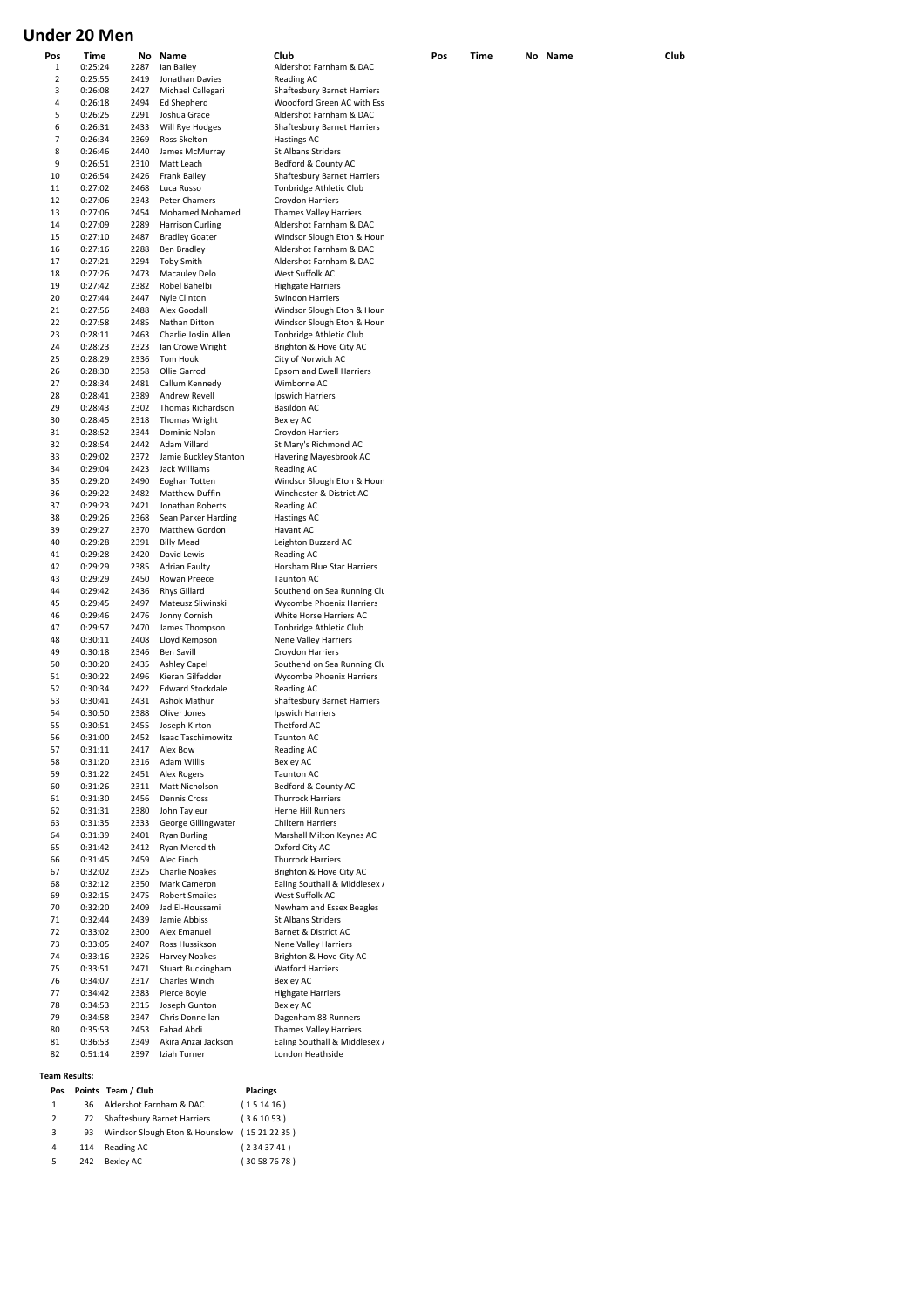# Under 20 Men

| Pos | Time | No | Name | Club |
|---|---|---|---|---|
| 1 | 0:25:24 | 2287 | Ian Bailey | Aldershot Farnham & DAC |
| 2 | 0:25:55 | 2419 | Jonathan Davies | Reading AC |
| 3 | 0:26:08 | 2427 | Michael Callegari | Shaftesbury Barnet Harriers |
| 4 | 0:26:18 | 2494 | Ed Shepherd | Woodford Green AC with Ess |
| 5 | 0:26:25 | 2291 | Joshua Grace | Aldershot Farnham & DAC |
| 6 | 0:26:31 | 2433 | Will Rye Hodges | Shaftesbury Barnet Harriers |
| 7 | 0:26:34 | 2369 | Ross Skelton | Hastings AC |
| 8 | 0:26:46 | 2440 | James McMurray | St Albans Striders |
| 9 | 0:26:51 | 2310 | Matt Leach | Bedford & County AC |
| 10 | 0:26:54 | 2426 | Frank Bailey | Shaftesbury Barnet Harriers |
| 11 | 0:27:02 | 2468 | Luca Russo | Tonbridge Athletic Club |
| 12 | 0:27:06 | 2343 | Peter Chamers | Croydon Harriers |
| 13 | 0:27:06 | 2454 | Mohamed Mohamed | Thames Valley Harriers |
| 14 | 0:27:09 | 2289 | Harrison Curling | Aldershot Farnham & DAC |
| 15 | 0:27:10 | 2487 | Bradley Goater | Windsor Slough Eton & Houn |
| 16 | 0:27:16 | 2288 | Ben Bradley | Aldershot Farnham & DAC |
| 17 | 0:27:21 | 2294 | Toby Smith | Aldershot Farnham & DAC |
| 18 | 0:27:26 | 2473 | Macauley Delo | West Suffolk AC |
| 19 | 0:27:42 | 2382 | Robel Bahelbi | Highgate Harriers |
| 20 | 0:27:44 | 2447 | Nyle Clinton | Swindon Harriers |
| 21 | 0:27:56 | 2488 | Alex Goodall | Windsor Slough Eton & Houn |
| 22 | 0:27:58 | 2485 | Nathan Ditton | Windsor Slough Eton & Houn |
| 23 | 0:28:11 | 2463 | Charlie Joslin Allen | Tonbridge Athletic Club |
| 24 | 0:28:23 | 2323 | Ian Crowe Wright | Brighton & Hove City AC |
| 25 | 0:28:29 | 2336 | Tom Hook | City of Norwich AC |
| 26 | 0:28:30 | 2358 | Ollie Garrod | Epsom and Ewell Harriers |
| 27 | 0:28:34 | 2481 | Callum Kennedy | Wimborne AC |
| 28 | 0:28:41 | 2389 | Andrew Revell | Ipswich Harriers |
| 29 | 0:28:43 | 2302 | Thomas Richardson | Basildon AC |
| 30 | 0:28:45 | 2318 | Thomas Wright | Bexley AC |
| 31 | 0:28:52 | 2344 | Dominic Nolan | Croydon Harriers |
| 32 | 0:28:54 | 2442 | Adam Villard | St Mary's Richmond AC |
| 33 | 0:29:02 | 2372 | Jamie Buckley Stanton | Havering Mayesbrook AC |
| 34 | 0:29:04 | 2423 | Jack Williams | Reading AC |
| 35 | 0:29:20 | 2490 | Eoghan Totten | Windsor Slough Eton & Houn |
| 36 | 0:29:22 | 2482 | Matthew Duffin | Winchester & District AC |
| 37 | 0:29:23 | 2421 | Jonathan Roberts | Reading AC |
| 38 | 0:29:26 | 2368 | Sean Parker Harding | Hastings AC |
| 39 | 0:29:27 | 2370 | Matthew Gordon | Havant AC |
| 40 | 0:29:28 | 2391 | Billy Mead | Leighton Buzzard AC |
| 41 | 0:29:28 | 2420 | David Lewis | Reading AC |
| 42 | 0:29:29 | 2385 | Adrian Faulty | Horsham Blue Star Harriers |
| 43 | 0:29:29 | 2450 | Rowan Preece | Taunton AC |
| 44 | 0:29:42 | 2436 | Rhys Gillard | Southend on Sea Running Clu |
| 45 | 0:29:45 | 2497 | Mateusz Sliwinski | Wycombe Phoenix Harriers |
| 46 | 0:29:46 | 2476 | Jonny Cornish | White Horse Harriers AC |
| 47 | 0:29:57 | 2470 | James Thompson | Tonbridge Athletic Club |
| 48 | 0:30:11 | 2408 | Lloyd Kempson | Nene Valley Harriers |
| 49 | 0:30:18 | 2346 | Ben Savill | Croydon Harriers |
| 50 | 0:30:20 | 2435 | Ashley Capel | Southend on Sea Running Clu |
| 51 | 0:30:22 | 2496 | Kieran Gilfedder | Wycombe Phoenix Harriers |
| 52 | 0:30:34 | 2422 | Edward Stockdale | Reading AC |
| 53 | 0:30:41 | 2431 | Ashok Mathur | Shaftesbury Barnet Harriers |
| 54 | 0:30:50 | 2388 | Oliver Jones | Ipswich Harriers |
| 55 | 0:30:51 | 2455 | Joseph Kirton | Thetford AC |
| 56 | 0:31:00 | 2452 | Isaac Taschimowitz | Taunton AC |
| 57 | 0:31:11 | 2417 | Alex Bow | Reading AC |
| 58 | 0:31:20 | 2316 | Adam Willis | Bexley AC |
| 59 | 0:31:22 | 2451 | Alex Rogers | Taunton AC |
| 60 | 0:31:26 | 2311 | Matt Nicholson | Bedford & County AC |
| 61 | 0:31:30 | 2456 | Dennis Cross | Thurrock Harriers |
| 62 | 0:31:31 | 2380 | John Tayleur | Herne Hill Runners |
| 63 | 0:31:35 | 2333 | George Gillingwater | Chiltern Harriers |
| 64 | 0:31:39 | 2401 | Ryan Burling | Marshall Milton Keynes AC |
| 65 | 0:31:42 | 2412 | Ryan Meredith | Oxford City AC |
| 66 | 0:31:45 | 2459 | Alec Finch | Thurrock Harriers |
| 67 | 0:32:02 | 2325 | Charlie Noakes | Brighton & Hove City AC |
| 68 | 0:32:12 | 2350 | Mark Cameron | Ealing Southall & Middlesex A |
| 69 | 0:32:15 | 2475 | Robert Smailes | West Suffolk AC |
| 70 | 0:32:20 | 2409 | Jad El-Houssami | Newham and Essex Beagles |
| 71 | 0:32:44 | 2439 | Jamie Abbiss | St Albans Striders |
| 72 | 0:33:02 | 2300 | Alex Emanuel | Barnet & District AC |
| 73 | 0:33:05 | 2407 | Ross Hussikson | Nene Valley Harriers |
| 74 | 0:33:16 | 2326 | Harvey Noakes | Brighton & Hove City AC |
| 75 | 0:33:51 | 2471 | Stuart Buckingham | Watford Harriers |
| 76 | 0:34:07 | 2317 | Charles Winch | Bexley AC |
| 77 | 0:34:42 | 2383 | Pierce Boyle | Highgate Harriers |
| 78 | 0:34:53 | 2315 | Joseph Gunton | Bexley AC |
| 79 | 0:34:58 | 2347 | Chris Donnellan | Dagenham 88 Runners |
| 80 | 0:35:53 | 2453 | Fahad Abdi | Thames Valley Harriers |
| 81 | 0:36:53 | 2349 | Akira Anzai Jackson | Ealing Southall & Middlesex A |
| 82 | 0:51:14 | 2397 | Iziah Turner | London Heathside |

**Team Results:**

| Pos | Points | Team / Club | Placings |
|---|---|---|---|
| 1 | 36 | Aldershot Farnham & DAC | ( 1 5 14 16 ) |
| 2 | 72 | Shaftesbury Barnet Harriers | ( 3 6 10 53 ) |
| 3 | 93 | Windsor Slough Eton & Hounslow | ( 15 21 22 35 ) |
| 4 | 114 | Reading AC | ( 2 34 37 41 ) |
| 5 | 242 | Bexley AC | ( 30 58 76 78 ) |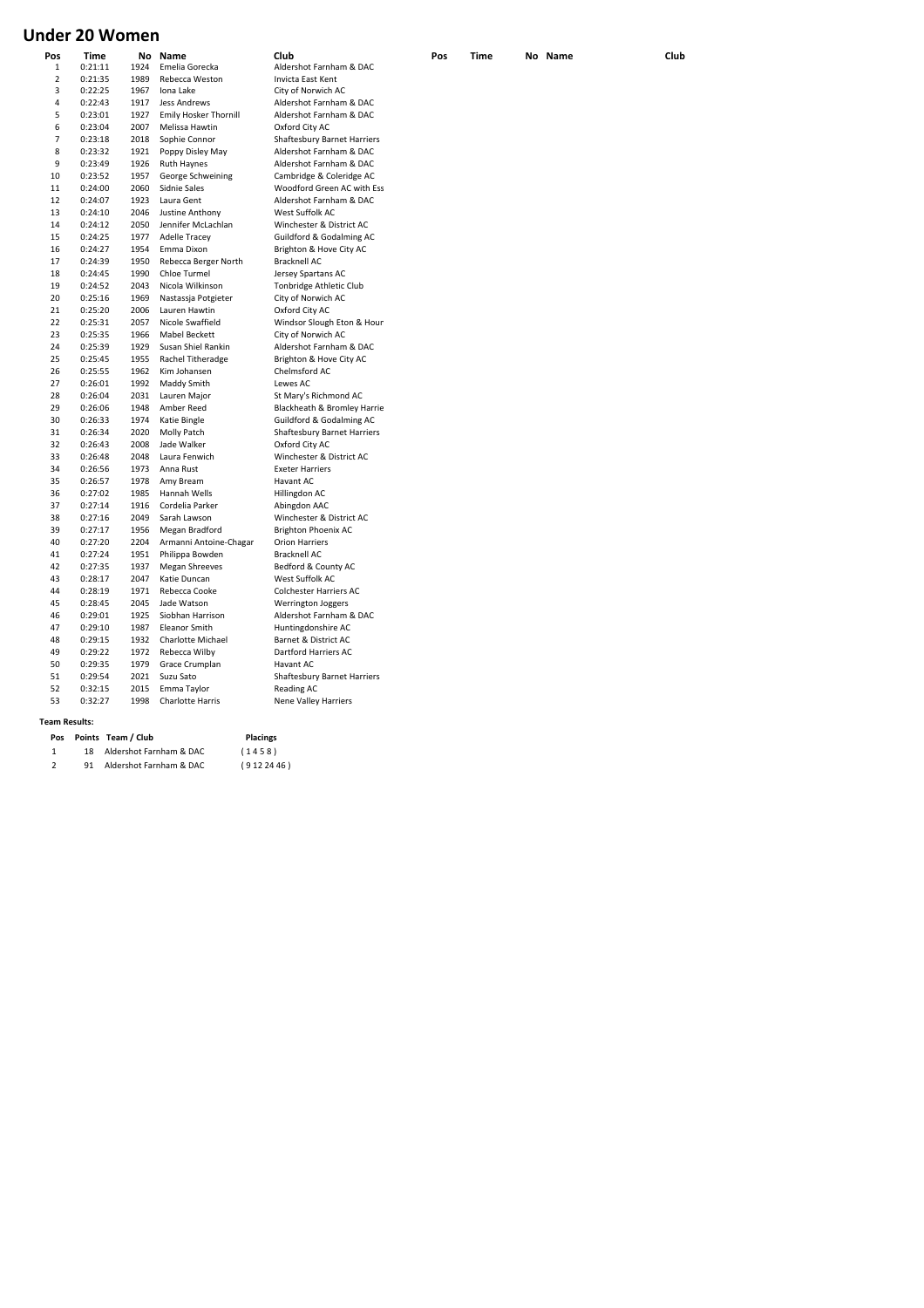# Under 20 Women

| Pos | Time | No | Name | Club | Pos | Time | No | Name | Club |
|---|---|---|---|---|---|---|---|---|---|
| 1 | 0:21:11 | 1924 | Emelia Gorecka | Aldershot Farnham & DAC | | | | | |
| 2 | 0:21:35 | 1989 | Rebecca Weston | Invicta East Kent | | | | | |
| 3 | 0:22:25 | 1967 | Iona Lake | City of Norwich AC | | | | | |
| 4 | 0:22:43 | 1917 | Jess Andrews | Aldershot Farnham & DAC | | | | | |
| 5 | 0:23:01 | 1927 | Emily Hosker Thornill | Aldershot Farnham & DAC | | | | | |
| 6 | 0:23:04 | 2007 | Melissa Hawtin | Oxford City AC | | | | | |
| 7 | 0:23:18 | 2018 | Sophie Connor | Shaftesbury Barnet Harriers | | | | | |
| 8 | 0:23:32 | 1921 | Poppy Disley May | Aldershot Farnham & DAC | | | | | |
| 9 | 0:23:49 | 1926 | Ruth Haynes | Aldershot Farnham & DAC | | | | | |
| 10 | 0:23:52 | 1957 | George Schweining | Cambridge & Coleridge AC | | | | | |
| 11 | 0:24:00 | 2060 | Sidnie Sales | Woodford Green AC with Ess | | | | | |
| 12 | 0:24:07 | 1923 | Laura Gent | Aldershot Farnham & DAC | | | | | |
| 13 | 0:24:10 | 2046 | Justine Anthony | West Suffolk AC | | | | | |
| 14 | 0:24:12 | 2050 | Jennifer McLachlan | Winchester & District AC | | | | | |
| 15 | 0:24:25 | 1977 | Adelle Tracey | Guildford & Godalming AC | | | | | |
| 16 | 0:24:27 | 1954 | Emma Dixon | Brighton & Hove City AC | | | | | |
| 17 | 0:24:39 | 1950 | Rebecca Berger North | Bracknell AC | | | | | |
| 18 | 0:24:45 | 1990 | Chloe Turmel | Jersey Spartans AC | | | | | |
| 19 | 0:24:52 | 2043 | Nicola Wilkinson | Tonbridge Athletic Club | | | | | |
| 20 | 0:25:16 | 1969 | Nastassja Potgieter | City of Norwich AC | | | | | |
| 21 | 0:25:20 | 2006 | Lauren Hawtin | Oxford City AC | | | | | |
| 22 | 0:25:31 | 2057 | Nicole Swaffield | Windsor Slough Eton & Hour | | | | | |
| 23 | 0:25:35 | 1966 | Mabel Beckett | City of Norwich AC | | | | | |
| 24 | 0:25:39 | 1929 | Susan Shiel Rankin | Aldershot Farnham & DAC | | | | | |
| 25 | 0:25:45 | 1955 | Rachel Titheradge | Brighton & Hove City AC | | | | | |
| 26 | 0:25:55 | 1962 | Kim Johansen | Chelmsford AC | | | | | |
| 27 | 0:26:01 | 1992 | Maddy Smith | Lewes AC | | | | | |
| 28 | 0:26:04 | 2031 | Lauren Major | St Mary's Richmond AC | | | | | |
| 29 | 0:26:06 | 1948 | Amber Reed | Blackheath & Bromley Harrie | | | | | |
| 30 | 0:26:33 | 1974 | Katie Bingle | Guildford & Godalming AC | | | | | |
| 31 | 0:26:34 | 2020 | Molly Patch | Shaftesbury Barnet Harriers | | | | | |
| 32 | 0:26:43 | 2008 | Jade Walker | Oxford City AC | | | | | |
| 33 | 0:26:48 | 2048 | Laura Fenwich | Winchester & District AC | | | | | |
| 34 | 0:26:56 | 1973 | Anna Rust | Exeter Harriers | | | | | |
| 35 | 0:26:57 | 1978 | Amy Bream | Havant AC | | | | | |
| 36 | 0:27:02 | 1985 | Hannah Wells | Hillingdon AC | | | | | |
| 37 | 0:27:14 | 1916 | Cordelia Parker | Abingdon AAC | | | | | |
| 38 | 0:27:16 | 2049 | Sarah Lawson | Winchester & District AC | | | | | |
| 39 | 0:27:17 | 1956 | Megan Bradford | Brighton Phoenix AC | | | | | |
| 40 | 0:27:20 | 2204 | Armanni Antoine-Chagar | Orion Harriers | | | | | |
| 41 | 0:27:24 | 1951 | Philippa Bowden | Bracknell AC | | | | | |
| 42 | 0:27:35 | 1937 | Megan Shreeves | Bedford & County AC | | | | | |
| 43 | 0:28:17 | 2047 | Katie Duncan | West Suffolk AC | | | | | |
| 44 | 0:28:19 | 1971 | Rebecca Cooke | Colchester Harriers AC | | | | | |
| 45 | 0:28:45 | 2045 | Jade Watson | Werrington Joggers | | | | | |
| 46 | 0:29:01 | 1925 | Siobhan Harrison | Aldershot Farnham & DAC | | | | | |
| 47 | 0:29:10 | 1987 | Eleanor Smith | Huntingdonshire AC | | | | | |
| 48 | 0:29:15 | 1932 | Charlotte Michael | Barnet & District AC | | | | | |
| 49 | 0:29:22 | 1972 | Rebecca Wilby | Dartford Harriers AC | | | | | |
| 50 | 0:29:35 | 1979 | Grace Crumplan | Havant AC | | | | | |
| 51 | 0:29:54 | 2021 | Suzu Sato | Shaftesbury Barnet Harriers | | | | | |
| 52 | 0:32:15 | 2015 | Emma Taylor | Reading AC | | | | | |
| 53 | 0:32:27 | 1998 | Charlotte Harris | Nene Valley Harriers | | | | | |

**Team Results:**

| Pos | Points | Team / Club | Placings |
|---|---|---|---|
| 1 | 18 | Aldershot Farnham & DAC | ( 1 4 5 8 ) |
| 2 | 91 | Aldershot Farnham & DAC | ( 9 12 24 46 ) |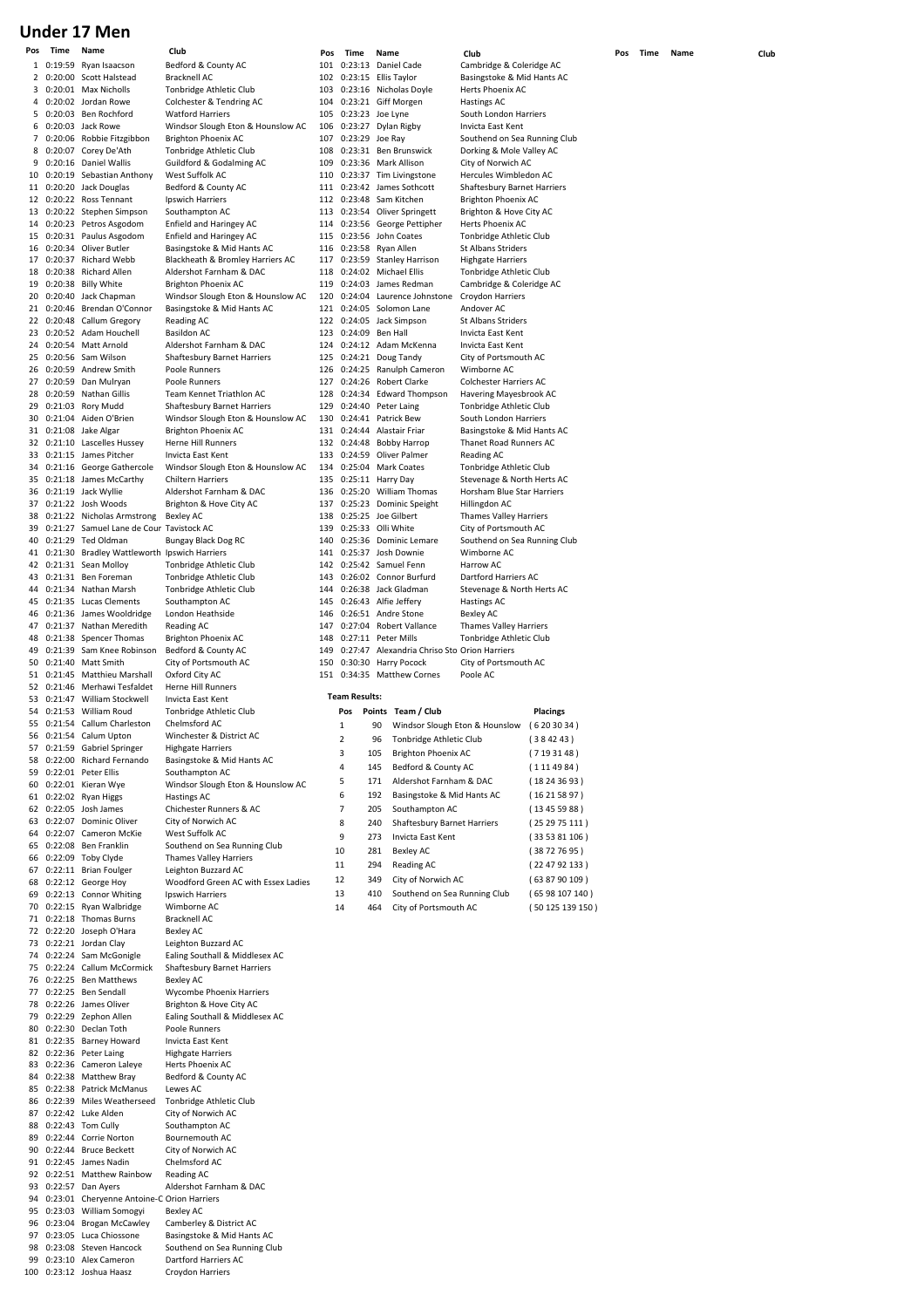# Under 17 Men

| Pos | Time | Name | Club |
|---|---|---|---|
| 1 | 0:19:59 | Ryan Isaacson | Bedford & County AC |
| 2 | 0:20:00 | Scott Halstead | Bracknell AC |
| 3 | 0:20:01 | Max Nicholls | Tonbridge Athletic Club |
| 4 | 0:20:02 | Jordan Rowe | Colchester & Tendring AC |
| 5 | 0:20:03 | Ben Rochford | Watford Harriers |
| 6 | 0:20:03 | Jack Rowe | Windsor Slough Eton & Hounslow AC |
| 7 | 0:20:06 | Robbie Fitzgibbon | Brighton Phoenix AC |
| 8 | 0:20:07 | Corey De'Ath | Tonbridge Athletic Club |
| 9 | 0:20:16 | Daniel Wallis | Guildford & Godalming AC |
| 10 | 0:20:19 | Sebastian Anthony | West Suffolk AC |
| 11 | 0:20:20 | Jack Douglas | Bedford & County AC |
| 12 | 0:20:22 | Ross Tennant | Ipswich Harriers |
| 13 | 0:20:22 | Stephen Simpson | Southampton AC |
| 14 | 0:20:23 | Petros Asgodom | Enfield and Haringey AC |
| 15 | 0:20:31 | Paulus Asgodom | Enfield and Haringey AC |
| 16 | 0:20:34 | Oliver Butler | Basingstoke & Mid Hants AC |
| 17 | 0:20:37 | Richard Webb | Blackheath & Bromley Harriers AC |
| 18 | 0:20:38 | Richard Allen | Aldershot Farnham & DAC |
| 19 | 0:20:38 | Billy White | Brighton Phoenix AC |
| 20 | 0:20:40 | Jack Chapman | Windsor Slough Eton & Hounslow AC |
| 21 | 0:20:46 | Brendan O'Connor | Basingstoke & Mid Hants AC |
| 22 | 0:20:48 | Callum Gregory | Reading AC |
| 23 | 0:20:52 | Adam Houchell | Basildon AC |
| 24 | 0:20:54 | Matt Arnold | Aldershot Farnham & DAC |
| 25 | 0:20:56 | Sam Wilson | Shaftesbury Barnet Harriers |
| 26 | 0:20:59 | Andrew Smith | Poole Runners |
| 27 | 0:20:59 | Dan Mulryan | Poole Runners |
| 28 | 0:20:59 | Nathan Gillis | Team Kennet Triathlon AC |
| 29 | 0:21:03 | Rory Mudd | Shaftesbury Barnet Harriers |
| 30 | 0:21:04 | Aiden O'Brien | Windsor Slough Eton & Hounslow AC |
| 31 | 0:21:08 | Jake Algar | Brighton Phoenix AC |
| 32 | 0:21:10 | Lascelles Hussey | Herne Hill Runners |
| 33 | 0:21:15 | James Pitcher | Invicta East Kent |
| 34 | 0:21:16 | George Gathercole | Windsor Slough Eton & Hounslow AC |
| 35 | 0:21:18 | James McCarthy | Chiltern Harriers |
| 36 | 0:21:19 | Jack Wyllie | Aldershot Farnham & DAC |
| 37 | 0:21:22 | Josh Woods | Brighton & Hove City AC |
| 38 | 0:21:22 | Nicholas Armstrong | Bexley AC |
| 39 | 0:21:27 | Samuel Lane de Cour | Tavistock AC |
| 40 | 0:21:29 | Ted Oldman | Bungay Black Dog RC |
| 41 | 0:21:30 | Bradley Wattleworth | Ipswich Harriers |
| 42 | 0:21:31 | Sean Molloy | Tonbridge Athletic Club |
| 43 | 0:21:31 | Ben Foreman | Tonbridge Athletic Club |
| 44 | 0:21:34 | Nathan Marsh | Tonbridge Athletic Club |
| 45 | 0:21:35 | Lucas Clements | Southampton AC |
| 46 | 0:21:36 | James Wooldridge | London Heathside |
| 47 | 0:21:37 | Nathan Meredith | Reading AC |
| 48 | 0:21:38 | Spencer Thomas | Brighton Phoenix AC |
| 49 | 0:21:39 | Sam Knee Robinson | Bedford & County AC |
| 50 | 0:21:40 | Matt Smith | City of Portsmouth AC |
| 51 | 0:21:45 | Matthieu Marshall | Oxford City AC |
| 52 | 0:21:46 | Merhawi Tesfaldet | Herne Hill Runners |
| 53 | 0:21:47 | William Stockwell | Invicta East Kent |
| 54 | 0:21:53 | William Roud | Tonbridge Athletic Club |
| 55 | 0:21:54 | Callum Charleston | Chelmsford AC |
| 56 | 0:21:54 | Calum Upton | Winchester & District AC |
| 57 | 0:21:59 | Gabriel Springer | Highgate Harriers |
| 58 | 0:22:00 | Richard Fernando | Basingstoke & Mid Hants AC |
| 59 | 0:22:01 | Peter Ellis | Southampton AC |
| 60 | 0:22:01 | Kieran Wye | Windsor Slough Eton & Hounslow AC |
| 61 | 0:22:02 | Ryan Higgs | Hastings AC |
| 62 | 0:22:05 | Josh James | Chichester Runners & AC |
| 63 | 0:22:07 | Dominic Oliver | City of Norwich AC |
| 64 | 0:22:07 | Cameron McKie | West Suffolk AC |
| 65 | 0:22:08 | Ben Franklin | Southend on Sea Running Club |
| 66 | 0:22:09 | Toby Clyde | Thames Valley Harriers |
| 67 | 0:22:11 | Brian Foulger | Leighton Buzzard AC |
| 68 | 0:22:12 | George Hoy | Woodford Green AC with Essex Ladies |
| 69 | 0:22:13 | Connor Whiting | Ipswich Harriers |
| 70 | 0:22:15 | Ryan Walbridge | Wimborne AC |
| 71 | 0:22:18 | Thomas Burns | Bracknell AC |
| 72 | 0:22:20 | Joseph O'Hara | Bexley AC |
| 73 | 0:22:21 | Jordan Clay | Leighton Buzzard AC |
| 74 | 0:22:24 | Sam McGonigle | Ealing Southall & Middlesex AC |
| 75 | 0:22:24 | Callum McCormick | Shaftesbury Barnet Harriers |
| 76 | 0:22:25 | Ben Matthews | Bexley AC |
| 77 | 0:22:25 | Ben Sendall | Wycombe Phoenix Harriers |
| 78 | 0:22:26 | James Oliver | Brighton & Hove City AC |
| 79 | 0:22:29 | Zephon Allen | Ealing Southall & Middlesex AC |
| 80 | 0:22:30 | Declan Toth | Poole Runners |
| 81 | 0:22:35 | Barney Howard | Invicta East Kent |
| 82 | 0:22:36 | Peter Laing | Highgate Harriers |
| 83 | 0:22:36 | Cameron Laleye | Herts Phoenix AC |
| 84 | 0:22:38 | Matthew Bray | Bedford & County AC |
| 85 | 0:22:38 | Patrick McManus | Lewes AC |
| 86 | 0:22:39 | Miles Weatherseed | Tonbridge Athletic Club |
| 87 | 0:22:42 | Luke Alden | City of Norwich AC |
| 88 | 0:22:43 | Tom Cully | Southampton AC |
| 89 | 0:22:44 | Corrie Norton | Bournemouth AC |
| 90 | 0:22:44 | Bruce Beckett | City of Norwich AC |
| 91 | 0:22:45 | James Nadin | Chelmsford AC |
| 92 | 0:22:51 | Matthew Rainbow | Reading AC |
| 93 | 0:22:57 | Dan Ayers | Aldershot Farnham & DAC |
| 94 | 0:23:01 | Cheryenne Antoine-C | Orion Harriers |
| 95 | 0:23:03 | William Somogyi | Bexley AC |
| 96 | 0:23:04 | Brogan McCawley | Camberley & District AC |
| 97 | 0:23:05 | Luca Chiossone | Basingstoke & Mid Hants AC |
| 98 | 0:23:08 | Steven Hancock | Southend on Sea Running Club |
| 99 | 0:23:10 | Alex Cameron | Dartford Harriers AC |
| 100 | 0:23:12 | Joshua Haasz | Croydon Harriers |
| 101 | 0:23:13 | Daniel Cade | Cambridge & Coleridge AC |
| 102 | 0:23:15 | Ellis Taylor | Basingstoke & Mid Hants AC |
| 103 | 0:23:16 | Nicholas Doyle | Herts Phoenix AC |
| 104 | 0:23:21 | Giff Morgen | Hastings AC |
| 105 | 0:23:23 | Joe Lyne | South London Harriers |
| 106 | 0:23:27 | Dylan Rigby | Invicta East Kent |
| 107 | 0:23:29 | Joe Ray | Southend on Sea Running Club |
| 108 | 0:23:31 | Ben Brunswick | Dorking & Mole Valley AC |
| 109 | 0:23:36 | Mark Allison | City of Norwich AC |
| 110 | 0:23:37 | Tim Livingstone | Hercules Wimbledon AC |
| 111 | 0:23:42 | James Sothcott | Shaftesbury Barnet Harriers |
| 112 | 0:23:48 | Sam Kitchen | Brighton Phoenix AC |
| 113 | 0:23:54 | Oliver Springett | Brighton & Hove City AC |
| 114 | 0:23:56 | George Pettipher | Herts Phoenix AC |
| 115 | 0:23:56 | John Coates | Tonbridge Athletic Club |
| 116 | 0:23:58 | Ryan Allen | St Albans Striders |
| 117 | 0:23:59 | Stanley Harrison | Highgate Harriers |
| 118 | 0:24:02 | Michael Ellis | Tonbridge Athletic Club |
| 119 | 0:24:03 | James Redman | Cambridge & Coleridge AC |
| 120 | 0:24:04 | Laurence Johnstone | Croydon Harriers |
| 121 | 0:24:05 | Solomon Lane | Andover AC |
| 122 | 0:24:05 | Jack Simpson | St Albans Striders |
| 123 | 0:24:09 | Ben Hall | Invicta East Kent |
| 124 | 0:24:12 | Adam McKenna | Invicta East Kent |
| 125 | 0:24:21 | Doug Tandy | City of Portsmouth AC |
| 126 | 0:24:25 | Ranulph Cameron | Wimborne AC |
| 127 | 0:24:26 | Robert Clarke | Colchester Harriers AC |
| 128 | 0:24:34 | Edward Thompson | Havering Mayesbrook AC |
| 129 | 0:24:40 | Peter Laing | Tonbridge Athletic Club |
| 130 | 0:24:41 | Patrick Bew | South London Harriers |
| 131 | 0:24:44 | Alastair Friar | Basingstoke & Mid Hants AC |
| 132 | 0:24:48 | Bobby Harrop | Thanet Road Runners AC |
| 133 | 0:24:59 | Oliver Palmer | Reading AC |
| 134 | 0:25:04 | Mark Coates | Tonbridge Athletic Club |
| 135 | 0:25:11 | Harry Day | Stevenage & North Herts AC |
| 136 | 0:25:20 | William Thomas | Horsham Blue Star Harriers |
| 137 | 0:25:23 | Dominic Speight | Hillingdon AC |
| 138 | 0:25:25 | Joe Gilbert | Thames Valley Harriers |
| 139 | 0:25:33 | Olli White | City of Portsmouth AC |
| 140 | 0:25:36 | Dominic Lemare | Southend on Sea Running Club |
| 141 | 0:25:37 | Josh Downie | Wimborne AC |
| 142 | 0:25:42 | Samuel Fenn | Harrow AC |
| 143 | 0:26:02 | Connor Burfurd | Dartford Harriers AC |
| 144 | 0:26:38 | Jack Gladman | Stevenage & North Herts AC |
| 145 | 0:26:43 | Alfie Jeffery | Hastings AC |
| 146 | 0:26:51 | Andre Stone | Bexley AC |
| 147 | 0:27:04 | Robert Vallance | Thames Valley Harriers |
| 148 | 0:27:11 | Peter Mills | Tonbridge Athletic Club |
| 149 | 0:27:47 | Alexandria Chriso Sto | Orion Harriers |
| 150 | 0:30:30 | Harry Pocock | City of Portsmouth AC |
| 151 | 0:34:35 | Matthew Cornes | Poole AC |

**Team Results:**

| Pos | Points | Team / Club | Placings |
|---|---|---|---|
| 1 | 90 | Windsor Slough Eton & Hounslow | ( 6 20 30 34 ) |
| 2 | 96 | Tonbridge Athletic Club | ( 3 8 42 43 ) |
| 3 | 105 | Brighton Phoenix AC | ( 7 19 31 48 ) |
| 4 | 145 | Bedford & County AC | ( 1 11 49 84 ) |
| 5 | 171 | Aldershot Farnham & DAC | ( 18 24 36 93 ) |
| 6 | 192 | Basingstoke & Mid Hants AC | ( 16 21 58 97 ) |
| 7 | 205 | Southampton AC | ( 13 45 59 88 ) |
| 8 | 240 | Shaftesbury Barnet Harriers | ( 25 29 75 111 ) |
| 9 | 273 | Invicta East Kent | ( 33 53 81 106 ) |
| 10 | 281 | Bexley AC | ( 38 72 76 95 ) |
| 11 | 294 | Reading AC | ( 22 47 92 133 ) |
| 12 | 349 | City of Norwich AC | ( 63 87 90 109 ) |
| 13 | 410 | Southend on Sea Running Club | ( 65 98 107 140 ) |
| 14 | 464 | City of Portsmouth AC | ( 50 125 139 150 ) |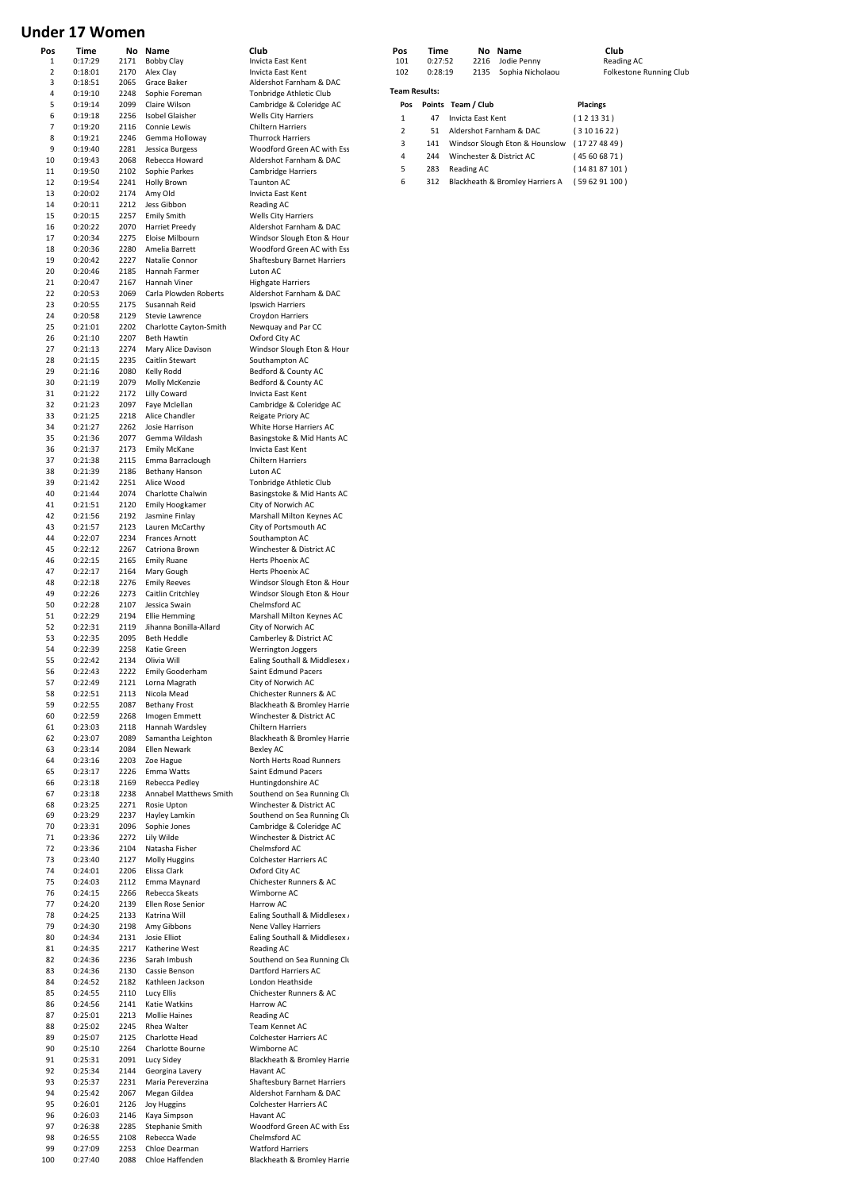# Under 17 Women

| Pos | Time | No | Name | Club |
|---|---|---|---|---|
| 1 | 0:17:29 | 2171 | Bobby Clay | Invicta East Kent |
| 2 | 0:18:01 | 2170 | Alex Clay | Invicta East Kent |
| 3 | 0:18:51 | 2065 | Grace Baker | Aldershot Farnham & DAC |
| 4 | 0:19:10 | 2248 | Sophie Foreman | Tonbridge Athletic Club |
| 5 | 0:19:14 | 2099 | Claire Wilson | Cambridge & Coleridge AC |
| 6 | 0:19:18 | 2256 | Isobel Glaisher | Wells City Harriers |
| 7 | 0:19:20 | 2116 | Connie Lewis | Chiltern Harriers |
| 8 | 0:19:21 | 2246 | Gemma Holloway | Thurrock Harriers |
| 9 | 0:19:40 | 2281 | Jessica Burgess | Woodford Green AC with Ess |
| 10 | 0:19:43 | 2068 | Rebecca Howard | Aldershot Farnham & DAC |
| 11 | 0:19:50 | 2102 | Sophie Parkes | Cambridge Harriers |
| 12 | 0:19:54 | 2241 | Holly Brown | Taunton AC |
| 13 | 0:20:02 | 2174 | Amy Old | Invicta East Kent |
| 14 | 0:20:11 | 2212 | Jess Gibbon | Reading AC |
| 15 | 0:20:15 | 2257 | Emily Smith | Wells City Harriers |
| 16 | 0:20:22 | 2070 | Harriet Preedy | Aldershot Farnham & DAC |
| 17 | 0:20:34 | 2275 | Eloise Milbourn | Windsor Slough Eton & Hour |
| 18 | 0:20:36 | 2280 | Amelia Barrett | Woodford Green AC with Ess |
| 19 | 0:20:42 | 2227 | Natalie Connor | Shaftesbury Barnet Harriers |
| 20 | 0:20:46 | 2185 | Hannah Farmer | Luton AC |
| 21 | 0:20:47 | 2167 | Hannah Viner | Highgate Harriers |
| 22 | 0:20:53 | 2069 | Carla Plowden Roberts | Aldershot Farnham & DAC |
| 23 | 0:20:55 | 2175 | Susannah Reid | Ipswich Harriers |
| 24 | 0:20:58 | 2129 | Stevie Lawrence | Croydon Harriers |
| 25 | 0:21:01 | 2202 | Charlotte Cayton-Smith | Newquay and Par CC |
| 26 | 0:21:10 | 2207 | Beth Hawtin | Oxford City AC |
| 27 | 0:21:13 | 2274 | Mary Alice Davison | Windsor Slough Eton & Hour |
| 28 | 0:21:15 | 2235 | Caitlin Stewart | Southampton AC |
| 29 | 0:21:16 | 2080 | Kelly Rodd | Bedford & County AC |
| 30 | 0:21:19 | 2079 | Molly McKenzie | Bedford & County AC |
| 31 | 0:21:22 | 2172 | Lilly Coward | Invicta East Kent |
| 32 | 0:21:23 | 2097 | Faye Mclellan | Cambridge & Coleridge AC |
| 33 | 0:21:25 | 2218 | Alice Chandler | Reigate Priory AC |
| 34 | 0:21:27 | 2262 | Josie Harrison | White Horse Harriers AC |
| 35 | 0:21:36 | 2077 | Gemma Wildash | Basingstoke & Mid Hants AC |
| 36 | 0:21:37 | 2173 | Emily McKane | Invicta East Kent |
| 37 | 0:21:38 | 2115 | Emma Barraclough | Chiltern Harriers |
| 38 | 0:21:39 | 2186 | Bethany Hanson | Luton AC |
| 39 | 0:21:42 | 2251 | Alice Wood | Tonbridge Athletic Club |
| 40 | 0:21:44 | 2074 | Charlotte Chalwin | Basingstoke & Mid Hants AC |
| 41 | 0:21:51 | 2120 | Emily Hoogkamer | City of Norwich AC |
| 42 | 0:21:56 | 2192 | Jasmine Finlay | Marshall Milton Keynes AC |
| 43 | 0:21:57 | 2123 | Lauren McCarthy | City of Portsmouth AC |
| 44 | 0:22:07 | 2234 | Frances Arnott | Southampton AC |
| 45 | 0:22:12 | 2267 | Catriona Brown | Winchester & District AC |
| 46 | 0:22:15 | 2165 | Emily Ruane | Herts Phoenix AC |
| 47 | 0:22:17 | 2164 | Mary Gough | Herts Phoenix AC |
| 48 | 0:22:18 | 2276 | Emily Reeves | Windsor Slough Eton & Hour |
| 49 | 0:22:26 | 2273 | Caitlin Critchley | Windsor Slough Eton & Hour |
| 50 | 0:22:28 | 2107 | Jessica Swain | Chelmsford AC |
| 51 | 0:22:29 | 2194 | Ellie Hemming | Marshall Milton Keynes AC |
| 52 | 0:22:31 | 2119 | Jihanna Bonilla-Allard | City of Norwich AC |
| 53 | 0:22:35 | 2095 | Beth Heddle | Camberley & District AC |
| 54 | 0:22:39 | 2258 | Katie Green | Werrington Joggers |
| 55 | 0:22:42 | 2134 | Olivia Will | Ealing Southall & Middlesex / |
| 56 | 0:22:43 | 2222 | Emily Gooderham | Saint Edmund Pacers |
| 57 | 0:22:49 | 2121 | Lorna Magrath | City of Norwich AC |
| 58 | 0:22:51 | 2113 | Nicola Mead | Chichester Runners & AC |
| 59 | 0:22:55 | 2087 | Bethany Frost | Blackheath & Bromley Harrie |
| 60 | 0:22:59 | 2268 | Imogen Emmett | Winchester & District AC |
| 61 | 0:23:03 | 2118 | Hannah Wardsley | Chiltern Harriers |
| 62 | 0:23:07 | 2089 | Samantha Leighton | Blackheath & Bromley Harrie |
| 63 | 0:23:14 | 2084 | Ellen Newark | Bexley AC |
| 64 | 0:23:16 | 2203 | Zoe Hague | North Herts Road Runners |
| 65 | 0:23:17 | 2226 | Emma Watts | Saint Edmund Pacers |
| 66 | 0:23:18 | 2169 | Rebecca Pedley | Huntingdonshire AC |
| 67 | 0:23:18 | 2238 | Annabel Matthews Smith | Southend on Sea Running Clu |
| 68 | 0:23:25 | 2271 | Rosie Upton | Winchester & District AC |
| 69 | 0:23:29 | 2237 | Hayley Lamkin | Southend on Sea Running Clu |
| 70 | 0:23:31 | 2096 | Sophie Jones | Cambridge & Coleridge AC |
| 71 | 0:23:36 | 2272 | Lily Wilde | Winchester & District AC |
| 72 | 0:23:36 | 2104 | Natasha Fisher | Chelmsford AC |
| 73 | 0:23:40 | 2127 | Molly Huggins | Colchester Harriers AC |
| 74 | 0:24:01 | 2206 | Elissa Clark | Oxford City AC |
| 75 | 0:24:03 | 2112 | Emma Maynard | Chichester Runners & AC |
| 76 | 0:24:15 | 2266 | Rebecca Skeats | Wimborne AC |
| 77 | 0:24:20 | 2139 | Ellen Rose Senior | Harrow AC |
| 78 | 0:24:25 | 2133 | Katrina Will | Ealing Southall & Middlesex / |
| 79 | 0:24:30 | 2198 | Amy Gibbons | Nene Valley Harriers |
| 80 | 0:24:34 | 2131 | Josie Elliot | Ealing Southall & Middlesex / |
| 81 | 0:24:35 | 2217 | Katherine West | Reading AC |
| 82 | 0:24:36 | 2236 | Sarah Imbush | Southend on Sea Running Clu |
| 83 | 0:24:36 | 2130 | Cassie Benson | Dartford Harriers AC |
| 84 | 0:24:52 | 2182 | Kathleen Jackson | London Heathside |
| 85 | 0:24:55 | 2110 | Lucy Ellis | Chichester Runners & AC |
| 86 | 0:24:56 | 2141 | Katie Watkins | Harrow AC |
| 87 | 0:25:01 | 2213 | Mollie Haines | Reading AC |
| 88 | 0:25:02 | 2245 | Rhea Walter | Team Kennet AC |
| 89 | 0:25:07 | 2125 | Charlotte Head | Colchester Harriers AC |
| 90 | 0:25:10 | 2264 | Charlotte Bourne | Wimborne AC |
| 91 | 0:25:31 | 2091 | Lucy Sidey | Blackheath & Bromley Harrie |
| 92 | 0:25:34 | 2144 | Georgina Lavery | Havant AC |
| 93 | 0:25:37 | 2231 | Maria Pereverzina | Shaftesbury Barnet Harriers |
| 94 | 0:25:42 | 2067 | Megan Gildea | Aldershot Farnham & DAC |
| 95 | 0:26:01 | 2126 | Joy Huggins | Colchester Harriers AC |
| 96 | 0:26:03 | 2146 | Kaya Simpson | Havant AC |
| 97 | 0:26:38 | 2285 | Stephanie Smith | Woodford Green AC with Ess |
| 98 | 0:26:55 | 2108 | Rebecca Wade | Chelmsford AC |
| 99 | 0:27:09 | 2253 | Chloe Dearman | Watford Harriers |
| 100 | 0:27:40 | 2088 | Chloe Haffenden | Blackheath & Bromley Harrie |
| 101 | 0:27:52 | 2216 | Jodie Penny | Reading AC |
| 102 | 0:28:19 | 2135 | Sophia Nicholaou | Folkestone Running Club |

**Team Results:**

| Pos | Points | Team / Club | Placings |
|---|---|---|---|
| 1 | 47 | Invicta East Kent | ( 1 2 13 31 ) |
| 2 | 51 | Aldershot Farnham & DAC | ( 3 10 16 22 ) |
| 3 | 141 | Windsor Slough Eton & Hounslow | ( 17 27 48 49 ) |
| 4 | 244 | Winchester & District AC | ( 45 60 68 71 ) |
| 5 | 283 | Reading AC | ( 14 81 87 101 ) |
| 6 | 312 | Blackheath & Bromley Harriers A | ( 59 62 91 100 ) |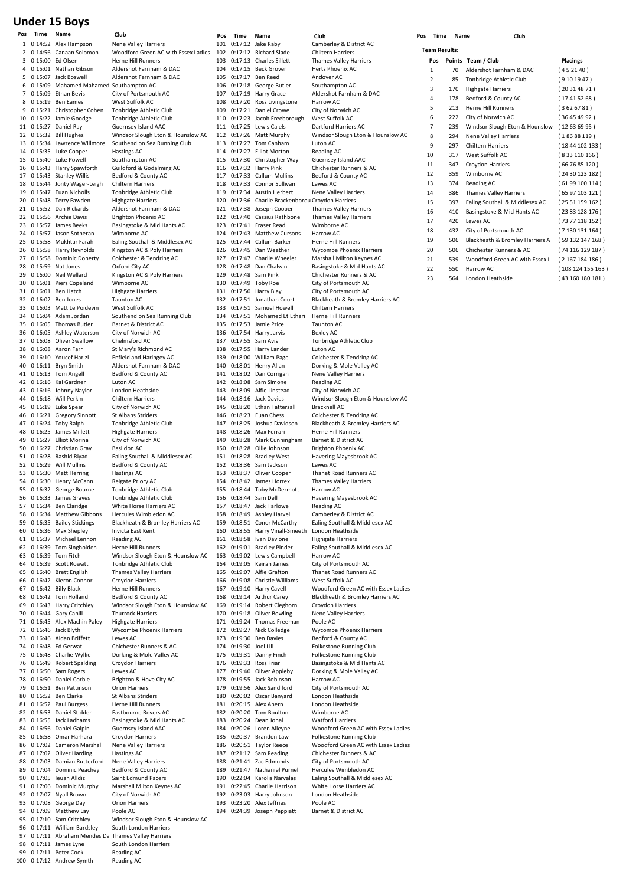# Under 15 Boys

| Pos | Time | Name | Club |
|---|---|---|---|
| 1 | 0:14:52 | Alex Hampson | Nene Valley Harriers |
| 2 | 0:14:56 | Canaan Solomon | Woodford Green AC with Essex Ladies |
| 3 | 0:15:00 | Ed Olsen | Herne Hill Runners |
| 4 | 0:15:01 | Nathan Gibson | Aldershot Farnham & DAC |
| 5 | 0:15:07 | Jack Boswell | Aldershot Farnham & DAC |
| 6 | 0:15:09 | Mahamed Mahamed | Southampton AC |
| 7 | 0:15:09 | Ethan Bevis | City of Portsmouth AC |
| 8 | 0:15:19 | Ben Eames | West Suffolk AC |
| 9 | 0:15:21 | Christopher Cohen | Tonbridge Athletic Club |
| 10 | 0:15:22 | Jamie Goodge | Tonbridge Athletic Club |
| 11 | 0:15:27 | Daniel Ray | Guernsey Island AAC |
| 12 | 0:15:32 | Bill Hughes | Windsor Slough Eton & Hounslow AC |
| 13 | 0:15:34 | Lawrence Willmore | Southend on Sea Running Club |
| 14 | 0:15:35 | Luke Cooper | Hastings AC |
| 15 | 0:15:40 | Luke Powell | Southampton AC |
| 16 | 0:15:43 | Harry Spawforth | Guildford & Godalming AC |
| 17 | 0:15:43 | Stanley Willis | Bedford & County AC |
| 18 | 0:15:44 | Jonty Wager-Leigh | Chiltern Harriers |
| 19 | 0:15:47 | Euan Nicholls | Tonbridge Athletic Club |
| 20 | 0:15:48 | Terry Fawden | Highgate Harriers |
| 21 | 0:15:52 | Dan Rickards | Aldershot Farnham & DAC |
| 22 | 0:15:56 | Archie Davis | Brighton Phoenix AC |
| 23 | 0:15:57 | James Beeks | Basingstoke & Mid Hants AC |
| 24 | 0:15:57 | Jason Sotheran | Wimborne AC |
| 25 | 0:15:58 | Mukhtar Farah | Ealing Southall & Middlesex AC |
| 26 | 0:15:58 | Harry Reynolds | Kingston AC & Poly Harriers |
| 27 | 0:15:58 | Dominic Doherty | Colchester & Tendring AC |
| 28 | 0:15:59 | Nat Jones | Oxford City AC |
| 29 | 0:16:00 | Neil Wellard | Kingston AC & Poly Harriers |
| 30 | 0:16:01 | Piers Copeland | Wimborne AC |
| 31 | 0:16:01 | Ben Hatch | Highgate Harriers |
| 32 | 0:16:02 | Ben Jones | Taunton AC |
| 33 | 0:16:03 | Matt Le Poidevin | West Suffolk AC |
| 34 | 0:16:04 | Adam Jordan | Southend on Sea Running Club |
| 35 | 0:16:05 | Thomas Butler | Barnet & District AC |
| 36 | 0:16:05 | Ashley Waterson | City of Norwich AC |
| 37 | 0:16:08 | Oliver Swallow | Chelmsford AC |
| 38 | 0:16:08 | Aaron Farr | St Mary's Richmond AC |
| 39 | 0:16:10 | Youcef Harizi | Enfield and Haringey AC |
| 40 | 0:16:11 | Bryn Smith | Aldershot Farnham & DAC |
| 41 | 0:16:13 | Tom Angell | Bedford & County AC |
| 42 | 0:16:16 | Kai Gardner | Luton AC |
| 43 | 0:16:16 | Johnny Naylor | London Heathside |
| 44 | 0:16:18 | Will Perkin | Chiltern Harriers |
| 45 | 0:16:19 | Luke Spear | City of Norwich AC |
| 46 | 0:16:21 | Gregory Sinnott | St Albans Striders |
| 47 | 0:16:24 | Toby Ralph | Tonbridge Athletic Club |
| 48 | 0:16:25 | James Millett | Highgate Harriers |
| 49 | 0:16:27 | Elliot Morina | City of Norwich AC |
| 50 | 0:16:27 | Christian Gray | Basildon AC |
| 51 | 0:16:28 | Rashid Riyad | Ealing Southall & Middlesex AC |
| 52 | 0:16:29 | Will Mullins | Bedford & County AC |
| 53 | 0:16:30 | Matt Herring | Hastings AC |
| 54 | 0:16:30 | Henry McCann | Reigate Priory AC |
| 55 | 0:16:32 | George Bourne | Tonbridge Athletic Club |
| 56 | 0:16:33 | James Graves | Tonbridge Athletic Club |
| 57 | 0:16:34 | Ben Claridge | White Horse Harriers AC |
| 58 | 0:16:34 | Matthew Gibbons | Hercules Wimbledon AC |
| 59 | 0:16:35 | Bailey Stickings | Blackheath & Bromley Harriers AC |
| 60 | 0:16:36 | Max Shepley | Invicta East Kent |
| 61 | 0:16:37 | Michael Lennon | Reading AC |
| 62 | 0:16:39 | Tom Singholden | Herne Hill Runners |
| 63 | 0:16:39 | Tom Fitch | Windsor Slough Eton & Hounslow AC |
| 64 | 0:16:39 | Scott Rowatt | Tonbridge Athletic Club |
| 65 | 0:16:40 | Brett English | Thames Valley Harriers |
| 66 | 0:16:42 | Kieron Connor | Croydon Harriers |
| 67 | 0:16:42 | Billy Black | Herne Hill Runners |
| 68 | 0:16:42 | Tom Holland | Bedford & County AC |
| 69 | 0:16:43 | Harry Critchley | Windsor Slough Eton & Hounslow AC |
| 70 | 0:16:44 | Gary Cahill | Thurrock Harriers |
| 71 | 0:16:45 | Alex Machin Paley | Highgate Harriers |
| 72 | 0:16:46 | Jack Blyth | Wycombe Phoenix Harriers |
| 73 | 0:16:46 | Aidan Briffett | Lewes AC |
| 74 | 0:16:48 | Ed Gerwat | Chichester Runners & AC |
| 75 | 0:16:48 | Charlie Wyllie | Dorking & Mole Valley AC |
| 76 | 0:16:49 | Robert Spalding | Croydon Harriers |
| 77 | 0:16:50 | Sam Rogers | Lewes AC |
| 78 | 0:16:50 | Daniel Corbie | Brighton & Hove City AC |
| 79 | 0:16:51 | Ben Pattinson | Orion Harriers |
| 80 | 0:16:52 | Ben Clarke | St Albans Striders |
| 81 | 0:16:52 | Paul Burgess | Herne Hill Runners |
| 82 | 0:16:53 | Daniel Stidder | Eastbourne Rovers AC |
| 83 | 0:16:55 | Jack Ladhams | Basingstoke & Mid Hants AC |
| 84 | 0:16:56 | Daniel Galpin | Guernsey Island AAC |
| 85 | 0:16:58 | Omar Harhara | Croydon Harriers |
| 86 | 0:17:02 | Cameron Marshall | Nene Valley Harriers |
| 87 | 0:17:02 | Oliver Harding | Hastings AC |
| 88 | 0:17:03 | Damian Rutterford | Nene Valley Harriers |
| 89 | 0:17:04 | Dominic Peachey | Bedford & County AC |
| 90 | 0:17:05 | Ieuan Alldiz | Saint Edmund Pacers |
| 91 | 0:17:06 | Dominic Murphy | Marshall Milton Keynes AC |
| 92 | 0:17:07 | Nyall Brown | City of Norwich AC |
| 93 | 0:17:08 | George Day | Orion Harriers |
| 94 | 0:17:09 | Matthew Lay | Poole AC |
| 95 | 0:17:10 | Sam Critchley | Windsor Slough Eton & Hounslow AC |
| 96 | 0:17:11 | William Bardsley | South London Harriers |
| 97 | 0:17:11 | Abraham Mendes Da | Thames Valley Harriers |
| 98 | 0:17:11 | James Lyne | South London Harriers |
| 99 | 0:17:11 | Peter Cook | Reading AC |
| 100 | 0:17:12 | Andrew Symth | Reading AC |
| 101 | 0:17:12 | Jake Raby | Camberley & District AC |
| 102 | 0:17:12 | Richard Slade | Chiltern Harriers |
| 103 | 0:17:13 | Charles Sillett | Thames Valley Harriers |
| 104 | 0:17:15 | Beck Grover | Herts Phoenix AC |
| 105 | 0:17:17 | Ben Reed | Andover AC |
| 106 | 0:17:18 | George Butler | Southampton AC |
| 107 | 0:17:19 | Harry Grace | Aldershot Farnham & DAC |
| 108 | 0:17:20 | Ross Livingstone | Harrow AC |
| 109 | 0:17:21 | Daniel Crowe | City of Norwich AC |
| 110 | 0:17:23 | Jacob Freeborough | West Suffolk AC |
| 111 | 0:17:25 | Lewis Caiels | Dartford Harriers AC |
| 112 | 0:17:26 | Matt Murphy | Windsor Slough Eton & Hounslow AC |
| 113 | 0:17:27 | Tom Canham | Luton AC |
| 114 | 0:17:27 | Elliot Morton | Reading AC |
| 115 | 0:17:30 | Christopher Way | Guernsey Island AAC |
| 116 | 0:17:32 | Harry Pink | Chichester Runners & AC |
| 117 | 0:17:33 | Callum Mullins | Bedford & County AC |
| 118 | 0:17:33 | Connor Sullivan | Lewes AC |
| 119 | 0:17:34 | Austin Herbert | Nene Valley Harriers |
| 120 | 0:17:36 | Charlie Brackenborou | Croydon Harriers |
| 121 | 0:17:38 | Joseph Cooper | Thames Valley Harriers |
| 122 | 0:17:40 | Cassius Rathbone | Thames Valley Harriers |
| 123 | 0:17:41 | Fraser Read | Wimborne AC |
| 124 | 0:17:43 | Matthew Cursons | Harrow AC |
| 125 | 0:17:44 | Callum Barker | Herne Hill Runners |
| 126 | 0:17:45 | Dan Weather | Wycombe Phoenix Harriers |
| 127 | 0:17:47 | Charlie Wheeler | Marshall Milton Keynes AC |
| 128 | 0:17:48 | Dan Chalwin | Basingstoke & Mid Hants AC |
| 129 | 0:17:48 | Sam Pink | Chichester Runners & AC |
| 130 | 0:17:49 | Toby Roe | City of Portsmouth AC |
| 131 | 0:17:50 | Harry Blay | City of Portsmouth AC |
| 132 | 0:17:51 | Jonathan Court | Blackheath & Bromley Harriers AC |
| 133 | 0:17:51 | Samuel Howell | Chiltern Harriers |
| 134 | 0:17:51 | Mohamed Et Ethari | Herne Hill Runners |
| 135 | 0:17:53 | Jamie Price | Taunton AC |
| 136 | 0:17:54 | Harry Jarvis | Bexley AC |
| 137 | 0:17:55 | Sam Avis | Tonbridge Athletic Club |
| 138 | 0:17:55 | Harry Lander | Luton AC |
| 139 | 0:18:00 | William Page | Colchester & Tendring AC |
| 140 | 0:18:01 | Henry Allan | Dorking & Mole Valley AC |
| 141 | 0:18:02 | Dan Corrigan | Nene Valley Harriers |
| 142 | 0:18:08 | Sam Simone | Reading AC |
| 143 | 0:18:09 | Alfie Linstead | City of Norwich AC |
| 144 | 0:18:16 | Jack Davies | Windsor Slough Eton & Hounslow AC |
| 145 | 0:18:20 | Ethan Tattersall | Bracknell AC |
| 146 | 0:18:23 | Euan Chess | Colchester & Tendring AC |
| 147 | 0:18:25 | Joshua Davidson | Blackheath & Bromley Harriers AC |
| 148 | 0:18:26 | Max Ferrari | Herne Hill Runners |
| 149 | 0:18:28 | Mark Cunningham | Barnet & District AC |
| 150 | 0:18:28 | Ollie Johnson | Brighton Phoenix AC |
| 151 | 0:18:28 | Bradley West | Havering Mayesbrook AC |
| 152 | 0:18:36 | Sam Jackson | Lewes AC |
| 153 | 0:18:37 | Oliver Cooper | Thanet Road Runners AC |
| 154 | 0:18:42 | James Horrex | Thames Valley Harriers |
| 155 | 0:18:44 | Toby McDermott | Harrow AC |
| 156 | 0:18:44 | Sam Dell | Havering Mayesbrook AC |
| 157 | 0:18:47 | Jack Harlowe | Reading AC |
| 158 | 0:18:49 | Ashley Harvell | Camberley & District AC |
| 159 | 0:18:51 | Conor McCarthy | Ealing Southall & Middlesex AC |
| 160 | 0:18:55 | Harry Vinall-Smeeth | London Heathside |
| 161 | 0:18:58 | Ivan Davione | Highgate Harriers |
| 162 | 0:19:01 | Bradley Pinder | Ealing Southall & Middlesex AC |
| 163 | 0:19:02 | Lewis Campbell | Harrow AC |
| 164 | 0:19:05 | Keiran James | City of Portsmouth AC |
| 165 | 0:19:07 | Alfie Grafton | Thanet Road Runners AC |
| 166 | 0:19:08 | Christie Williams | West Suffolk AC |
| 167 | 0:19:10 | Harry Cavell | Woodford Green AC with Essex Ladies |
| 168 | 0:19:14 | Arthur Carey | Blackheath & Bromley Harriers AC |
| 169 | 0:19:14 | Robert Cleghorn | Croydon Harriers |
| 170 | 0:19:18 | Oliver Bowling | Nene Valley Harriers |
| 171 | 0:19:24 | Thomas Freeman | Poole AC |
| 172 | 0:19:27 | Nick Colledge | Wycombe Phoenix Harriers |
| 173 | 0:19:30 | Ben Davies | Bedford & County AC |
| 174 | 0:19:30 | Joel Lill | Folkestone Running Club |
| 175 | 0:19:31 | Danny Finch | Folkestone Running Club |
| 176 | 0:19:33 | Ross Friar | Basingstoke & Mid Hants AC |
| 177 | 0:19:40 | Oliver Appleby | Dorking & Mole Valley AC |
| 178 | 0:19:55 | Jack Robinson | Harrow AC |
| 179 | 0:19:56 | Alex Sandiford | City of Portsmouth AC |
| 180 | 0:20:02 | Oscar Banyard | London Heathside |
| 181 | 0:20:15 | Alex Ahern | London Heathside |
| 182 | 0:20:20 | Tom Boulton | Wimborne AC |
| 183 | 0:20:24 | Dean Johal | Watford Harriers |
| 184 | 0:20:26 | Loren Alleyne | Woodford Green AC with Essex Ladies |
| 185 | 0:20:37 | Brandon Law | Folkestone Running Club |
| 186 | 0:20:51 | Taylor Reece | Woodford Green AC with Essex Ladies |
| 187 | 0:21:12 | Sam Reading | Chichester Runners & AC |
| 188 | 0:21:41 | Zac Edmunds | City of Portsmouth AC |
| 189 | 0:21:47 | Nathaniel Purnell | Hercules Wimbledon AC |
| 190 | 0:22:04 | Karolis Narvalas | Ealing Southall & Middlesex AC |
| 191 | 0:22:45 | Charlie Harrison | White Horse Harriers AC |
| 192 | 0:23:03 | Harry Johnson | London Heathside |
| 193 | 0:23:20 | Alex Jeffries | Poole AC |
| 194 | 0:24:39 | Joseph Peppiatt | Barnet & District AC |

**Team Results:**

| Pos | Points | Team / Club | Placings |
|---|---|---|---|
| 1 | 70 | Aldershot Farnham & DAC | ( 4 5 21 40 ) |
| 2 | 85 | Tonbridge Athletic Club | ( 9 10 19 47 ) |
| 3 | 170 | Highgate Harriers | ( 20 31 48 71 ) |
| 4 | 178 | Bedford & County AC | ( 17 41 52 68 ) |
| 5 | 213 | Herne Hill Runners | ( 3 62 67 81 ) |
| 6 | 222 | City of Norwich AC | ( 36 45 49 92 ) |
| 7 | 239 | Windsor Slough Eton & Hounslow | ( 12 63 69 95 ) |
| 8 | 294 | Nene Valley Harriers | ( 1 86 88 119 ) |
| 9 | 297 | Chiltern Harriers | ( 18 44 102 133 ) |
| 10 | 317 | West Suffolk AC | ( 8 33 110 166 ) |
| 11 | 347 | Croydon Harriers | ( 66 76 85 120 ) |
| 12 | 359 | Wimborne AC | ( 24 30 123 182 ) |
| 13 | 374 | Reading AC | ( 61 99 100 114 ) |
| 14 | 386 | Thames Valley Harriers | ( 65 97 103 121 ) |
| 15 | 397 | Ealing Southall & Middlesex AC | ( 25 51 159 162 ) |
| 16 | 410 | Basingstoke & Mid Hants AC | ( 23 83 128 176 ) |
| 17 | 420 | Lewes AC | ( 73 77 118 152 ) |
| 18 | 432 | City of Portsmouth AC | ( 7 130 131 164 ) |
| 19 | 506 | Blackheath & Bromley Harriers A | ( 59 132 147 168 ) |
| 20 | 506 | Chichester Runners & AC | ( 74 116 129 187 ) |
| 21 | 539 | Woodford Green AC with Essex L | ( 2 167 184 186 ) |
| 22 | 550 | Harrow AC | ( 108 124 155 163 ) |
| 23 | 564 | London Heathside | ( 43 160 180 181 ) |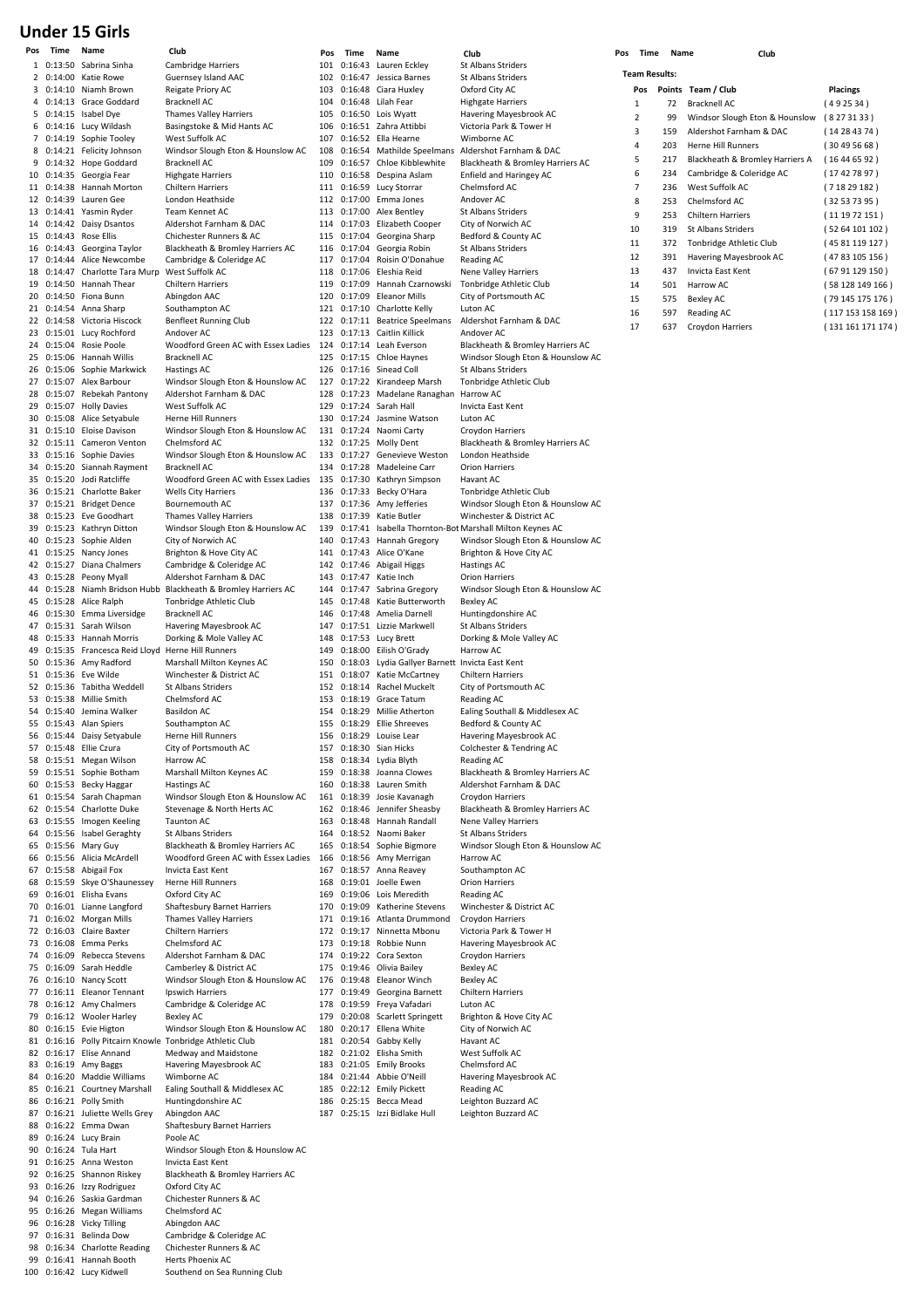# Under 15 Girls

| Pos | Time | Name | Club |
|---|---|---|---|
| 1 | 0:13:50 | Sabrina Sinha | Cambridge Harriers |
| 2 | 0:14:00 | Katie Rowe | Guernsey Island AAC |
| 3 | 0:14:10 | Niamh Brown | Reigate Priory AC |
| 4 | 0:14:13 | Grace Goddard | Bracknell AC |
| 5 | 0:14:15 | Isabel Dye | Thames Valley Harriers |
| 6 | 0:14:16 | Lucy Wildash | Basingstoke & Mid Hants AC |
| 7 | 0:14:19 | Sophie Tooley | West Suffolk AC |
| 8 | 0:14:21 | Felicity Johnson | Windsor Slough Eton & Hounslow AC |
| 9 | 0:14:32 | Hope Goddard | Bracknell AC |
| 10 | 0:14:35 | Georgia Fear | Highgate Harriers |
| 11 | 0:14:38 | Hannah Morton | Chiltern Harriers |
| 12 | 0:14:39 | Lauren Gee | London Heathside |
| 13 | 0:14:41 | Yasmin Ryder | Team Kennet AC |
| 14 | 0:14:42 | Daisy Dsantos | Aldershot Farnham & DAC |
| 15 | 0:14:43 | Rose Ellis | Chichester Runners & AC |
| 16 | 0:14:43 | Georgina Taylor | Blackheath & Bromley Harriers AC |
| 17 | 0:14:44 | Alice Newcombe | Cambridge & Coleridge AC |
| 18 | 0:14:47 | Charlotte Tara Murp | West Suffolk AC |
| 19 | 0:14:50 | Hannah Thear | Chiltern Harriers |
| 20 | 0:14:50 | Fiona Bunn | Abingdon AAC |
| 21 | 0:14:54 | Anna Sharp | Southampton AC |
| 22 | 0:14:58 | Victoria Hiscock | Benfleet Running Club |
| 23 | 0:15:01 | Lucy Rochford | Andover AC |
| 24 | 0:15:04 | Rosie Poole | Woodford Green AC with Essex Ladies |
| 25 | 0:15:06 | Hannah Willis | Bracknell AC |
| 26 | 0:15:06 | Sophie Markwick | Hastings AC |
| 27 | 0:15:07 | Alex Barbour | Windsor Slough Eton & Hounslow AC |
| 28 | 0:15:07 | Rebekah Pantony | Aldershot Farnham & DAC |
| 29 | 0:15:07 | Holly Davies | West Suffolk AC |
| 30 | 0:15:08 | Alice Setyabule | Herne Hill Runners |
| 31 | 0:15:10 | Eloise Davison | Windsor Slough Eton & Hounslow AC |
| 32 | 0:15:11 | Cameron Venton | Chelmsford AC |
| 33 | 0:15:16 | Sophie Davies | Windsor Slough Eton & Hounslow AC |
| 34 | 0:15:20 | Siannah Rayment | Bracknell AC |
| 35 | 0:15:20 | Jodi Ratcliffe | Woodford Green AC with Essex Ladies |
| 36 | 0:15:21 | Charlotte Baker | Wells City Harriers |
| 37 | 0:15:21 | Bridget Dence | Bournemouth AC |
| 38 | 0:15:23 | Eve Goodhart | Thames Valley Harriers |
| 39 | 0:15:23 | Kathryn Ditton | Windsor Slough Eton & Hounslow AC |
| 40 | 0:15:23 | Sophie Alden | City of Norwich AC |
| 41 | 0:15:25 | Nancy Jones | Brighton & Hove City AC |
| 42 | 0:15:27 | Diana Chalmers | Cambridge & Coleridge AC |
| 43 | 0:15:28 | Peony Myall | Aldershot Farnham & DAC |
| 44 | 0:15:28 | Niamh Bridson Hubb | Blackheath & Bromley Harriers AC |
| 45 | 0:15:28 | Alice Ralph | Tonbridge Athletic Club |
| 46 | 0:15:30 | Emma Liversidge | Bracknell AC |
| 47 | 0:15:31 | Sarah Wilson | Havering Mayesbrook AC |
| 48 | 0:15:33 | Hannah Morris | Dorking & Mole Valley AC |
| 49 | 0:15:35 | Francesca Reid Lloyd | Herne Hill Runners |
| 50 | 0:15:36 | Amy Radford | Marshall Milton Keynes AC |
| 51 | 0:15:36 | Eve Wilde | Winchester & District AC |
| 52 | 0:15:36 | Tabitha Weddell | St Albans Striders |
| 53 | 0:15:38 | Millie Smith | Chelmsford AC |
| 54 | 0:15:40 | Jemina Walker | Basildon AC |
| 55 | 0:15:43 | Alan Spiers | Southampton AC |
| 56 | 0:15:44 | Daisy Setyabule | Herne Hill Runners |
| 57 | 0:15:48 | Ellie Czura | City of Portsmouth AC |
| 58 | 0:15:51 | Megan Wilson | Harrow AC |
| 59 | 0:15:51 | Sophie Botham | Marshall Milton Keynes AC |
| 60 | 0:15:53 | Becky Haggar | Hastings AC |
| 61 | 0:15:54 | Sarah Chapman | Windsor Slough Eton & Hounslow AC |
| 62 | 0:15:54 | Charlotte Duke | Stevenage & North Herts AC |
| 63 | 0:15:55 | Imogen Keeling | Taunton AC |
| 64 | 0:15:56 | Isabel Geraghty | St Albans Striders |
| 65 | 0:15:56 | Mary Guy | Blackheath & Bromley Harriers AC |
| 66 | 0:15:56 | Alicia McArdell | Woodford Green AC with Essex Ladies |
| 67 | 0:15:58 | Abigail Fox | Invicta East Kent |
| 68 | 0:15:59 | Skye O'Shaunessey | Herne Hill Runners |
| 69 | 0:16:01 | Elisha Evans | Oxford City AC |
| 70 | 0:16:01 | Lianne Langford | Shaftesbury Barnet Harriers |
| 71 | 0:16:02 | Morgan Mills | Thames Valley Harriers |
| 72 | 0:16:03 | Claire Baxter | Chiltern Harriers |
| 73 | 0:16:08 | Emma Perks | Chelmsford AC |
| 74 | 0:16:09 | Rebecca Stevens | Aldershot Farnham & DAC |
| 75 | 0:16:09 | Sarah Heddle | Camberley & District AC |
| 76 | 0:16:10 | Nancy Scott | Windsor Slough Eton & Hounslow AC |
| 77 | 0:16:11 | Eleanor Tennant | Ipswich Harriers |
| 78 | 0:16:12 | Amy Chalmers | Cambridge & Coleridge AC |
| 79 | 0:16:12 | Wooler Harley | Bexley AC |
| 80 | 0:16:15 | Evie Higton | Windsor Slough Eton & Hounslow AC |
| 81 | 0:16:16 | Polly Pitcairn Knowle | Tonbridge Athletic Club |
| 82 | 0:16:17 | Elise Annand | Medway and Maidstone |
| 83 | 0:16:19 | Amy Baggs | Havering Mayesbrook AC |
| 84 | 0:16:20 | Maddie Williams | Wimborne AC |
| 85 | 0:16:21 | Courtney Marshall | Ealing Southall & Middlesex AC |
| 86 | 0:16:21 | Polly Smith | Huntingdonshire AC |
| 87 | 0:16:21 | Juliette Wells Grey | Abingdon AAC |
| 88 | 0:16:22 | Emma Dwan | Shaftesbury Barnet Harriers |
| 89 | 0:16:24 | Lucy Brain | Poole AC |
| 90 | 0:16:24 | Tula Hart | Windsor Slough Eton & Hounslow AC |
| 91 | 0:16:25 | Anna Weston | Invicta East Kent |
| 92 | 0:16:25 | Shannon Riskey | Blackheath & Bromley Harriers AC |
| 93 | 0:16:26 | Izzy Rodriguez | Oxford City AC |
| 94 | 0:16:26 | Saskia Gardman | Chichester Runners & AC |
| 95 | 0:16:26 | Megan Williams | Chelmsford AC |
| 96 | 0:16:28 | Vicky Tilling | Abingdon AAC |
| 97 | 0:16:31 | Belinda Dow | Cambridge & Coleridge AC |
| 98 | 0:16:34 | Charlotte Reading | Chichester Runners & AC |
| 99 | 0:16:41 | Hannah Booth | Herts Phoenix AC |
| 100 | 0:16:42 | Lucy Kidwell | Southend on Sea Running Club |
| 101 | 0:16:43 | Lauren Eckley | St Albans Striders |
| 102 | 0:16:47 | Jessica Barnes | St Albans Striders |
| 103 | 0:16:48 | Ciara Huxley | Oxford City AC |
| 104 | 0:16:48 | Lilah Fear | Highgate Harriers |
| 105 | 0:16:50 | Lois Wyatt | Havering Mayesbrook AC |
| 106 | 0:16:51 | Zahra Attibbi | Victoria Park & Tower H |
| 107 | 0:16:52 | Ella Hearne | Wimborne AC |
| 108 | 0:16:54 | Mathilde Speelmans | Aldershot Farnham & DAC |
| 109 | 0:16:57 | Chloe Kibblewhite | Blackheath & Bromley Harriers AC |
| 110 | 0:16:58 | Despina Aslam | Enfield and Haringey AC |
| 111 | 0:16:59 | Lucy Storrar | Chelmsford AC |
| 112 | 0:17:00 | Emma Jones | Andover AC |
| 113 | 0:17:00 | Alex Bentley | St Albans Striders |
| 114 | 0:17:03 | Elizabeth Cooper | City of Norwich AC |
| 115 | 0:17:04 | Georgina Sharp | Bedford & County AC |
| 116 | 0:17:04 | Georgia Robin | St Albans Striders |
| 117 | 0:17:04 | Roisin O'Donahue | Reading AC |
| 118 | 0:17:06 | Eleshia Reid | Nene Valley Harriers |
| 119 | 0:17:09 | Hannah Czarnowski | Tonbridge Athletic Club |
| 120 | 0:17:09 | Eleanor Mills | City of Portsmouth AC |
| 121 | 0:17:10 | Charlotte Kelly | Luton AC |
| 122 | 0:17:11 | Beatrice Speelmans | Aldershot Farnham & DAC |
| 123 | 0:17:13 | Caitlin Killick | Andover AC |
| 124 | 0:17:14 | Leah Everson | Blackheath & Bromley Harriers AC |
| 125 | 0:17:15 | Chloe Haynes | Windsor Slough Eton & Hounslow AC |
| 126 | 0:17:16 | Sinead Coll | St Albans Striders |
| 127 | 0:17:22 | Kirandeep Marsh | Tonbridge Athletic Club |
| 128 | 0:17:23 | Madelane Ranaghan | Harrow AC |
| 129 | 0:17:24 | Sarah Hall | Invicta East Kent |
| 130 | 0:17:24 | Jasmine Watson | Luton AC |
| 131 | 0:17:24 | Naomi Carty | Croydon Harriers |
| 132 | 0:17:25 | Molly Dent | Blackheath & Bromley Harriers AC |
| 133 | 0:17:27 | Genevieve Weston | London Heathside |
| 134 | 0:17:28 | Madeleine Carr | Orion Harriers |
| 135 | 0:17:30 | Kathryn Simpson | Havant AC |
| 136 | 0:17:33 | Becky O'Hara | Tonbridge Athletic Club |
| 137 | 0:17:36 | Amy Jefferies | Windsor Slough Eton & Hounslow AC |
| 138 | 0:17:39 | Katie Butler | Winchester & District AC |
| 139 | 0:17:41 | Isabella Thornton-Bot | Marshall Milton Keynes AC |
| 140 | 0:17:43 | Hannah Gregory | Windsor Slough Eton & Hounslow AC |
| 141 | 0:17:43 | Alice O'Kane | Brighton & Hove City AC |
| 142 | 0:17:46 | Abigail Higgs | Hastings AC |
| 143 | 0:17:47 | Katie Inch | Orion Harriers |
| 144 | 0:17:47 | Sabrina Gregory | Windsor Slough Eton & Hounslow AC |
| 145 | 0:17:48 | Katie Butterworth | Bexley AC |
| 146 | 0:17:48 | Amelia Darnell | Huntingdonshire AC |
| 147 | 0:17:51 | Lizzie Markwell | St Albans Striders |
| 148 | 0:17:53 | Lucy Brett | Dorking & Mole Valley AC |
| 149 | 0:18:00 | Eilish O'Grady | Harrow AC |
| 150 | 0:18:03 | Lydia Gallyer Barnett | Invicta East Kent |
| 151 | 0:18:07 | Katie McCartney | Chiltern Harriers |
| 152 | 0:18:14 | Rachel Muckelt | City of Portsmouth AC |
| 153 | 0:18:19 | Grace Tatum | Reading AC |
| 154 | 0:18:29 | Millie Atherton | Ealing Southall & Middlesex AC |
| 155 | 0:18:29 | Ellie Shreeves | Bedford & County AC |
| 156 | 0:18:29 | Louise Lear | Havering Mayesbrook AC |
| 157 | 0:18:30 | Sian Hicks | Colchester & Tendring AC |
| 158 | 0:18:34 | Lydia Blyth | Reading AC |
| 159 | 0:18:38 | Joanna Clowes | Blackheath & Bromley Harriers AC |
| 160 | 0:18:38 | Lauren Smith | Aldershot Farnham & DAC |
| 161 | 0:18:39 | Josie Kavanagh | Croydon Harriers |
| 162 | 0:18:46 | Jennifer Sheasby | Blackheath & Bromley Harriers AC |
| 163 | 0:18:48 | Hannah Randall | Nene Valley Harriers |
| 164 | 0:18:52 | Naomi Baker | St Albans Striders |
| 165 | 0:18:54 | Sophie Bigmore | Windsor Slough Eton & Hounslow AC |
| 166 | 0:18:56 | Amy Merrigan | Harrow AC |
| 167 | 0:18:57 | Anna Reavey | Southampton AC |
| 168 | 0:19:01 | Joelle Ewen | Orion Harriers |
| 169 | 0:19:06 | Lois Meredith | Reading AC |
| 170 | 0:19:09 | Katherine Stevens | Winchester & District AC |
| 171 | 0:19:16 | Atlanta Drummond | Croydon Harriers |
| 172 | 0:19:17 | Ninnetta Mbonu | Victoria Park & Tower H |
| 173 | 0:19:18 | Robbie Nunn | Havering Mayesbrook AC |
| 174 | 0:19:22 | Cora Sexton | Croydon Harriers |
| 175 | 0:19:46 | Olivia Bailey | Bexley AC |
| 176 | 0:19:48 | Eleanor Winch | Bexley AC |
| 177 | 0:19:49 | Georgina Barnett | Chiltern Harriers |
| 178 | 0:19:59 | Freya Vafadari | Luton AC |
| 179 | 0:20:08 | Scarlett Springett | Brighton & Hove City AC |
| 180 | 0:20:17 | Ellena White | City of Norwich AC |
| 181 | 0:20:54 | Gabby Kelly | Havant AC |
| 182 | 0:21:02 | Elisha Smith | West Suffolk AC |
| 183 | 0:21:05 | Emily Brooks | Chelmsford AC |
| 184 | 0:21:44 | Abbie O'Neill | Havering Mayesbrook AC |
| 185 | 0:22:12 | Emily Pickett | Reading AC |
| 186 | 0:25:15 | Becca Mead | Leighton Buzzard AC |
| 187 | 0:25:15 | Izzi Bidlake Hull | Leighton Buzzard AC |

**Team Results:**

| Pos | Points | Team / Club | Placings |
|---|---|---|---|
| 1 | 72 | Bracknell AC | ( 4 9 25 34 ) |
| 2 | 99 | Windsor Slough Eton & Hounslow | ( 8 27 31 33 ) |
| 3 | 159 | Aldershot Farnham & DAC | ( 14 28 43 74 ) |
| 4 | 203 | Herne Hill Runners | ( 30 49 56 68 ) |
| 5 | 217 | Blackheath & Bromley Harriers A | ( 16 44 65 92 ) |
| 6 | 234 | Cambridge & Coleridge AC | ( 17 42 78 97 ) |
| 7 | 236 | West Suffolk AC | ( 7 18 29 182 ) |
| 8 | 253 | Chelmsford AC | ( 32 53 73 95 ) |
| 9 | 253 | Chiltern Harriers | ( 11 19 72 151 ) |
| 10 | 319 | St Albans Striders | ( 52 64 101 102 ) |
| 11 | 372 | Tonbridge Athletic Club | ( 45 81 119 127 ) |
| 12 | 391 | Havering Mayesbrook AC | ( 47 83 105 156 ) |
| 13 | 437 | Invicta East Kent | ( 67 91 129 150 ) |
| 14 | 501 | Harrow AC | ( 58 128 149 166 ) |
| 15 | 575 | Bexley AC | ( 79 145 175 176 ) |
| 16 | 597 | Reading AC | ( 117 153 158 169 ) |
| 17 | 637 | Croydon Harriers | ( 131 161 171 174 ) |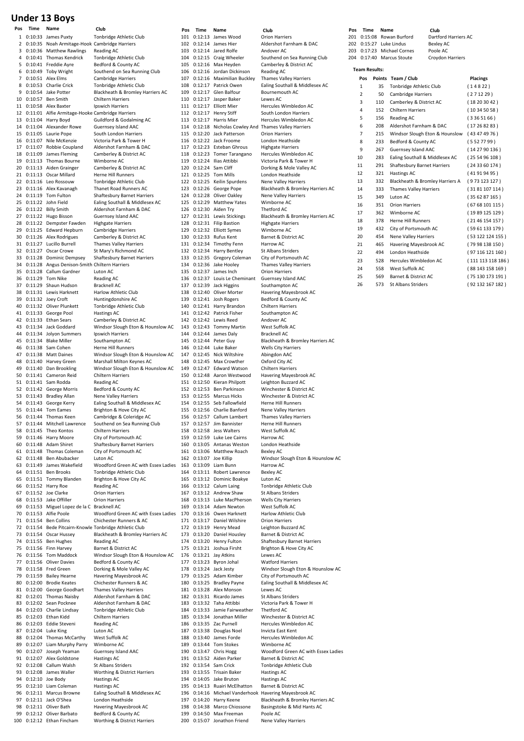## Under 13 Boys

| Pos | Time | Name | Club |
|---|---|---|---|
| 1 | 0:10:33 | James Puxty | Tonbridge Athletic Club |
| 2 | 0:10:35 | Noah Armitage-Hook | Cambridge Harriers |
| 3 | 0:10:36 | Matthew Rawlings | Reading AC |
| 4 | 0:10:41 | Thomas Kendrick | Tonbridge Athletic Club |
| 5 | 0:10:41 | Freddie Ayre | Bedford & County AC |
| 6 | 0:10:49 | Toby Wright | Southend on Sea Running Club |
| 7 | 0:10:51 | Alex Elms | Cambridge Harriers |
| 8 | 0:10:53 | Charlie Crick | Tonbridge Athletic Club |
| 9 | 0:10:54 | Jake Potter | Blackheath & Bromley Harriers AC |
| 10 | 0:10:57 | Ben Smith | Chiltern Harriers |
| 11 | 0:10:58 | Alex Baxter | Ipswich Harriers |
| 12 | 0:11:01 | Alfie Armitage-Hooke | Cambridge Harriers |
| 13 | 0:11:04 | Harry Boyd | Guildford & Godalming AC |
| 14 | 0:11:04 | Alexander Rowe | Guernsey Island AAC |
| 15 | 0:11:05 | Laurie Pope | South London Harriers |
| 16 | 0:11:07 | Nile McKenzie | Victoria Park & Tower H |
| 17 | 0:11:07 | Robbie Coupland | Aldershot Farnham & DAC |
| 18 | 0:11:09 | James Fleming | Camberley & District AC |
| 19 | 0:11:13 | Thomas Bourne | Wimborne AC |
| 20 | 0:11:13 | Aiden Grainger | Camberley & District AC |
| 21 | 0:11:13 | Oscar Millard | Herne Hill Runners |
| 22 | 0:11:16 | Leo Rossouw | Tonbridge Athletic Club |
| 23 | 0:11:16 | Alex Kavanagh | Thanet Road Runners AC |
| 24 | 0:11:19 | Tom Fulton | Shaftesbury Barnet Harriers |
| 25 | 0:11:22 | John Field | Ealing Southall & Middlesex AC |
| 26 | 0:11:22 | Billy Smith | Aldershot Farnham & DAC |
| 27 | 0:11:22 | Hugo Bisson | Guernsey Island AAC |
| 28 | 0:11:22 | Dempster Fawden | Highgate Harriers |
| 29 | 0:11:25 | Edward Hepburn | Cambridge Harriers |
| 30 | 0:11:26 | Alex Rodrigues | Camberley & District AC |
| 31 | 0:11:27 | Lucillo Burrell | Thames Valley Harriers |
| 32 | 0:11:27 | Oscar Crowe | St Mary's Richmond AC |
| 33 | 0:11:28 | Dominic Dempsey | Shaftesbury Barnet Harriers |
| 34 | 0:11:28 | Angus Denison-Smith | Chiltern Harriers |
| 35 | 0:11:28 | Callum Gardner | Luton AC |
| 36 | 0:11:29 | Tom Nike | Reading AC |
| 37 | 0:11:29 | Shaun Hudson | Bracknell AC |
| 38 | 0:11:31 | Lewis Harknett | Harlow Athletic Club |
| 39 | 0:11:32 | Joey Croft | Huntingdonshire AC |
| 40 | 0:11:32 | Oliver Plunkett | Tonbridge Athletic Club |
| 41 | 0:11:33 | George Pool | Hastings AC |
| 42 | 0:11:33 | Ethan Sears | Camberley & District AC |
| 43 | 0:11:34 | Jack Goddard | Windsor Slough Eton & Hounslow AC |
| 44 | 0:11:34 | Jolyon Summers | Ipswich Harriers |
| 45 | 0:11:34 | Blake Miller | Southampton AC |
| 46 | 0:11:38 | Sam Cohen | Herne Hill Runners |
| 47 | 0:11:38 | Matt Daines | Windsor Slough Eton & Hounslow AC |
| 48 | 0:11:40 | Harvey Green | Marshall Milton Keynes AC |
| 49 | 0:11:40 | Dan Brookling | Windsor Slough Eton & Hounslow AC |
| 50 | 0:11:41 | Cameron Reid | Chiltern Harriers |
| 51 | 0:11:41 | Sam Rodda | Reading AC |
| 52 | 0:11:42 | George Morris | Bedford & County AC |
| 53 | 0:11:43 | Bradley Allan | Nene Valley Harriers |
| 54 | 0:11:43 | George Kerry | Ealing Southall & Middlesex AC |
| 55 | 0:11:44 | Tom Eames | Brighton & Hove City AC |
| 56 | 0:11:44 | Thomas Keen | Cambridge & Coleridge AC |
| 57 | 0:11:44 | Mitchell Lawrence | Southend on Sea Running Club |
| 58 | 0:11:45 | Theo Kontos | Chiltern Harriers |
| 59 | 0:11:46 | Harry Moore | City of Portsmouth AC |
| 60 | 0:11:48 | Adam Shiret | Shaftesbury Barnet Harriers |
| 61 | 0:11:48 | Thomas Coleman | City of Portsmouth AC |
| 62 | 0:11:48 | Ben Abubacker | Luton AC |
| 63 | 0:11:49 | James Wakefield | Woodford Green AC with Essex Ladies |
| 64 | 0:11:51 | Ben Brooks | Tonbridge Athletic Club |
| 65 | 0:11:51 | Tommy Blanden | Brighton & Hove City AC |
| 66 | 0:11:52 | Harry Roe | Reading AC |
| 67 | 0:11:52 | Joe Clarke | Orion Harriers |
| 68 | 0:11:53 | Jake Offiller | Orion Harriers |
| 69 | 0:11:53 | Miguel Lopez de la C | Bracknell AC |
| 70 | 0:11:53 | Alfie Poole | Woodford Green AC with Essex Ladies |
| 71 | 0:11:54 | Ben Collins | Chichester Runners & AC |
| 72 | 0:11:54 | Bede Pitcairn-Knowle | Tonbridge Athletic Club |
| 73 | 0:11:54 | Oscar Hussey | Blackheath & Bromley Harriers AC |
| 74 | 0:11:55 | Ben Hughes | Reading AC |
| 75 | 0:11:56 | Finn Harvey | Barnet & District AC |
| 76 | 0:11:56 | Tom Maddock | Windsor Slough Eton & Hounslow AC |
| 77 | 0:11:56 | Oliver Davies | Bedford & County AC |
| 78 | 0:11:58 | Fred Green | Dorking & Mole Valley AC |
| 79 | 0:11:59 | Bailey Hearne | Havering Mayesbrook AC |
| 80 | 0:12:00 | Brodie Keates | Chichester Runners & AC |
| 81 | 0:12:00 | George Goodhart | Thames Valley Harriers |
| 82 | 0:12:01 | Thomas Naisby | Aldershot Farnham & DAC |
| 83 | 0:12:02 | Sean Pocknee | Aldershot Farnham & DAC |
| 84 | 0:12:03 | Charlie Lindsay | Tonbridge Athletic Club |
| 85 | 0:12:03 | Ethan Kidd | Chiltern Harriers |
| 86 | 0:12:03 | Eddie Steveni | Reading AC |
| 87 | 0:12:04 | Luke King | Luton AC |
| 88 | 0:12:04 | Thomas McCarthy | West Suffolk AC |
| 89 | 0:12:07 | Liam Murphy Parry | Wimborne AC |
| 90 | 0:12:07 | Joseph Yeaman | Guernsey Island AAC |
| 91 | 0:12:07 | Alex Goldstone | Hastings AC |
| 92 | 0:12:08 | Callum Walsh | St Albans Striders |
| 93 | 0:12:08 | James Waller | Worthing & District Harriers |
| 94 | 0:12:10 | Joe Body | Hastings AC |
| 95 | 0:12:10 | Liam Coleman | Hastings AC |
| 96 | 0:12:11 | Marcus Browne | Ealing Southall & Middlesex AC |
| 97 | 0:12:11 | Jack O'Shea | London Heathside |
| 98 | 0:12:11 | Oliver Bath | Havering Mayesbrook AC |
| 99 | 0:12:12 | Oliver Barbato | Bedford & County AC |
| 100 | 0:12:12 | Ethan Fincham | Worthing & District Harriers |
| 101 | 0:12:13 | James Wood | Orion Harriers |
| 102 | 0:12:14 | James Hier | Aldershot Farnham & DAC |
| 103 | 0:12:14 | Jared Rolfe | Andover AC |
| 104 | 0:12:15 | Craig Wheeler | Southend on Sea Running Club |
| 105 | 0:12:16 | Max Heyden | Camberley & District AC |
| 106 | 0:12:16 | Jordan Dickinson | Reading AC |
| 107 | 0:12:16 | Maximilian Buckley | Thames Valley Harriers |
| 108 | 0:12:17 | Patrick Owen | Ealing Southall & Middlesex AC |
| 109 | 0:12:17 | Glen Balfour | Bournemouth AC |
| 110 | 0:12:17 | Jasper Baker | Lewes AC |
| 111 | 0:12:17 | Elliott Mier | Hercules Wimbledon AC |
| 112 | 0:12:17 | Henry Stiff | South London Harriers |
| 113 | 0:12:17 | Harris Mier | Hercules Wimbledon AC |
| 114 | 0:12:18 | Nicholas Cowley And | Thames Valley Harriers |
| 115 | 0:12:20 | Jack Patterson | Orion Harriers |
| 116 | 0:12:22 | Jack Froome | London Heathside |
| 117 | 0:12:23 | Esteban Ghrous | Highgate Harriers |
| 118 | 0:12:23 | Tomer Tarangano | Hercules Wimbledon AC |
| 119 | 0:12:24 | Ilias Attibbi | Victoria Park & Tower H |
| 120 | 0:12:24 | Sam Cliff | Dorking & Mole Valley AC |
| 121 | 0:12:25 | Tom Mills | London Heathside |
| 122 | 0:12:25 | Keilin Spurdens | Nene Valley Harriers |
| 123 | 0:12:26 | George Pope | Blackheath & Bromley Harriers AC |
| 124 | 0:12:28 | Oliver Oakley | Nene Valley Harriers |
| 125 | 0:12:29 | Matthew Yates | Wimborne AC |
| 126 | 0:12:30 | Aiden Try | Thetford AC |
| 127 | 0:12:31 | Lewis Stickings | Blackheath & Bromley Harriers AC |
| 128 | 0:12:31 | Filip Bastion | Highgate Harriers |
| 129 | 0:12:32 | Elliott Symes | Wimborne AC |
| 130 | 0:12:33 | Rufus Kent | Barnet & District AC |
| 131 | 0:12:34 | Timothy Fenn | Harrow AC |
| 132 | 0:12:34 | Harry Bentley | St Albans Striders |
| 133 | 0:12:35 | Gregory Coleman | City of Portsmouth AC |
| 134 | 0:12:36 | Jake Hooley | Thames Valley Harriers |
| 135 | 0:12:37 | James Inch | Orion Harriers |
| 136 | 0:12:37 | Louis Le Cheminant | Guernsey Island AAC |
| 137 | 0:12:39 | Jack Higgins | Southampton AC |
| 138 | 0:12:40 | Oliver Morter | Havering Mayesbrook AC |
| 139 | 0:12:41 | Josh Rogers | Bedford & County AC |
| 140 | 0:12:41 | Harry Brandon | Chiltern Harriers |
| 141 | 0:12:42 | Patrick Fisher | Southampton AC |
| 142 | 0:12:42 | Lewis Reed | Andover AC |
| 143 | 0:12:43 | Tommy Martin | West Suffolk AC |
| 144 | 0:12:44 | James Daly | Bracknell AC |
| 145 | 0:12:44 | Peter Guy | Blackheath & Bromley Harriers AC |
| 146 | 0:12:44 | Luke Baker | Wells City Harriers |
| 147 | 0:12:45 | Nick Wiltshire | Abingdon AAC |
| 148 | 0:12:45 | Max Crowther | Oxford City AC |
| 149 | 0:12:47 | Edward Watson | Chiltern Harriers |
| 150 | 0:12:48 | Aaron Westwood | Havering Mayesbrook AC |
| 151 | 0:12:50 | Kieran Philpott | Leighton Buzzard AC |
| 152 | 0:12:53 | Ben Parkinson | Winchester & District AC |
| 153 | 0:12:55 | Marcus Hicks | Winchester & District AC |
| 154 | 0:12:55 | Seb Fallowfield | Herne Hill Runners |
| 155 | 0:12:56 | Charlie Banford | Nene Valley Harriers |
| 156 | 0:12:57 | Callum Lambert | Thames Valley Harriers |
| 157 | 0:12:57 | Jim Bannister | Herne Hill Runners |
| 158 | 0:12:58 | Jess Walters | West Suffolk AC |
| 159 | 0:12:59 | Luke Lee Cairns | Harrow AC |
| 160 | 0:13:05 | Antanas Weston | London Heathside |
| 161 | 0:13:06 | Matthew Roach | Bexley AC |
| 162 | 0:13:07 | Joe Killip | Windsor Slough Eton & Hounslow AC |
| 163 | 0:13:09 | Liam Bunn | Harrow AC |
| 164 | 0:13:11 | Robert Lawrence | Bexley AC |
| 165 | 0:13:12 | Dominic Boakye | Luton AC |
| 166 | 0:13:12 | Calum Laing | Tonbridge Athletic Club |
| 167 | 0:13:12 | Andrew Shaw | St Albans Striders |
| 168 | 0:13:13 | Luke MacPherson | Wells City Harriers |
| 169 | 0:13:14 | Adam Newton | West Suffolk AC |
| 170 | 0:13:16 | Owen Harknett | Harlow Athletic Club |
| 171 | 0:13:17 | Daniel Wilshire | Orion Harriers |
| 172 | 0:13:19 | Henry Mead | Leighton Buzzard AC |
| 173 | 0:13:20 | Daniel Housley | Barnet & District AC |
| 174 | 0:13:20 | Henry Fulton | Shaftesbury Barnet Harriers |
| 175 | 0:13:21 | Joshua Firsht | Brighton & Hove City AC |
| 176 | 0:13:21 | Jay Atkins | Lewes AC |
| 177 | 0:13:23 | Byron Johal | Watford Harriers |
| 178 | 0:13:24 | Jack Jesty | Windsor Slough Eton & Hounslow AC |
| 179 | 0:13:25 | Adam Kimber | City of Portsmouth AC |
| 180 | 0:13:25 | Bradley Payne | Ealing Southall & Middlesex AC |
| 181 | 0:13:28 | Alex Monson | Lewes AC |
| 182 | 0:13:31 | Ricardo James | St Albans Striders |
| 183 | 0:13:32 | Taha Attibbi | Victoria Park & Tower H |
| 184 | 0:13:33 | Jamie Fairweather | Thetford AC |
| 185 | 0:13:34 | Jonathan Miller | Winchester & District AC |
| 186 | 0:13:35 | Zac Purnell | Hercules Wimbledon AC |
| 187 | 0:13:38 | Douglas Noel | Invicta East Kent |
| 188 | 0:13:40 | James Forde | Hercules Wimbledon AC |
| 189 | 0:13:44 | Tom Stokes | Wimborne AC |
| 190 | 0:13:47 | Chris Hogg | Woodford Green AC with Essex Ladies |
| 191 | 0:13:52 | Aiden Parker | Barnet & District AC |
| 192 | 0:13:54 | Sam Crick | Tonbridge Athletic Club |
| 193 | 0:13:55 | Trisain Baker | Hastings AC |
| 194 | 0:14:05 | Jake Bruton | Hastings AC |
| 195 | 0:14:13 | Ruairi McElhatton | Barnet & District AC |
| 196 | 0:14:16 | Michael Vanderhook | Havering Mayesbrook AC |
| 197 | 0:14:20 | Harry Keene | Blackheath & Bromley Harriers AC |
| 198 | 0:14:38 | Marco Chiossone | Basingstoke & Mid Hants AC |
| 199 | 0:14:50 | Max Freeman | Poole AC |
| 200 | 0:15:07 | Jonathon Friend | Nene Valley Harriers |
| 201 | 0:15:08 | Rowan Burford | Dartford Harriers AC |
| 202 | 0:15:27 | Luke Lindus | Bexley AC |
| 203 | 0:17:23 | Michael Cornes | Poole AC |
| 204 | 0:17:40 | Marcus Stoute | Croydon Harriers |

**Team Results:**

| Pos | Points | Team / Club | Placings |
|---|---|---|---|
| 1 | 35 | Tonbridge Athletic Club | ( 1 4 8 22 ) |
| 2 | 50 | Cambridge Harriers | ( 2 7 12 29 ) |
| 3 | 110 | Camberley & District AC | ( 18 20 30 42 ) |
| 4 | 152 | Chiltern Harriers | ( 10 34 50 58 ) |
| 5 | 156 | Reading AC | ( 3 36 51 66 ) |
| 6 | 208 | Aldershot Farnham & DAC | ( 17 26 82 83 ) |
| 7 | 215 | Windsor Slough Eton & Hounslow | ( 43 47 49 76 ) |
| 8 | 233 | Bedford & County AC | ( 5 52 77 99 ) |
| 9 | 267 | Guernsey Island AAC | ( 14 27 90 136 ) |
| 10 | 283 | Ealing Southall & Middlesex AC | ( 25 54 96 108 ) |
| 11 | 291 | Shaftesbury Barnet Harriers | ( 24 33 60 174 ) |
| 12 | 321 | Hastings AC | ( 41 91 94 95 ) |
| 13 | 332 | Blackheath & Bromley Harriers A | ( 9 73 123 127 ) |
| 14 | 333 | Thames Valley Harriers | ( 31 81 107 114 ) |
| 15 | 349 | Luton AC | ( 35 62 87 165 ) |
| 16 | 351 | Orion Harriers | ( 67 68 101 115 ) |
| 17 | 362 | Wimborne AC | ( 19 89 125 129 ) |
| 18 | 378 | Herne Hill Runners | ( 21 46 154 157 ) |
| 19 | 432 | City of Portsmouth AC | ( 59 61 133 179 ) |
| 20 | 454 | Nene Valley Harriers | ( 53 122 124 155 ) |
| 21 | 465 | Havering Mayesbrook AC | ( 79 98 138 150 ) |
| 22 | 494 | London Heathside | ( 97 116 121 160 ) |
| 23 | 528 | Hercules Wimbledon AC | ( 111 113 118 186 ) |
| 24 | 558 | West Suffolk AC | ( 88 143 158 169 ) |
| 25 | 569 | Barnet & District AC | ( 75 130 173 191 ) |
| 26 | 573 | St Albans Striders | ( 92 132 167 182 ) |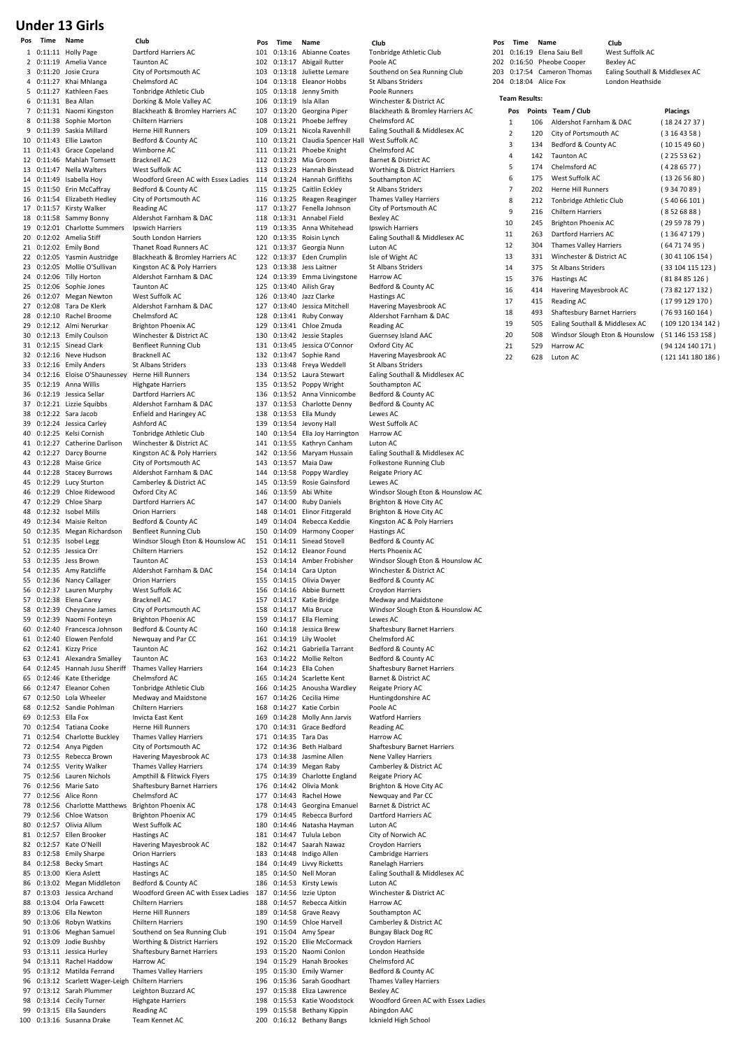# Under 13 Girls

| Pos | Time | Name | Club |
|---|---|---|---|
| 1 | 0:11:11 | Holly Page | Dartford Harriers AC |
| 2 | 0:11:19 | Amelia Vance | Taunton AC |
| 3 | 0:11:20 | Josie Czura | City of Portsmouth AC |
| 4 | 0:11:27 | Khai Mhlanga | Chelmsford AC |
| 5 | 0:11:27 | Kathleen Faes | Tonbridge Athletic Club |
| 6 | 0:11:31 | Bea Allan | Dorking & Mole Valley AC |
| 7 | 0:11:31 | Naomi Kingston | Blackheath & Bromley Harriers AC |
| 8 | 0:11:38 | Sophie Morton | Chiltern Harriers |
| 9 | 0:11:39 | Saskia Millard | Herne Hill Runners |
| 10 | 0:11:43 | Ellie Lawton | Bedford & County AC |
| 11 | 0:11:43 | Grace Copeland | Wimborne AC |
| 12 | 0:11:46 | Mahlah Tomsett | Bracknell AC |
| 13 | 0:11:47 | Nella Walters | West Suffolk AC |
| 14 | 0:11:49 | Isabella Hoy | Woodford Green AC with Essex Ladies |
| 15 | 0:11:50 | Erin McCaffray | Bedford & County AC |
| 16 | 0:11:54 | Elizabeth Hedley | City of Portsmouth AC |
| 17 | 0:11:57 | Kirsty Walker | Reading AC |
| 18 | 0:11:58 | Sammy Bonny | Aldershot Farnham & DAC |
| 19 | 0:12:01 | Charlotte Summers | Ipswich Harriers |
| 20 | 0:12:02 | Amelia Stiff | South London Harriers |
| 21 | 0:12:02 | Emily Bond | Thanet Road Runners AC |
| 22 | 0:12:05 | Yasmin Austridge | Blackheath & Bromley Harriers AC |
| 23 | 0:12:05 | Mollie O'Sullivan | Kingston AC & Poly Harriers |
| 24 | 0:12:06 | Tilly Horton | Aldershot Farnham & DAC |
| 25 | 0:12:06 | Sophie Jones | Taunton AC |
| 26 | 0:12:07 | Megan Newton | West Suffolk AC |
| 27 | 0:12:08 | Tara De Klerk | Aldershot Farnham & DAC |
| 28 | 0:12:10 | Rachel Broome | Chelmsford AC |
| 29 | 0:12:12 | Almi Nerurkar | Brighton Phoenix AC |
| 30 | 0:12:13 | Emily Coulson | Winchester & District AC |
| 31 | 0:12:15 | Sinead Clark | Benfleet Running Club |
| 32 | 0:12:16 | Neve Hudson | Bracknell AC |
| 33 | 0:12:16 | Emily Anders | St Albans Striders |
| 34 | 0:12:16 | Eloise O'Shaunessey | Herne Hill Runners |
| 35 | 0:12:19 | Anna Willis | Highgate Harriers |
| 36 | 0:12:19 | Jessica Sellar | Dartford Harriers AC |
| 37 | 0:12:21 | Lizzie Squibbs | Aldershot Farnham & DAC |
| 38 | 0:12:22 | Sara Jacob | Enfield and Haringey AC |
| 39 | 0:12:24 | Jessica Carley | Ashford AC |
| 40 | 0:12:25 | Kelsi Cornish | Tonbridge Athletic Club |
| 41 | 0:12:27 | Catherine Darlison | Winchester & District AC |
| 42 | 0:12:27 | Darcy Bourne | Kingston AC & Poly Harriers |
| 43 | 0:12:28 | Maise Grice | City of Portsmouth AC |
| 44 | 0:12:28 | Stacey Burrows | Aldershot Farnham & DAC |
| 45 | 0:12:29 | Lucy Sturton | Camberley & District AC |
| 46 | 0:12:29 | Chloe Ridewood | Oxford City AC |
| 47 | 0:12:29 | Chloe Sharp | Dartford Harriers AC |
| 48 | 0:12:32 | Isobel Mills | Orion Harriers |
| 49 | 0:12:34 | Maisie Relton | Bedford & County AC |
| 50 | 0:12:35 | Megan Richardson | Benfleet Running Club |
| 51 | 0:12:35 | Isobel Legg | Windsor Slough Eton & Hounslow AC |
| 52 | 0:12:35 | Jessica Orr | Chiltern Harriers |
| 53 | 0:12:35 | Jess Brown | Taunton AC |
| 54 | 0:12:35 | Amy Ratcliffe | Aldershot Farnham & DAC |
| 55 | 0:12:36 | Nancy Callager | Orion Harriers |
| 56 | 0:12:37 | Lauren Murphy | West Suffolk AC |
| 57 | 0:12:38 | Elena Carey | Bracknell AC |
| 58 | 0:12:39 | Cheyanne James | City of Portsmouth AC |
| 59 | 0:12:39 | Naomi Fonteyn | Brighton Phoenix AC |
| 60 | 0:12:40 | Francesca Johnson | Bedford & County AC |
| 61 | 0:12:40 | Elowen Penfold | Newquay and Par CC |
| 62 | 0:12:41 | Kizzy Price | Taunton AC |
| 63 | 0:12:41 | Alexandra Smalley | Taunton AC |
| 64 | 0:12:45 | Hannah Jusu Sheriff | Thames Valley Harriers |
| 65 | 0:12:46 | Kate Etheridge | Chelmsford AC |
| 66 | 0:12:47 | Eleanor Cohen | Tonbridge Athletic Club |
| 67 | 0:12:50 | Lola Wheeler | Medway and Maidstone |
| 68 | 0:12:52 | Sandie Pohlman | Chiltern Harriers |
| 69 | 0:12:53 | Ella Fox | Invicta East Kent |
| 70 | 0:12:54 | Tatiana Cooke | Herne Hill Runners |
| 71 | 0:12:54 | Charlotte Buckley | Thames Valley Harriers |
| 72 | 0:12:54 | Anya Pigden | City of Portsmouth AC |
| 73 | 0:12:55 | Rebecca Brown | Havering Mayesbrook AC |
| 74 | 0:12:55 | Verity Walker | Thames Valley Harriers |
| 75 | 0:12:56 | Lauren Nichols | Ampthill & Flitwick Flyers |
| 76 | 0:12:56 | Marie Sato | Shaftesbury Barnet Harriers |
| 77 | 0:12:56 | Alice Ronn | Chelmsford AC |
| 78 | 0:12:56 | Charlotte Matthews | Brighton Phoenix AC |
| 79 | 0:12:56 | Chloe Watson | Brighton Phoenix AC |
| 80 | 0:12:57 | Olivia Allum | West Suffolk AC |
| 81 | 0:12:57 | Ellen Brooker | Hastings AC |
| 82 | 0:12:57 | Kate O'Neill | Havering Mayesbrook AC |
| 83 | 0:12:58 | Emily Sharpe | Orion Harriers |
| 84 | 0:12:58 | Becky Smart | Hastings AC |
| 85 | 0:13:00 | Kiera Aslett | Hastings AC |
| 86 | 0:13:02 | Megan Middleton | Bedford & County AC |
| 87 | 0:13:03 | Jessica Archand | Woodford Green AC with Essex Ladies |
| 88 | 0:13:04 | Orla Fawcett | Chiltern Harriers |
| 89 | 0:13:06 | Ella Newton | Herne Hill Runners |
| 90 | 0:13:06 | Robyn Watkins | Chiltern Harriers |
| 91 | 0:13:06 | Meghan Samuel | Southend on Sea Running Club |
| 92 | 0:13:09 | Jodie Bushby | Worthing & District Harriers |
| 93 | 0:13:11 | Jessica Hurley | Shaftesbury Barnet Harriers |
| 94 | 0:13:11 | Rachel Haddow | Harrow AC |
| 95 | 0:13:12 | Matilda Ferrand | Thames Valley Harriers |
| 96 | 0:13:12 | Scarlett Wager-Leigh | Chiltern Harriers |
| 97 | 0:13:12 | Sarah Plummer | Leighton Buzzard AC |
| 98 | 0:13:14 | Cecily Turner | Highgate Harriers |
| 99 | 0:13:15 | Ella Saunders | Reading AC |
| 100 | 0:13:16 | Susanna Drake | Team Kennet AC |
| 101 | 0:13:16 | Abianne Coates | Tonbridge Athletic Club |
| 102 | 0:13:17 | Abigail Rutter | Poole AC |
| 103 | 0:13:18 | Juliette Lemare | Southend on Sea Running Club |
| 104 | 0:13:18 | Eleanor Hobbs | St Albans Striders |
| 105 | 0:13:18 | Jenny Smith | Poole Runners |
| 106 | 0:13:19 | Isla Allan | Winchester & District AC |
| 107 | 0:13:20 | Georgina Piper | Blackheath & Bromley Harriers AC |
| 108 | 0:13:21 | Phoebe Jeffrey | Chelmsford AC |
| 109 | 0:13:21 | Nicola Ravenhill | Ealing Southall & Middlesex AC |
| 110 | 0:13:21 | Claudia Spencer Hall | West Suffolk AC |
| 111 | 0:13:21 | Phoebe Knight | Chelmsford AC |
| 112 | 0:13:23 | Mia Groom | Barnet & District AC |
| 113 | 0:13:23 | Hannah Binstead | Worthing & District Harriers |
| 114 | 0:13:24 | Hannah Griffiths | Southampton AC |
| 115 | 0:13:25 | Caitlin Eckley | St Albans Striders |
| 116 | 0:13:25 | Reagen Reaginger | Thames Valley Harriers |
| 117 | 0:13:27 | Fenella Johnson | City of Portsmouth AC |
| 118 | 0:13:31 | Annabel Field | Bexley AC |
| 119 | 0:13:35 | Anna Whitehead | Ipswich Harriers |
| 120 | 0:13:35 | Roisin Lynch | Ealing Southall & Middlesex AC |
| 121 | 0:13:37 | Georgia Nunn | Luton AC |
| 122 | 0:13:37 | Eden Crumplin | Isle of Wight AC |
| 123 | 0:13:38 | Jess Laitner | St Albans Striders |
| 124 | 0:13:39 | Emma Livingstone | Harrow AC |
| 125 | 0:13:40 | Ailish Gray | Bedford & County AC |
| 126 | 0:13:40 | Jazz Clarke | Hastings AC |
| 127 | 0:13:40 | Jessica Mitchell | Havering Mayesbrook AC |
| 128 | 0:13:41 | Ruby Conway | Aldershot Farnham & DAC |
| 129 | 0:13:41 | Chloe Zmuda | Reading AC |
| 130 | 0:13:42 | Jessie Staples | Guernsey Island AAC |
| 131 | 0:13:45 | Jessica O'Connor | Oxford City AC |
| 132 | 0:13:47 | Sophie Rand | Havering Mayesbrook AC |
| 133 | 0:13:48 | Freya Weddell | St Albans Striders |
| 134 | 0:13:52 | Laura Stewart | Ealing Southall & Middlesex AC |
| 135 | 0:13:52 | Poppy Wright | Southampton AC |
| 136 | 0:13:52 | Anna Vinnicombe | Bedford & County AC |
| 137 | 0:13:53 | Charlotte Denny | Bedford & County AC |
| 138 | 0:13:53 | Ella Mundy | Lewes AC |
| 139 | 0:13:54 | Jevony Hall | West Suffolk AC |
| 140 | 0:13:54 | Ella Joy Harrington | Harrow AC |
| 141 | 0:13:55 | Kathryn Canham | Luton AC |
| 142 | 0:13:56 | Maryam Hussain | Ealing Southall & Middlesex AC |
| 143 | 0:13:57 | Maia Daw | Folkestone Running Club |
| 144 | 0:13:58 | Poppy Wardley | Reigate Priory AC |
| 145 | 0:13:59 | Rosie Gainsford | Lewes AC |
| 146 | 0:13:59 | Abi White | Windsor Slough Eton & Hounslow AC |
| 147 | 0:14:00 | Ruby Daniels | Brighton & Hove City AC |
| 148 | 0:14:01 | Elinor Fitzgerald | Brighton & Hove City AC |
| 149 | 0:14:04 | Rebecca Keddie | Kingston AC & Poly Harriers |
| 150 | 0:14:09 | Harmony Cooper | Hastings AC |
| 151 | 0:14:11 | Sinead Stovell | Bedford & County AC |
| 152 | 0:14:12 | Eleanor Found | Herts Phoenix AC |
| 153 | 0:14:14 | Amber Frobisher | Windsor Slough Eton & Hounslow AC |
| 154 | 0:14:14 | Cara Upton | Winchester & District AC |
| 155 | 0:14:15 | Olivia Dwyer | Bedford & County AC |
| 156 | 0:14:16 | Abbie Burnett | Croydon Harriers |
| 157 | 0:14:17 | Katie Bridge | Medway and Maidstone |
| 158 | 0:14:17 | Mia Bruce | Windsor Slough Eton & Hounslow AC |
| 159 | 0:14:17 | Ella Fleming | Lewes AC |
| 160 | 0:14:18 | Jessica Brew | Shaftesbury Barnet Harriers |
| 161 | 0:14:19 | Lily Woolet | Chelmsford AC |
| 162 | 0:14:21 | Gabriella Tarrant | Bedford & County AC |
| 163 | 0:14:22 | Mollie Relton | Bedford & County AC |
| 164 | 0:14:23 | Ella Cohen | Shaftesbury Barnet Harriers |
| 165 | 0:14:24 | Scarlette Kent | Barnet & District AC |
| 166 | 0:14:25 | Anousha Wardley | Reigate Priory AC |
| 167 | 0:14:26 | Cecilia Hime | Huntingdonshire AC |
| 168 | 0:14:27 | Katie Corbin | Poole AC |
| 169 | 0:14:28 | Molly Ann Jarvis | Watford Harriers |
| 170 | 0:14:31 | Grace Bedford | Reading AC |
| 171 | 0:14:35 | Tara Das | Harrow AC |
| 172 | 0:14:36 | Beth Halbard | Shaftesbury Barnet Harriers |
| 173 | 0:14:38 | Jasmine Allen | Nene Valley Harriers |
| 174 | 0:14:39 | Megan Raby | Camberley & District AC |
| 175 | 0:14:39 | Charlotte England | Reigate Priory AC |
| 176 | 0:14:42 | Olivia Monk | Brighton & Hove City AC |
| 177 | 0:14:43 | Rachel Howe | Newquay and Par CC |
| 178 | 0:14:43 | Georgina Emanuel | Barnet & District AC |
| 179 | 0:14:45 | Rebecca Burford | Dartford Harriers AC |
| 180 | 0:14:46 | Natasha Hayman | Luton AC |
| 181 | 0:14:47 | Tulula Lebon | City of Norwich AC |
| 182 | 0:14:47 | Saarah Nawaz | Croydon Harriers |
| 183 | 0:14:48 | Indigo Allen | Cambridge Harriers |
| 184 | 0:14:49 | Livvy Ricketts | Ranelagh Harriers |
| 185 | 0:14:50 | Nell Moran | Ealing Southall & Middlesex AC |
| 186 | 0:14:53 | Kirsty Lewis | Luton AC |
| 187 | 0:14:56 | Izzie Upton | Winchester & District AC |
| 188 | 0:14:57 | Rebecca Aitkin | Harrow AC |
| 189 | 0:14:58 | Grave Reavy | Southampton AC |
| 190 | 0:14:59 | Chloe Harvell | Camberley & District AC |
| 191 | 0:15:04 | Amy Spear | Bungay Black Dog RC |
| 192 | 0:15:20 | Ellie McCormack | Croydon Harriers |
| 193 | 0:15:20 | Naomi Conlon | London Heathside |
| 194 | 0:15:29 | Hanah Brookes | Chelmsford AC |
| 195 | 0:15:30 | Emily Warner | Bedford & County AC |
| 196 | 0:15:36 | Sarah Goodhart | Thames Valley Harriers |
| 197 | 0:15:38 | Eliza Lawrence | Bexley AC |
| 198 | 0:15:53 | Katie Woodstock | Woodford Green AC with Essex Ladies |
| 199 | 0:15:58 | Bethany Kippin | Abingdon AAC |
| 200 | 0:16:12 | Bethany Bangs | Icknield High School |
| 201 | 0:16:19 | Elena Saiu Bell | West Suffolk AC |
| 202 | 0:16:50 | Pheobe Cooper | Bexley AC |
| 203 | 0:17:54 | Cameron Thomas | Ealing Southall & Middlesex AC |
| 204 | 0:18:04 | Alice Fox | London Heathside |

**Team Results:**

| Pos | Points | Team / Club | Placings |
|---|---|---|---|
| 1 | 106 | Aldershot Farnham & DAC | ( 18 24 27 37 ) |
| 2 | 120 | City of Portsmouth AC | ( 3 16 43 58 ) |
| 3 | 134 | Bedford & County AC | ( 10 15 49 60 ) |
| 4 | 142 | Taunton AC | ( 2 25 53 62 ) |
| 5 | 174 | Chelmsford AC | ( 4 28 65 77 ) |
| 6 | 175 | West Suffolk AC | ( 13 26 56 80 ) |
| 7 | 202 | Herne Hill Runners | ( 9 34 70 89 ) |
| 8 | 212 | Tonbridge Athletic Club | ( 5 40 66 101 ) |
| 9 | 216 | Chiltern Harriers | ( 8 52 68 88 ) |
| 10 | 245 | Brighton Phoenix AC | ( 29 59 78 79 ) |
| 11 | 263 | Dartford Harriers AC | ( 1 36 47 179 ) |
| 12 | 304 | Thames Valley Harriers | ( 64 71 74 95 ) |
| 13 | 331 | Winchester & District AC | ( 30 41 106 154 ) |
| 14 | 375 | St Albans Striders | ( 33 104 115 123 ) |
| 15 | 376 | Hastings AC | ( 81 84 85 126 ) |
| 16 | 414 | Havering Mayesbrook AC | ( 73 82 127 132 ) |
| 17 | 415 | Reading AC | ( 17 99 129 170 ) |
| 18 | 493 | Shaftesbury Barnet Harriers | ( 76 93 160 164 ) |
| 19 | 505 | Ealing Southall & Middlesex AC | ( 109 120 134 142 ) |
| 20 | 508 | Windsor Slough Eton & Hounslow | ( 51 146 153 158 ) |
| 21 | 529 | Harrow AC | ( 94 124 140 171 ) |
| 22 | 628 | Luton AC | ( 121 141 180 186 ) |